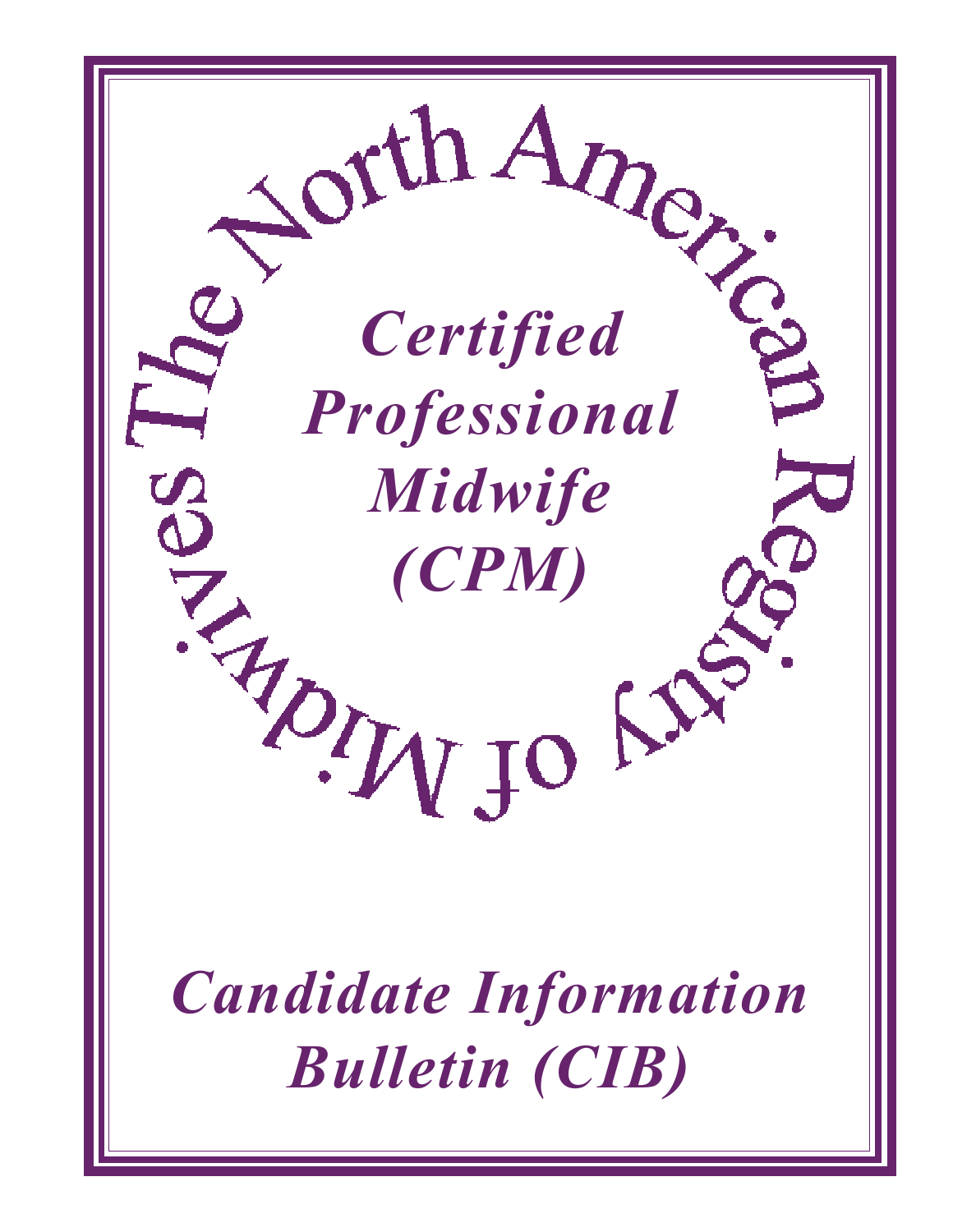The North American Registry of Midwives

# *Certified Professional Midwife (CPM)*

# *Candidate Information Bulletin (CIB)*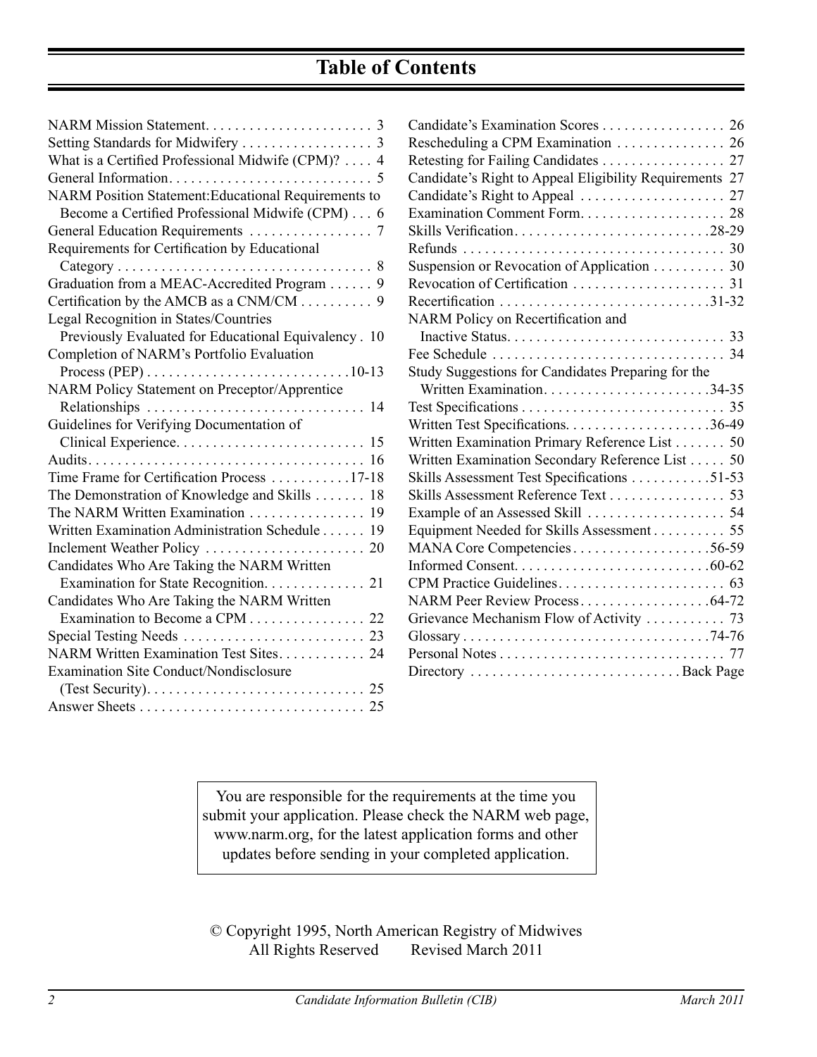# Table of Contents

NARM Mission Statement. . . . . . . . . . . . . . . . . . . . . . . 3
Setting Standards for Midwifery . . . . . . . . . . . . . . . . . . 3
What is a Certified Professional Midwife (CPM)? . . . . 4
General Information. . . . . . . . . . . . . . . . . . . . . . . . . . . . 5
NARM Position Statement:Educational Requirements to Become a Certified Professional Midwife (CPM) . . . 6
General Education Requirements . . . . . . . . . . . . . . . . . 7
Requirements for Certification by Educational Category . . . . . . . . . . . . . . . . . . . . . . . . . . . . . . . . . . . 8
Graduation from a MEAC-Accredited Program . . . . . . 9
Certification by the AMCB as a CNM/CM . . . . . . . . . . 9
Legal Recognition in States/Countries Previously Evaluated for Educational Equivalency . 10
Completion of NARM's Portfolio Evaluation Process (PEP) . . . . . . . . . . . . . . . . . . . . . . . . . . .10-13
NARM Policy Statement on Preceptor/Apprentice Relationships . . . . . . . . . . . . . . . . . . . . . . . . . . . . . 14
Guidelines for Verifying Documentation of Clinical Experience. . . . . . . . . . . . . . . . . . . . . . . . . . 15
Audits. . . . . . . . . . . . . . . . . . . . . . . . . . . . . . . . . . . . . . 16
Time Frame for Certification Process . . . . . . . . . . .17-18
The Demonstration of Knowledge and Skills . . . . . . . 18
The NARM Written Examination . . . . . . . . . . . . . . . . 19
Written Examination Administration Schedule . . . . . . 19
Inclement Weather Policy . . . . . . . . . . . . . . . . . . . . . . 20
Candidates Who Are Taking the NARM Written Examination for State Recognition. . . . . . . . . . . . . . 21
Candidates Who Are Taking the NARM Written Examination to Become a CPM . . . . . . . . . . . . . . . . 22
Special Testing Needs . . . . . . . . . . . . . . . . . . . . . . . . . 23
NARM Written Examination Test Sites. . . . . . . . . . . . 24
Examination Site Conduct/Nondisclosure (Test Security). . . . . . . . . . . . . . . . . . . . . . . . . . . . . . 25
Answer Sheets . . . . . . . . . . . . . . . . . . . . . . . . . . . . . . . 25
Candidate's Examination Scores . . . . . . . . . . . . . . . . . 26
Rescheduling a CPM Examination . . . . . . . . . . . . . . . 26
Retesting for Failing Candidates . . . . . . . . . . . . . . . . . 27
Candidate's Right to Appeal Eligibility Requirements 27
Candidate's Right to Appeal . . . . . . . . . . . . . . . . . . . . 27
Examination Comment Form. . . . . . . . . . . . . . . . . . . . 28
Skills Verification. . . . . . . . . . . . . . . . . . . . . . . . . . .28-29
Refunds . . . . . . . . . . . . . . . . . . . . . . . . . . . . . . . . . . . . 30
Suspension or Revocation of Application . . . . . . . . . . 30
Revocation of Certification . . . . . . . . . . . . . . . . . . . . . 31
Recertification . . . . . . . . . . . . . . . . . . . . . . . . . . . . .31-32
NARM Policy on Recertification and Inactive Status. . . . . . . . . . . . . . . . . . . . . . . . . . . . . . 33
Fee Schedule . . . . . . . . . . . . . . . . . . . . . . . . . . . . . . . . 34
Study Suggestions for Candidates Preparing for the Written Examination. . . . . . . . . . . . . . . . . . . . . . .34-35
Test Specifications . . . . . . . . . . . . . . . . . . . . . . . . . . . . 35
Written Test Specifications. . . . . . . . . . . . . . . . . . . .36-49
Written Examination Primary Reference List . . . . . . . 50
Written Examination Secondary Reference List . . . . . 50
Skills Assessment Test Specifications . . . . . . . . . . .51-53
Skills Assessment Reference Text . . . . . . . . . . . . . . . . 53
Example of an Assessed Skill . . . . . . . . . . . . . . . . . . . 54
Equipment Needed for Skills Assessment . . . . . . . . . . 55
MANA Core Competencies . . . . . . . . . . . . . . . . . . .56-59
Informed Consent. . . . . . . . . . . . . . . . . . . . . . . . . . .60-62
CPM Practice Guidelines. . . . . . . . . . . . . . . . . . . . . . . 63
NARM Peer Review Process. . . . . . . . . . . . . . . . . .64-72
Grievance Mechanism Flow of Activity . . . . . . . . . . . 73
Glossary . . . . . . . . . . . . . . . . . . . . . . . . . . . . . . . . .74-76
Personal Notes . . . . . . . . . . . . . . . . . . . . . . . . . . . . . . . 77
Directory . . . . . . . . . . . . . . . . . . . . . . . . . . . . Back Page

You are responsible for the requirements at the time you submit your application. Please check the NARM web page, www.narm.org, for the latest application forms and other updates before sending in your completed application.

© Copyright 1995, North American Registry of Midwives
All Rights Reserved   Revised March 2011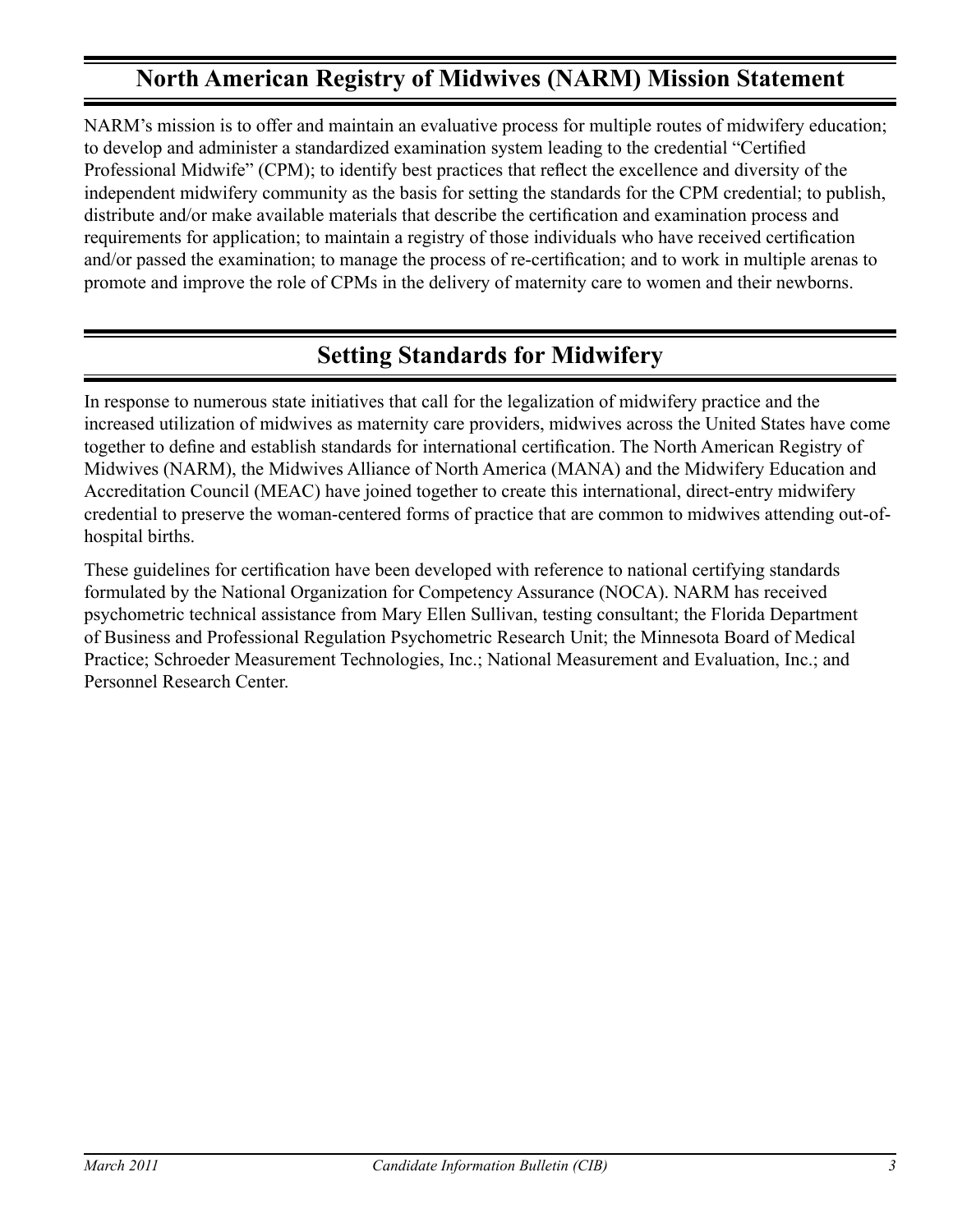## North American Registry of Midwives (NARM) Mission Statement

NARM's mission is to offer and maintain an evaluative process for multiple routes of midwifery education; to develop and administer a standardized examination system leading to the credential "Certified Professional Midwife" (CPM); to identify best practices that reflect the excellence and diversity of the independent midwifery community as the basis for setting the standards for the CPM credential; to publish, distribute and/or make available materials that describe the certification and examination process and requirements for application; to maintain a registry of those individuals who have received certification and/or passed the examination; to manage the process of re-certification; and to work in multiple arenas to promote and improve the role of CPMs in the delivery of maternity care to women and their newborns.

## Setting Standards for Midwifery

In response to numerous state initiatives that call for the legalization of midwifery practice and the increased utilization of midwives as maternity care providers, midwives across the United States have come together to define and establish standards for international certification. The North American Registry of Midwives (NARM), the Midwives Alliance of North America (MANA) and the Midwifery Education and Accreditation Council (MEAC) have joined together to create this international, direct-entry midwifery credential to preserve the woman-centered forms of practice that are common to midwives attending out-of-hospital births.

These guidelines for certification have been developed with reference to national certifying standards formulated by the National Organization for Competency Assurance (NOCA). NARM has received psychometric technical assistance from Mary Ellen Sullivan, testing consultant; the Florida Department of Business and Professional Regulation Psychometric Research Unit; the Minnesota Board of Medical Practice; Schroeder Measurement Technologies, Inc.; National Measurement and Evaluation, Inc.; and Personnel Research Center.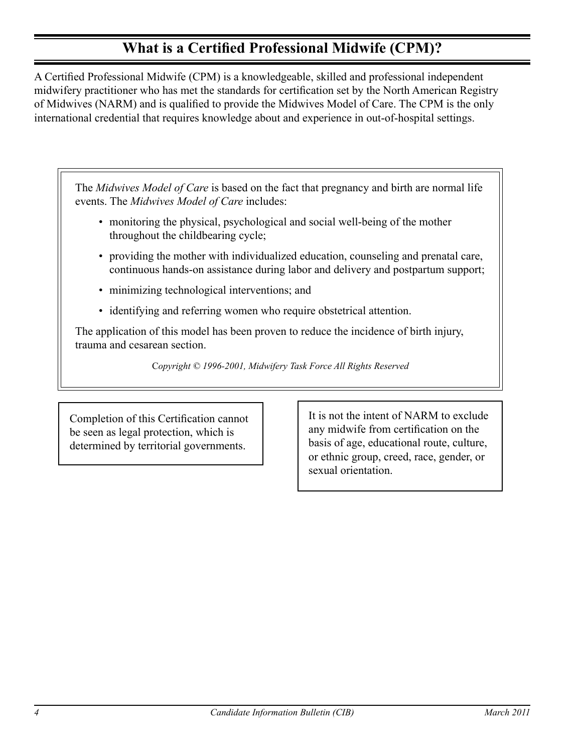# What is a Certified Professional Midwife (CPM)?

A Certified Professional Midwife (CPM) is a knowledgeable, skilled and professional independent midwifery practitioner who has met the standards for certification set by the North American Registry of Midwives (NARM) and is qualified to provide the Midwives Model of Care. The CPM is the only international credential that requires knowledge about and experience in out-of-hospital settings.

The *Midwives Model of Care* is based on the fact that pregnancy and birth are normal life events. The *Midwives Model of Care* includes:

- monitoring the physical, psychological and social well-being of the mother throughout the childbearing cycle;
- providing the mother with individualized education, counseling and prenatal care, continuous hands-on assistance during labor and delivery and postpartum support;
- minimizing technological interventions; and
- identifying and referring women who require obstetrical attention.

The application of this model has been proven to reduce the incidence of birth injury, trauma and cesarean section.

*Copyright © 1996-2001, Midwifery Task Force All Rights Reserved*

Completion of this Certification cannot be seen as legal protection, which is determined by territorial governments.

It is not the intent of NARM to exclude any midwife from certification on the basis of age, educational route, culture, or ethnic group, creed, race, gender, or sexual orientation.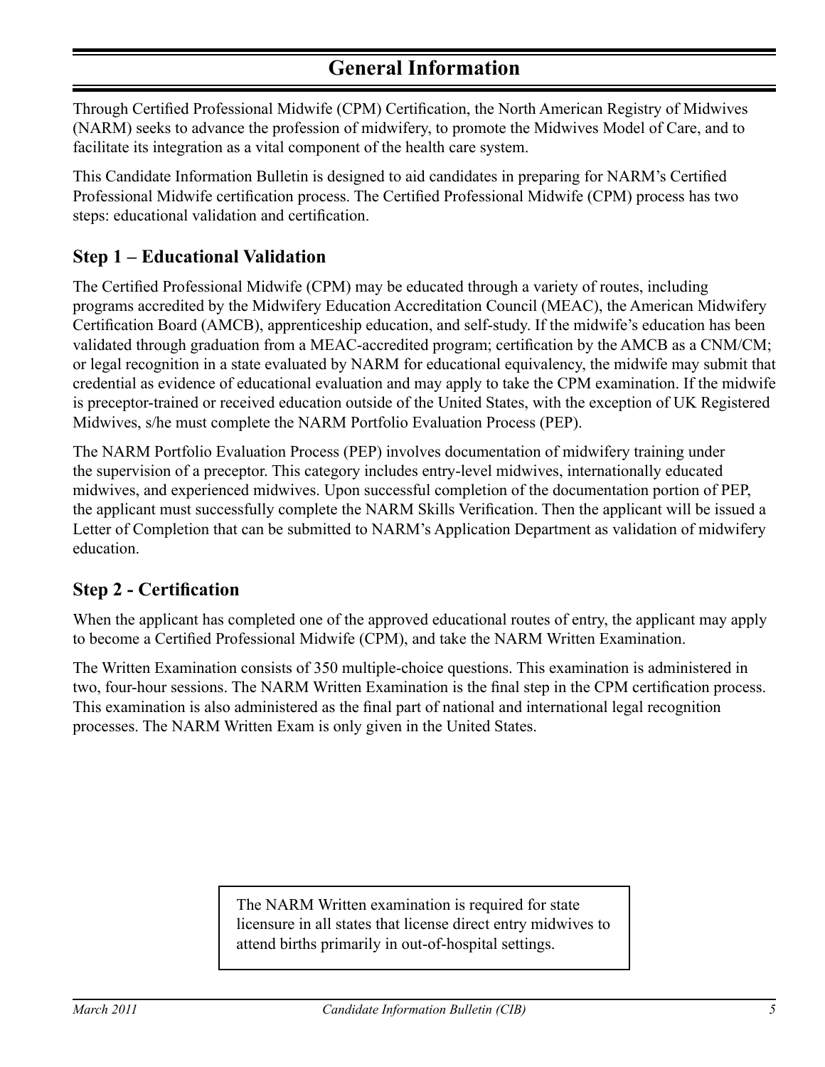# General Information

Through Certified Professional Midwife (CPM) Certification, the North American Registry of Midwives (NARM) seeks to advance the profession of midwifery, to promote the Midwives Model of Care, and to facilitate its integration as a vital component of the health care system.

This Candidate Information Bulletin is designed to aid candidates in preparing for NARM's Certified Professional Midwife certification process. The Certified Professional Midwife (CPM) process has two steps: educational validation and certification.

## Step 1 – Educational Validation

The Certified Professional Midwife (CPM) may be educated through a variety of routes, including programs accredited by the Midwifery Education Accreditation Council (MEAC), the American Midwifery Certification Board (AMCB), apprenticeship education, and self-study. If the midwife's education has been validated through graduation from a MEAC-accredited program; certification by the AMCB as a CNM/CM; or legal recognition in a state evaluated by NARM for educational equivalency, the midwife may submit that credential as evidence of educational evaluation and may apply to take the CPM examination. If the midwife is preceptor-trained or received education outside of the United States, with the exception of UK Registered Midwives, s/he must complete the NARM Portfolio Evaluation Process (PEP).

The NARM Portfolio Evaluation Process (PEP) involves documentation of midwifery training under the supervision of a preceptor. This category includes entry-level midwives, internationally educated midwives, and experienced midwives. Upon successful completion of the documentation portion of PEP, the applicant must successfully complete the NARM Skills Verification. Then the applicant will be issued a Letter of Completion that can be submitted to NARM's Application Department as validation of midwifery education.

## Step 2 - Certification

When the applicant has completed one of the approved educational routes of entry, the applicant may apply to become a Certified Professional Midwife (CPM), and take the NARM Written Examination.

The Written Examination consists of 350 multiple-choice questions. This examination is administered in two, four-hour sessions. The NARM Written Examination is the final step in the CPM certification process. This examination is also administered as the final part of national and international legal recognition processes. The NARM Written Exam is only given in the United States.

> The NARM Written examination is required for state licensure in all states that license direct entry midwives to attend births primarily in out-of-hospital settings.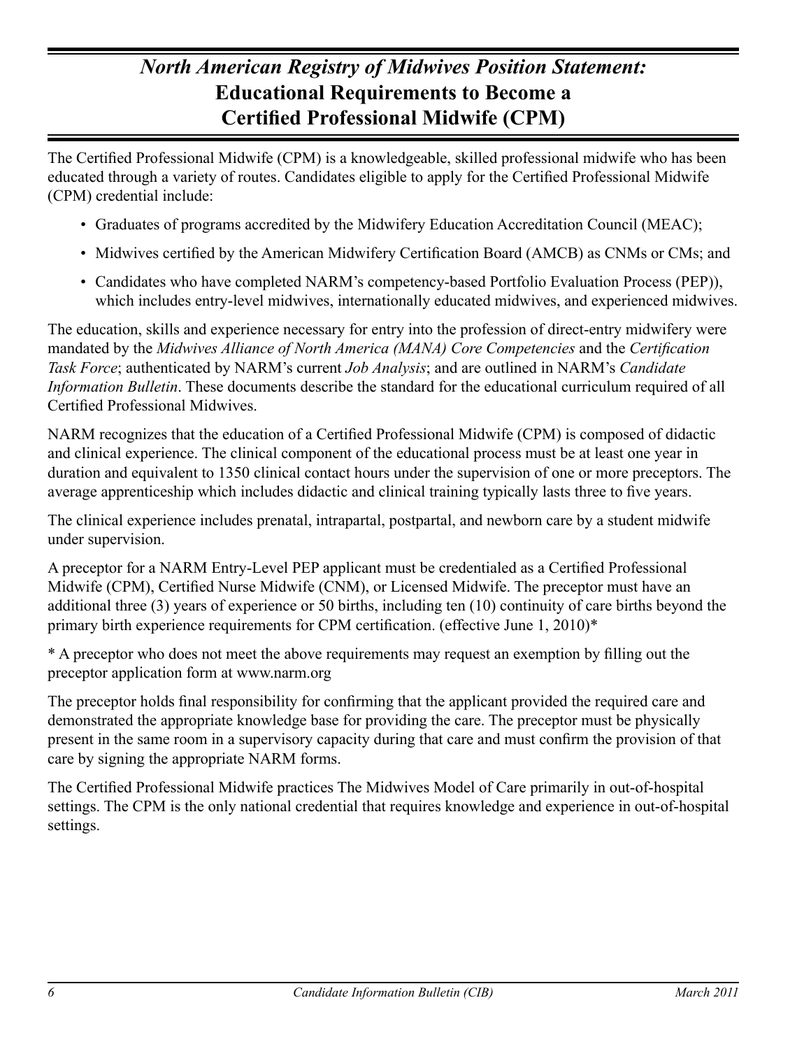# *North American Registry of Midwives Position Statement:* Educational Requirements to Become a Certified Professional Midwife (CPM)

The Certified Professional Midwife (CPM) is a knowledgeable, skilled professional midwife who has been educated through a variety of routes. Candidates eligible to apply for the Certified Professional Midwife (CPM) credential include:

- Graduates of programs accredited by the Midwifery Education Accreditation Council (MEAC);
- Midwives certified by the American Midwifery Certification Board (AMCB) as CNMs or CMs; and
- Candidates who have completed NARM's competency-based Portfolio Evaluation Process (PEP)), which includes entry-level midwives, internationally educated midwives, and experienced midwives.

The education, skills and experience necessary for entry into the profession of direct-entry midwifery were mandated by the *Midwives Alliance of North America (MANA) Core Competencies* and the *Certification Task Force*; authenticated by NARM's current *Job Analysis*; and are outlined in NARM's *Candidate Information Bulletin*. These documents describe the standard for the educational curriculum required of all Certified Professional Midwives.

NARM recognizes that the education of a Certified Professional Midwife (CPM) is composed of didactic and clinical experience. The clinical component of the educational process must be at least one year in duration and equivalent to 1350 clinical contact hours under the supervision of one or more preceptors. The average apprenticeship which includes didactic and clinical training typically lasts three to five years.

The clinical experience includes prenatal, intrapartal, postpartal, and newborn care by a student midwife under supervision.

A preceptor for a NARM Entry-Level PEP applicant must be credentialed as a Certified Professional Midwife (CPM), Certified Nurse Midwife (CNM), or Licensed Midwife. The preceptor must have an additional three (3) years of experience or 50 births, including ten (10) continuity of care births beyond the primary birth experience requirements for CPM certification. (effective June 1, 2010)*

* A preceptor who does not meet the above requirements may request an exemption by filling out the preceptor application form at www.narm.org

The preceptor holds final responsibility for confirming that the applicant provided the required care and demonstrated the appropriate knowledge base for providing the care. The preceptor must be physically present in the same room in a supervisory capacity during that care and must confirm the provision of that care by signing the appropriate NARM forms.

The Certified Professional Midwife practices The Midwives Model of Care primarily in out-of-hospital settings. The CPM is the only national credential that requires knowledge and experience in out-of-hospital settings.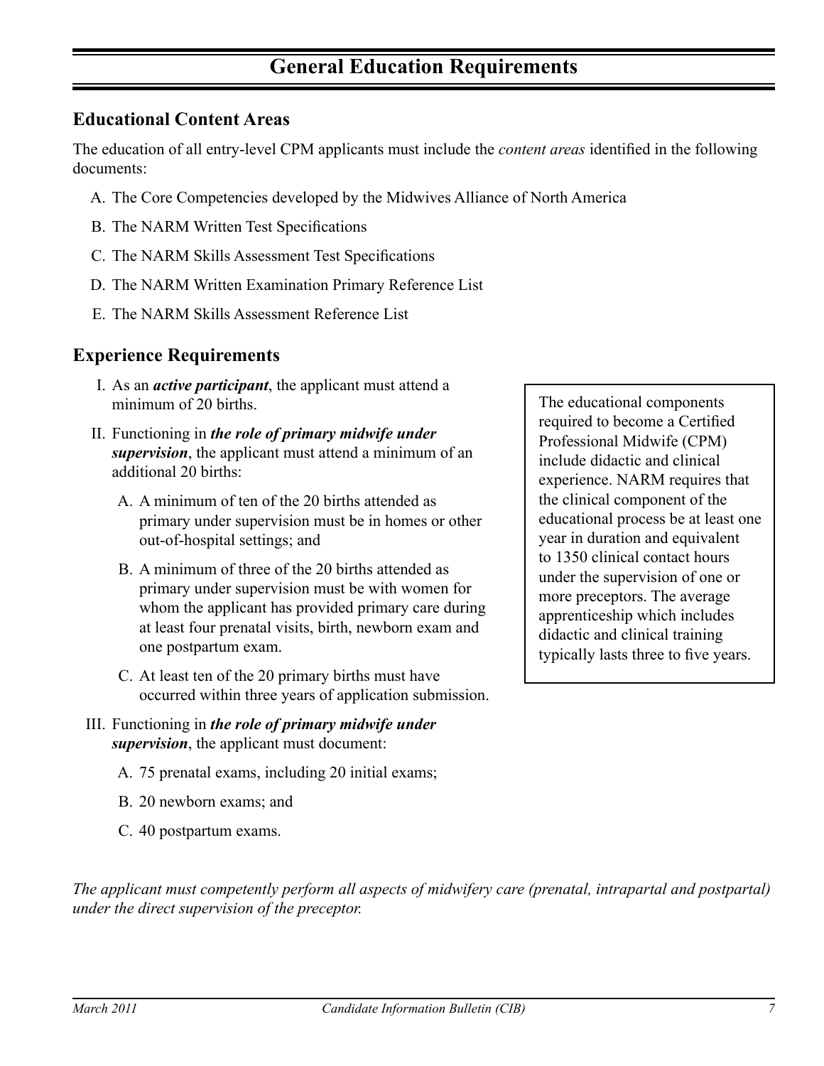# General Education Requirements

## Educational Content Areas

The education of all entry-level CPM applicants must include the *content areas* identified in the following documents:

A. The Core Competencies developed by the Midwives Alliance of North America

B. The NARM Written Test Specifications

C. The NARM Skills Assessment Test Specifications

D. The NARM Written Examination Primary Reference List

E. The NARM Skills Assessment Reference List

## Experience Requirements

I. As an ***active participant***, the applicant must attend a minimum of 20 births.

II. Functioning in ***the role of primary midwife under supervision***, the applicant must attend a minimum of an additional 20 births:

   A. A minimum of ten of the 20 births attended as primary under supervision must be in homes or other out-of-hospital settings; and

   B. A minimum of three of the 20 births attended as primary under supervision must be with women for whom the applicant has provided primary care during at least four prenatal visits, birth, newborn exam and one postpartum exam.

   C. At least ten of the 20 primary births must have occurred within three years of application submission.

III. Functioning in ***the role of primary midwife under supervision***, the applicant must document:

   A. 75 prenatal exams, including 20 initial exams;

   B. 20 newborn exams; and

   C. 40 postpartum exams.

> The educational components required to become a Certified Professional Midwife (CPM) include didactic and clinical experience. NARM requires that the clinical component of the educational process be at least one year in duration and equivalent to 1350 clinical contact hours under the supervision of one or more preceptors. The average apprenticeship which includes didactic and clinical training typically lasts three to five years.

*The applicant must competently perform all aspects of midwifery care (prenatal, intrapartal and postpartal) under the direct supervision of the preceptor.*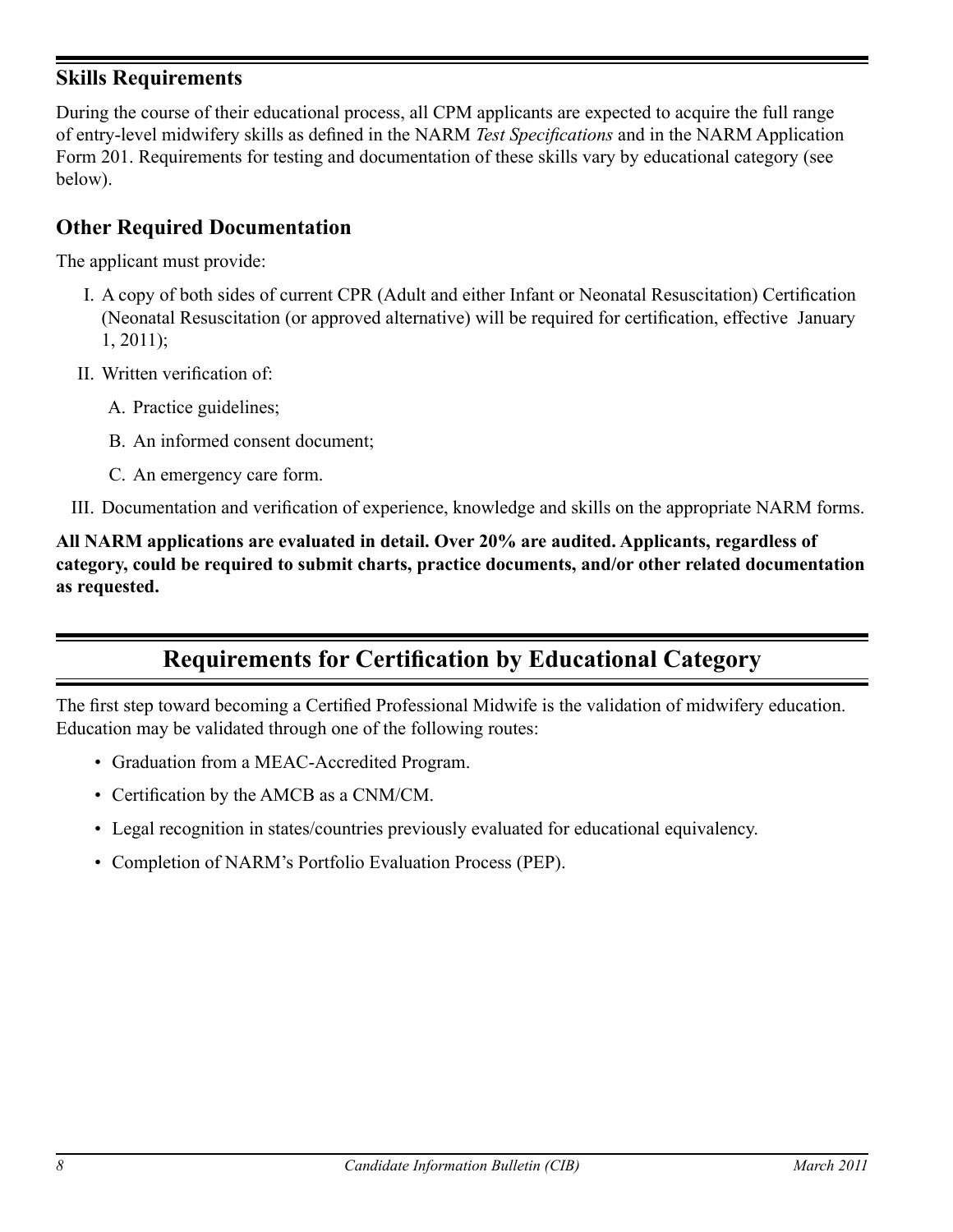## Skills Requirements

During the course of their educational process, all CPM applicants are expected to acquire the full range of entry-level midwifery skills as defined in the NARM *Test Specifications* and in the NARM Application Form 201. Requirements for testing and documentation of these skills vary by educational category (see below).

## Other Required Documentation

The applicant must provide:

I. A copy of both sides of current CPR (Adult and either Infant or Neonatal Resuscitation) Certification (Neonatal Resuscitation (or approved alternative) will be required for certification, effective January 1, 2011);

II. Written verification of:

   A. Practice guidelines;

   B. An informed consent document;

   C. An emergency care form.

III. Documentation and verification of experience, knowledge and skills on the appropriate NARM forms.

**All NARM applications are evaluated in detail. Over 20% are audited. Applicants, regardless of category, could be required to submit charts, practice documents, and/or other related documentation as requested.**

# Requirements for Certification by Educational Category

The first step toward becoming a Certified Professional Midwife is the validation of midwifery education. Education may be validated through one of the following routes:

- Graduation from a MEAC-Accredited Program.
- Certification by the AMCB as a CNM/CM.
- Legal recognition in states/countries previously evaluated for educational equivalency.
- Completion of NARM's Portfolio Evaluation Process (PEP).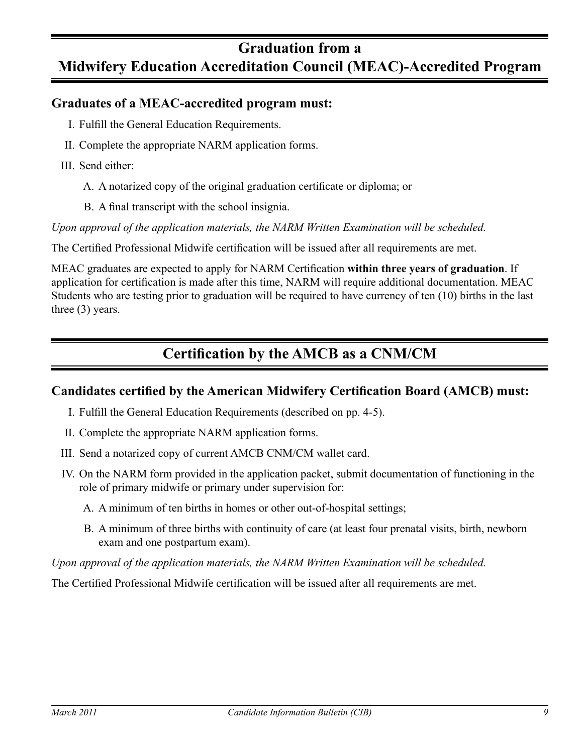# Graduation from a Midwifery Education Accreditation Council (MEAC)-Accredited Program

### Graduates of a MEAC-accredited program must:

I. Fulfill the General Education Requirements.

II. Complete the appropriate NARM application forms.

III. Send either:

   A. A notarized copy of the original graduation certificate or diploma; or

   B. A final transcript with the school insignia.

*Upon approval of the application materials, the NARM Written Examination will be scheduled.*

The Certified Professional Midwife certification will be issued after all requirements are met.

MEAC graduates are expected to apply for NARM Certification **within three years of graduation**. If application for certification is made after this time, NARM will require additional documentation. MEAC Students who are testing prior to graduation will be required to have currency of ten (10) births in the last three (3) years.

# Certification by the AMCB as a CNM/CM

### Candidates certified by the American Midwifery Certification Board (AMCB) must:

I. Fulfill the General Education Requirements (described on pp. 4-5).

II. Complete the appropriate NARM application forms.

III. Send a notarized copy of current AMCB CNM/CM wallet card.

IV. On the NARM form provided in the application packet, submit documentation of functioning in the role of primary midwife or primary under supervision for:

   A. A minimum of ten births in homes or other out-of-hospital settings;

   B. A minimum of three births with continuity of care (at least four prenatal visits, birth, newborn exam and one postpartum exam).

*Upon approval of the application materials, the NARM Written Examination will be scheduled.*

The Certified Professional Midwife certification will be issued after all requirements are met.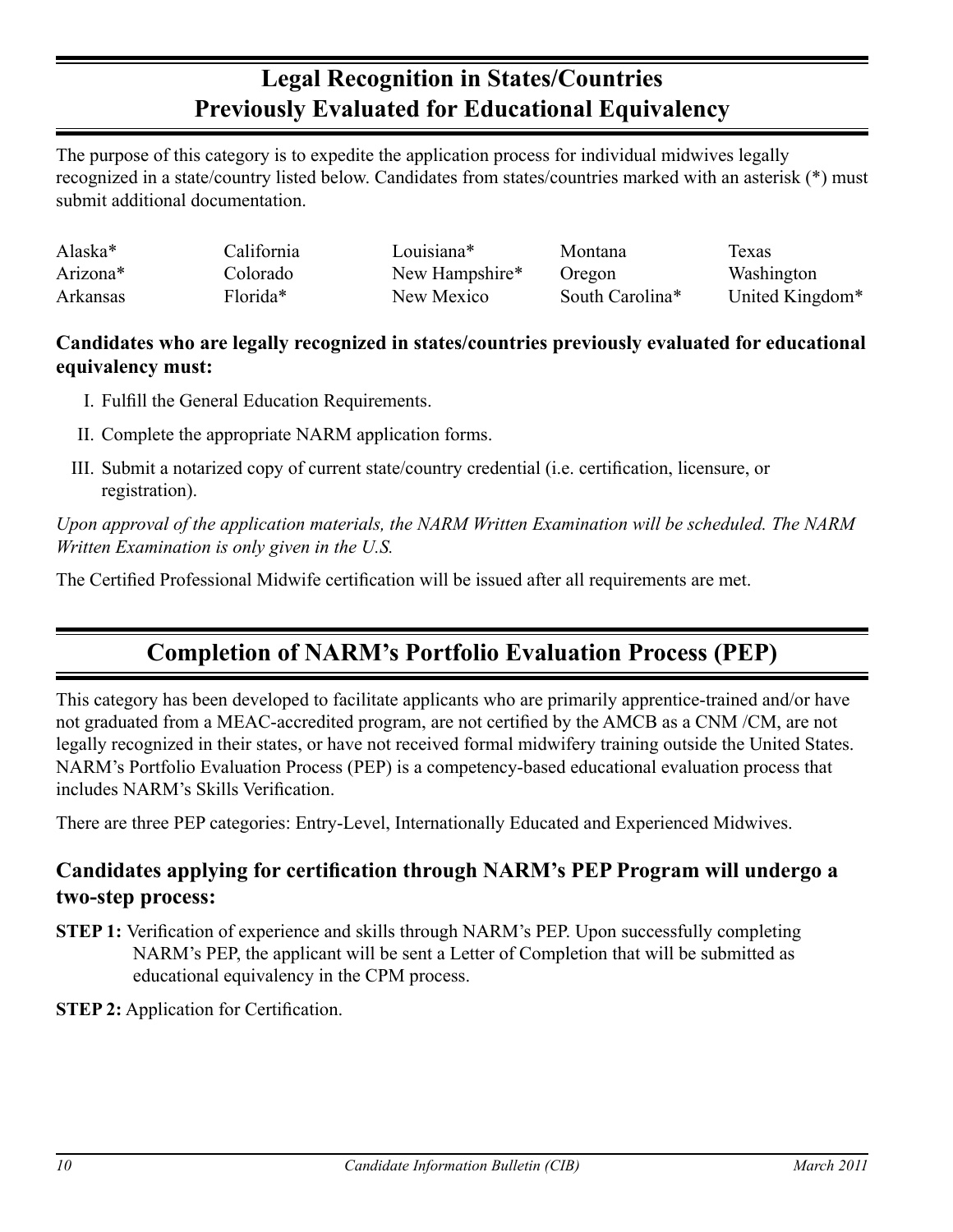## Legal Recognition in States/Countries Previously Evaluated for Educational Equivalency

The purpose of this category is to expedite the application process for individual midwives legally recognized in a state/country listed below. Candidates from states/countries marked with an asterisk (*) must submit additional documentation.

| | | | | |
|---|---|---|---|---|
| Alaska* | California | Louisiana* | Montana | Texas |
| Arizona* | Colorado | New Hampshire* | Oregon | Washington |
| Arkansas | Florida* | New Mexico | South Carolina* | United Kingdom* |

**Candidates who are legally recognized in states/countries previously evaluated for educational equivalency must:**

I. Fulfill the General Education Requirements.

II. Complete the appropriate NARM application forms.

III. Submit a notarized copy of current state/country credential (i.e. certification, licensure, or registration).

*Upon approval of the application materials, the NARM Written Examination will be scheduled. The NARM Written Examination is only given in the U.S.*

The Certified Professional Midwife certification will be issued after all requirements are met.

## Completion of NARM's Portfolio Evaluation Process (PEP)

This category has been developed to facilitate applicants who are primarily apprentice-trained and/or have not graduated from a MEAC-accredited program, are not certified by the AMCB as a CNM /CM, are not legally recognized in their states, or have not received formal midwifery training outside the United States. NARM's Portfolio Evaluation Process (PEP) is a competency-based educational evaluation process that includes NARM's Skills Verification.

There are three PEP categories: Entry-Level, Internationally Educated and Experienced Midwives.

### Candidates applying for certification through NARM's PEP Program will undergo a two-step process:

**STEP 1:** Verification of experience and skills through NARM's PEP. Upon successfully completing NARM's PEP, the applicant will be sent a Letter of Completion that will be submitted as educational equivalency in the CPM process.

**STEP 2:** Application for Certification.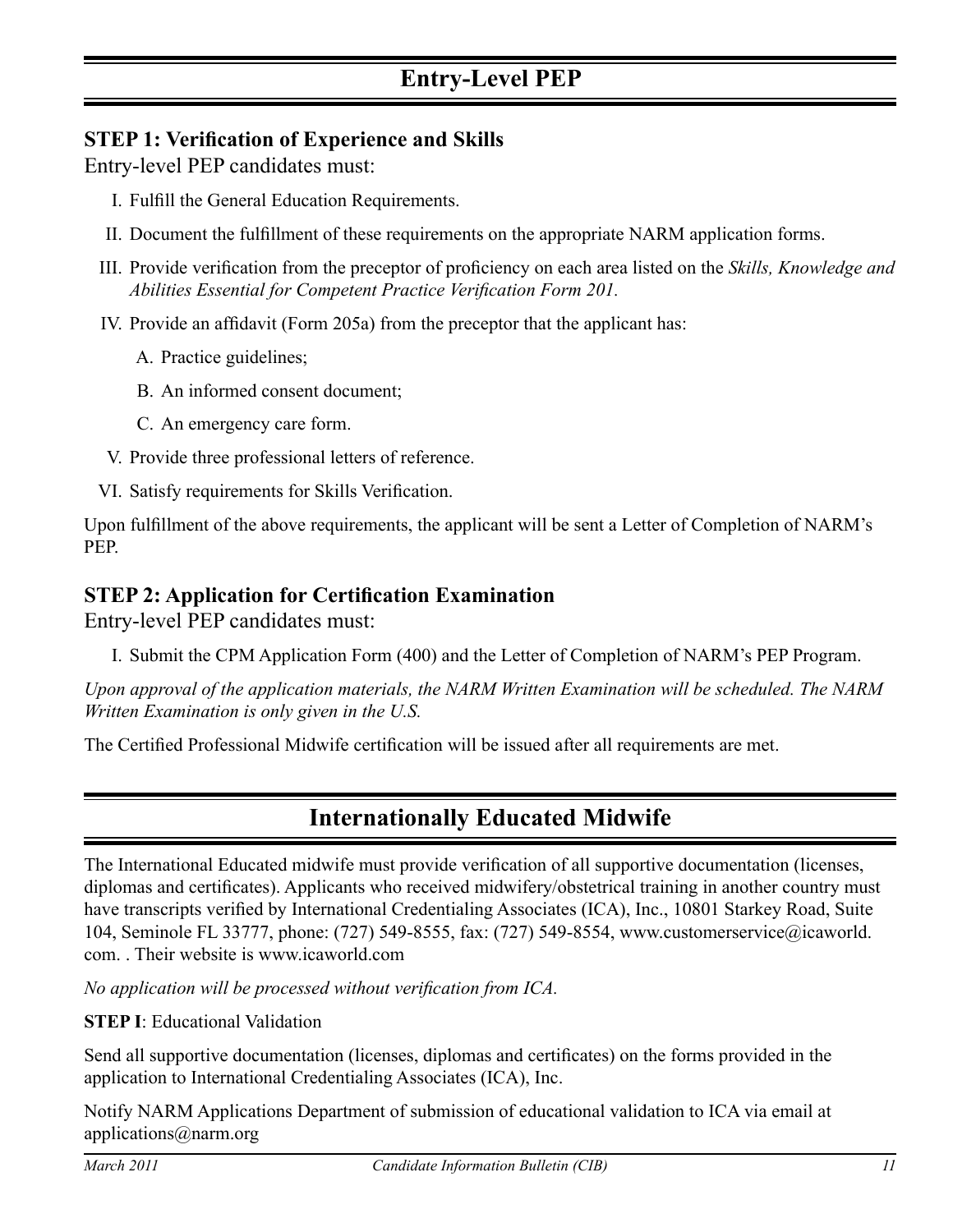## Entry-Level PEP

### STEP 1: Verification of Experience and Skills

Entry-level PEP candidates must:

I. Fulfill the General Education Requirements.

II. Document the fulfillment of these requirements on the appropriate NARM application forms.

III. Provide verification from the preceptor of proficiency on each area listed on the *Skills, Knowledge and Abilities Essential for Competent Practice Verification Form 201*.

IV. Provide an affidavit (Form 205a) from the preceptor that the applicant has:

  A. Practice guidelines;

  B. An informed consent document;

  C. An emergency care form.

V. Provide three professional letters of reference.

VI. Satisfy requirements for Skills Verification.

Upon fulfillment of the above requirements, the applicant will be sent a Letter of Completion of NARM's PEP.

### STEP 2: Application for Certification Examination

Entry-level PEP candidates must:

I. Submit the CPM Application Form (400) and the Letter of Completion of NARM's PEP Program.

*Upon approval of the application materials, the NARM Written Examination will be scheduled. The NARM Written Examination is only given in the U.S.*

The Certified Professional Midwife certification will be issued after all requirements are met.

## Internationally Educated Midwife

The International Educated midwife must provide verification of all supportive documentation (licenses, diplomas and certificates). Applicants who received midwifery/obstetrical training in another country must have transcripts verified by International Credentialing Associates (ICA), Inc., 10801 Starkey Road, Suite 104, Seminole FL 33777, phone: (727) 549-8555, fax: (727) 549-8554, www.customerservice@icaworld.com. . Their website is www.icaworld.com

*No application will be processed without verification from ICA.*

**STEP I**: Educational Validation

Send all supportive documentation (licenses, diplomas and certificates) on the forms provided in the application to International Credentialing Associates (ICA), Inc.

Notify NARM Applications Department of submission of educational validation to ICA via email at applications@narm.org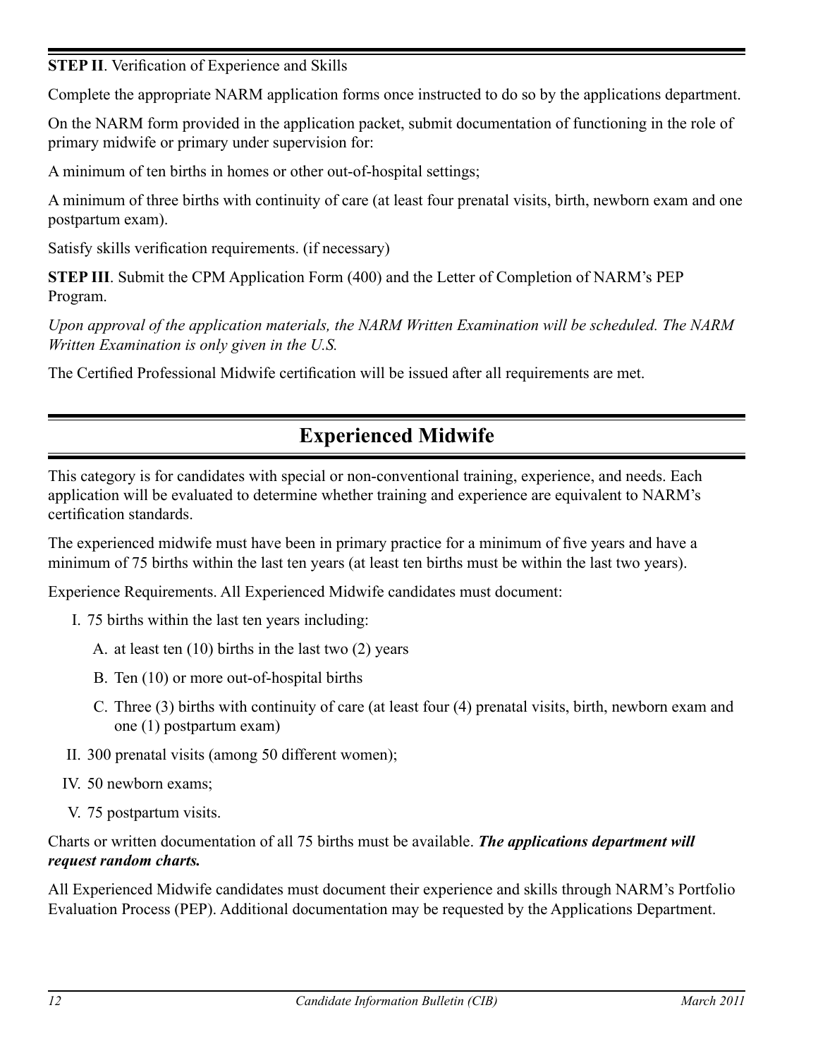**STEP II**. Verification of Experience and Skills

Complete the appropriate NARM application forms once instructed to do so by the applications department.

On the NARM form provided in the application packet, submit documentation of functioning in the role of primary midwife or primary under supervision for:

A minimum of ten births in homes or other out-of-hospital settings;

A minimum of three births with continuity of care (at least four prenatal visits, birth, newborn exam and one postpartum exam).

Satisfy skills verification requirements. (if necessary)

**STEP III**. Submit the CPM Application Form (400) and the Letter of Completion of NARM's PEP Program.

*Upon approval of the application materials, the NARM Written Examination will be scheduled. The NARM Written Examination is only given in the U.S.*

The Certified Professional Midwife certification will be issued after all requirements are met.

## Experienced Midwife

This category is for candidates with special or non-conventional training, experience, and needs. Each application will be evaluated to determine whether training and experience are equivalent to NARM's certification standards.

The experienced midwife must have been in primary practice for a minimum of five years and have a minimum of 75 births within the last ten years (at least ten births must be within the last two years).

Experience Requirements. All Experienced Midwife candidates must document:

I. 75 births within the last ten years including:
   - A. at least ten (10) births in the last two (2) years
   - B. Ten (10) or more out-of-hospital births
   - C. Three (3) births with continuity of care (at least four (4) prenatal visits, birth, newborn exam and one (1) postpartum exam)

II. 300 prenatal visits (among 50 different women);

IV. 50 newborn exams;

V. 75 postpartum visits.

Charts or written documentation of all 75 births must be available. ***The applications department will request random charts.***

All Experienced Midwife candidates must document their experience and skills through NARM's Portfolio Evaluation Process (PEP). Additional documentation may be requested by the Applications Department.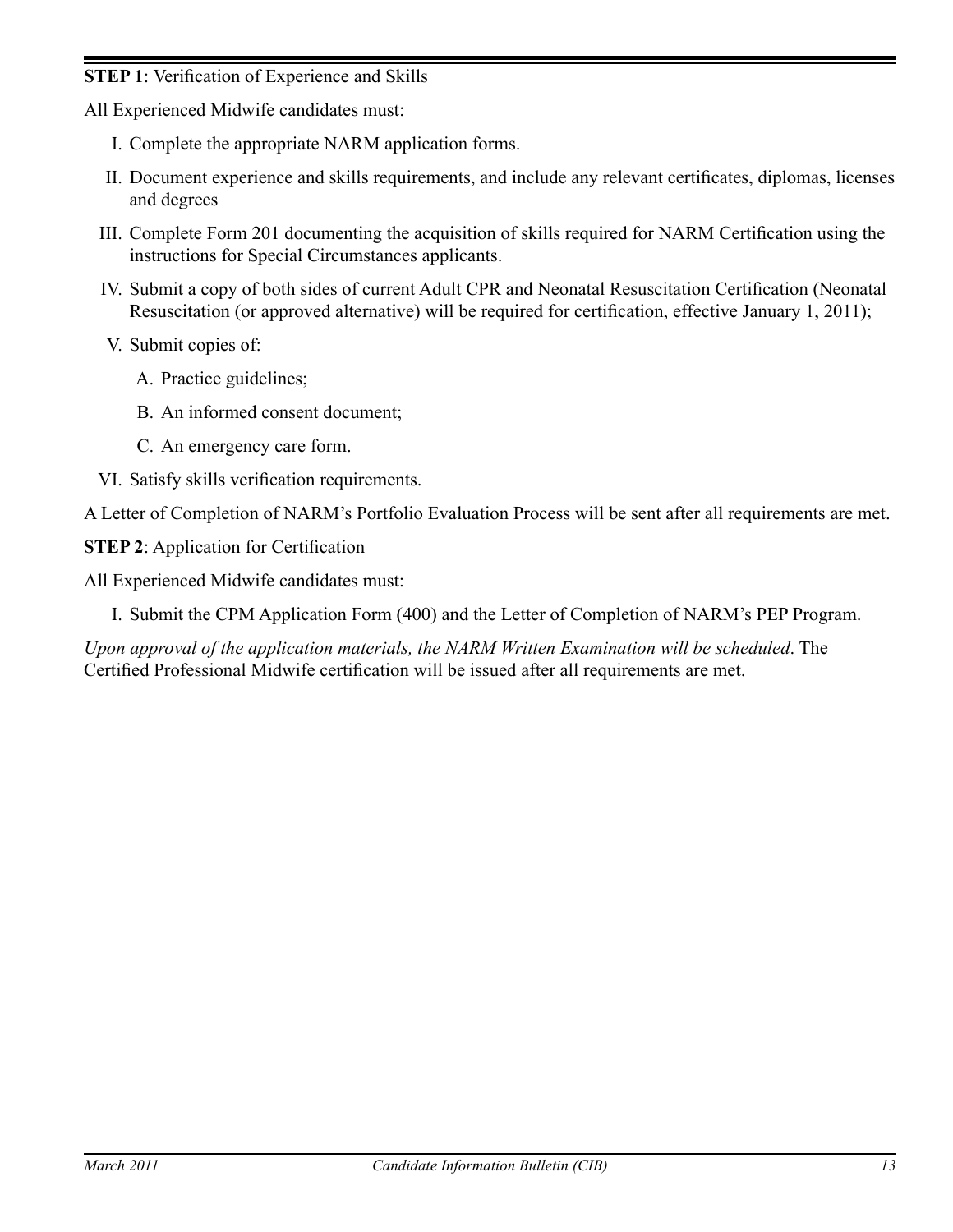**STEP 1**: Verification of Experience and Skills

All Experienced Midwife candidates must:

I. Complete the appropriate NARM application forms.

II. Document experience and skills requirements, and include any relevant certificates, diplomas, licenses and degrees

III. Complete Form 201 documenting the acquisition of skills required for NARM Certification using the instructions for Special Circumstances applicants.

IV. Submit a copy of both sides of current Adult CPR and Neonatal Resuscitation Certification (Neonatal Resuscitation (or approved alternative) will be required for certification, effective January 1, 2011);

V. Submit copies of:

   A. Practice guidelines;

   B. An informed consent document;

   C. An emergency care form.

VI. Satisfy skills verification requirements.

A Letter of Completion of NARM's Portfolio Evaluation Process will be sent after all requirements are met.

**STEP 2**: Application for Certification

All Experienced Midwife candidates must:

I. Submit the CPM Application Form (400) and the Letter of Completion of NARM's PEP Program.

*Upon approval of the application materials, the NARM Written Examination will be scheduled*. The Certified Professional Midwife certification will be issued after all requirements are met.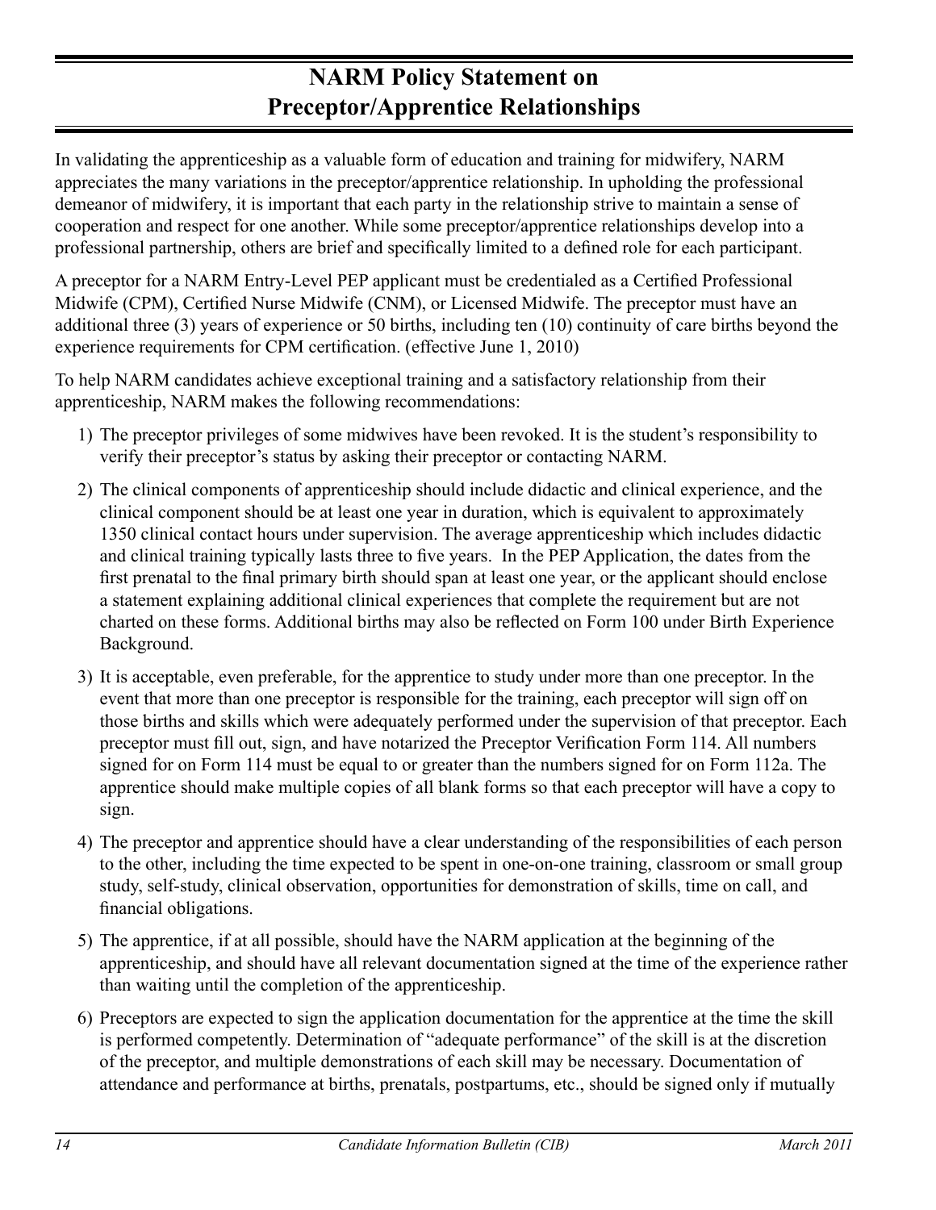# NARM Policy Statement on Preceptor/Apprentice Relationships

In validating the apprenticeship as a valuable form of education and training for midwifery, NARM appreciates the many variations in the preceptor/apprentice relationship. In upholding the professional demeanor of midwifery, it is important that each party in the relationship strive to maintain a sense of cooperation and respect for one another. While some preceptor/apprentice relationships develop into a professional partnership, others are brief and specifically limited to a defined role for each participant.

A preceptor for a NARM Entry-Level PEP applicant must be credentialed as a Certified Professional Midwife (CPM), Certified Nurse Midwife (CNM), or Licensed Midwife. The preceptor must have an additional three (3) years of experience or 50 births, including ten (10) continuity of care births beyond the experience requirements for CPM certification. (effective June 1, 2010)

To help NARM candidates achieve exceptional training and a satisfactory relationship from their apprenticeship, NARM makes the following recommendations:

1) The preceptor privileges of some midwives have been revoked. It is the student's responsibility to verify their preceptor's status by asking their preceptor or contacting NARM.
2) The clinical components of apprenticeship should include didactic and clinical experience, and the clinical component should be at least one year in duration, which is equivalent to approximately 1350 clinical contact hours under supervision. The average apprenticeship which includes didactic and clinical training typically lasts three to five years. In the PEP Application, the dates from the first prenatal to the final primary birth should span at least one year, or the applicant should enclose a statement explaining additional clinical experiences that complete the requirement but are not charted on these forms. Additional births may also be reflected on Form 100 under Birth Experience Background.
3) It is acceptable, even preferable, for the apprentice to study under more than one preceptor. In the event that more than one preceptor is responsible for the training, each preceptor will sign off on those births and skills which were adequately performed under the supervision of that preceptor. Each preceptor must fill out, sign, and have notarized the Preceptor Verification Form 114. All numbers signed for on Form 114 must be equal to or greater than the numbers signed for on Form 112a. The apprentice should make multiple copies of all blank forms so that each preceptor will have a copy to sign.
4) The preceptor and apprentice should have a clear understanding of the responsibilities of each person to the other, including the time expected to be spent in one-on-one training, classroom or small group study, self-study, clinical observation, opportunities for demonstration of skills, time on call, and financial obligations.
5) The apprentice, if at all possible, should have the NARM application at the beginning of the apprenticeship, and should have all relevant documentation signed at the time of the experience rather than waiting until the completion of the apprenticeship.
6) Preceptors are expected to sign the application documentation for the apprentice at the time the skill is performed competently. Determination of "adequate performance" of the skill is at the discretion of the preceptor, and multiple demonstrations of each skill may be necessary. Documentation of attendance and performance at births, prenatals, postpartums, etc., should be signed only if mutually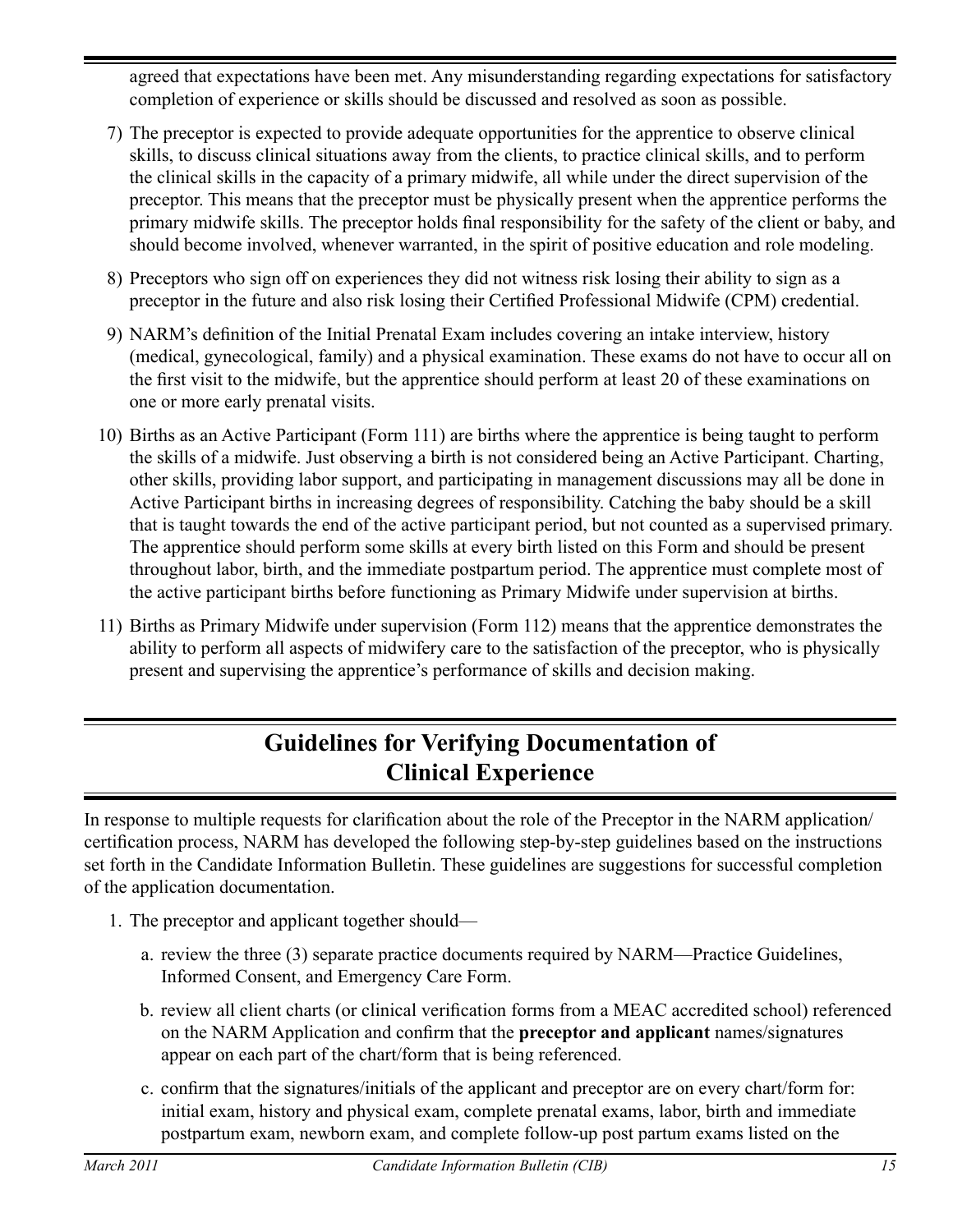agreed that expectations have been met. Any misunderstanding regarding expectations for satisfactory completion of experience or skills should be discussed and resolved as soon as possible.

7) The preceptor is expected to provide adequate opportunities for the apprentice to observe clinical skills, to discuss clinical situations away from the clients, to practice clinical skills, and to perform the clinical skills in the capacity of a primary midwife, all while under the direct supervision of the preceptor. This means that the preceptor must be physically present when the apprentice performs the primary midwife skills. The preceptor holds final responsibility for the safety of the client or baby, and should become involved, whenever warranted, in the spirit of positive education and role modeling.

8) Preceptors who sign off on experiences they did not witness risk losing their ability to sign as a preceptor in the future and also risk losing their Certified Professional Midwife (CPM) credential.

9) NARM's definition of the Initial Prenatal Exam includes covering an intake interview, history (medical, gynecological, family) and a physical examination. These exams do not have to occur all on the first visit to the midwife, but the apprentice should perform at least 20 of these examinations on one or more early prenatal visits.

10) Births as an Active Participant (Form 111) are births where the apprentice is being taught to perform the skills of a midwife. Just observing a birth is not considered being an Active Participant. Charting, other skills, providing labor support, and participating in management discussions may all be done in Active Participant births in increasing degrees of responsibility. Catching the baby should be a skill that is taught towards the end of the active participant period, but not counted as a supervised primary. The apprentice should perform some skills at every birth listed on this Form and should be present throughout labor, birth, and the immediate postpartum period. The apprentice must complete most of the active participant births before functioning as Primary Midwife under supervision at births.

11) Births as Primary Midwife under supervision (Form 112) means that the apprentice demonstrates the ability to perform all aspects of midwifery care to the satisfaction of the preceptor, who is physically present and supervising the apprentice's performance of skills and decision making.

## Guidelines for Verifying Documentation of Clinical Experience

In response to multiple requests for clarification about the role of the Preceptor in the NARM application/certification process, NARM has developed the following step-by-step guidelines based on the instructions set forth in the Candidate Information Bulletin. These guidelines are suggestions for successful completion of the application documentation.

1. The preceptor and applicant together should—

   a. review the three (3) separate practice documents required by NARM—Practice Guidelines, Informed Consent, and Emergency Care Form.

   b. review all client charts (or clinical verification forms from a MEAC accredited school) referenced on the NARM Application and confirm that the **preceptor and applicant** names/signatures appear on each part of the chart/form that is being referenced.

   c. confirm that the signatures/initials of the applicant and preceptor are on every chart/form for: initial exam, history and physical exam, complete prenatal exams, labor, birth and immediate postpartum exam, newborn exam, and complete follow-up post partum exams listed on the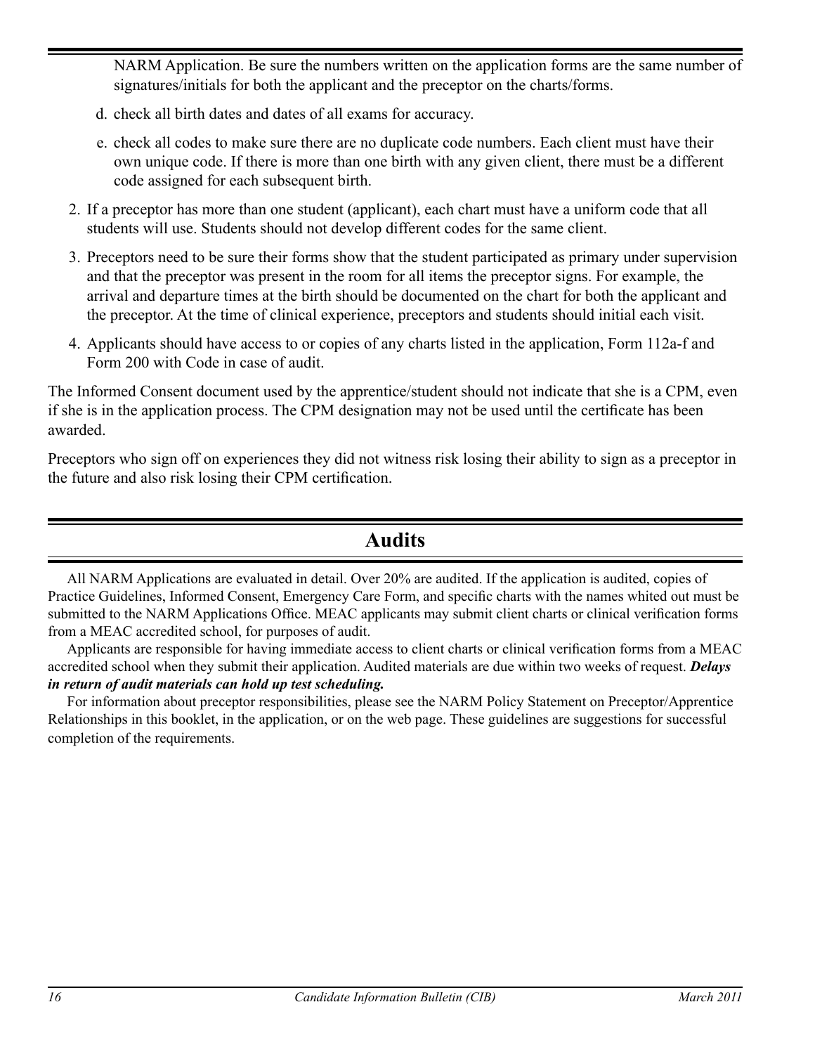NARM Application. Be sure the numbers written on the application forms are the same number of signatures/initials for both the applicant and the preceptor on the charts/forms.

   d. check all birth dates and dates of all exams for accuracy.

   e. check all codes to make sure there are no duplicate code numbers. Each client must have their own unique code. If there is more than one birth with any given client, there must be a different code assigned for each subsequent birth.

2. If a preceptor has more than one student (applicant), each chart must have a uniform code that all students will use. Students should not develop different codes for the same client.

3. Preceptors need to be sure their forms show that the student participated as primary under supervision and that the preceptor was present in the room for all items the preceptor signs. For example, the arrival and departure times at the birth should be documented on the chart for both the applicant and the preceptor. At the time of clinical experience, preceptors and students should initial each visit.

4. Applicants should have access to or copies of any charts listed in the application, Form 112a-f and Form 200 with Code in case of audit.

The Informed Consent document used by the apprentice/student should not indicate that she is a CPM, even if she is in the application process. The CPM designation may not be used until the certificate has been awarded.

Preceptors who sign off on experiences they did not witness risk losing their ability to sign as a preceptor in the future and also risk losing their CPM certification.

## Audits

All NARM Applications are evaluated in detail. Over 20% are audited. If the application is audited, copies of Practice Guidelines, Informed Consent, Emergency Care Form, and specific charts with the names whited out must be submitted to the NARM Applications Office. MEAC applicants may submit client charts or clinical verification forms from a MEAC accredited school, for purposes of audit.

Applicants are responsible for having immediate access to client charts or clinical verification forms from a MEAC accredited school when they submit their application. Audited materials are due within two weeks of request. ***Delays in return of audit materials can hold up test scheduling.***

For information about preceptor responsibilities, please see the NARM Policy Statement on Preceptor/Apprentice Relationships in this booklet, in the application, or on the web page. These guidelines are suggestions for successful completion of the requirements.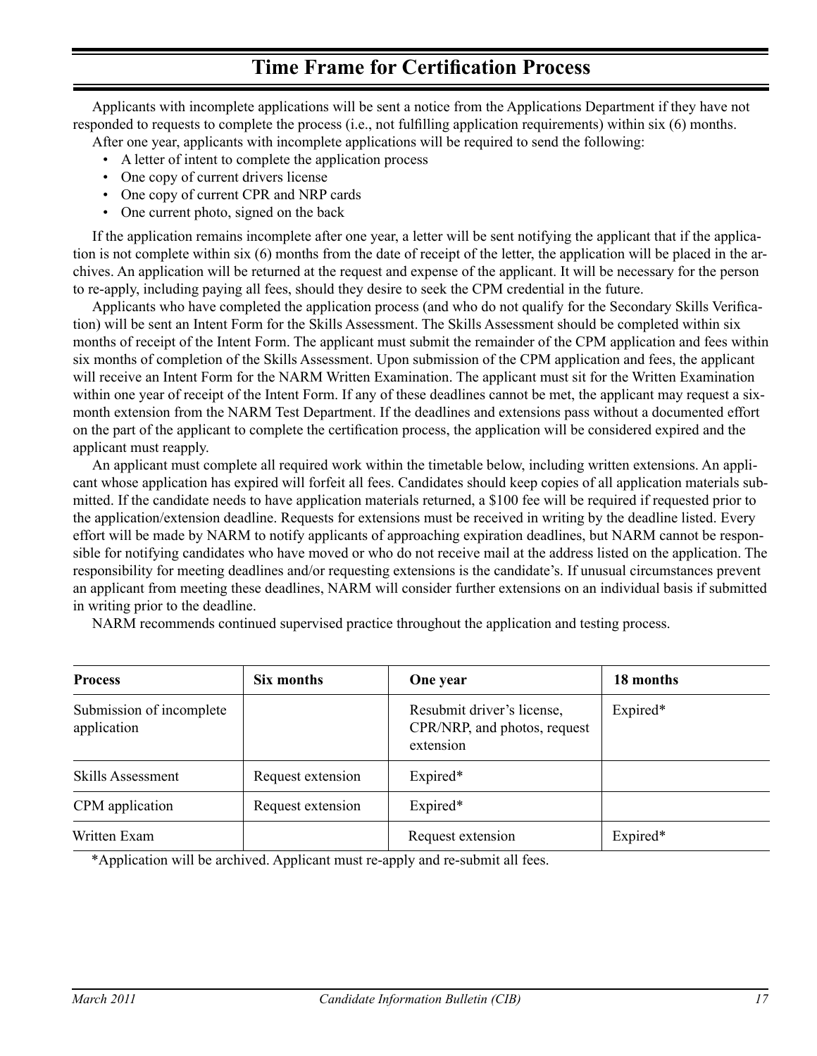# Time Frame for Certification Process

Applicants with incomplete applications will be sent a notice from the Applications Department if they have not responded to requests to complete the process (i.e., not fulfilling application requirements) within six (6) months.

After one year, applicants with incomplete applications will be required to send the following:

- A letter of intent to complete the application process
- One copy of current drivers license
- One copy of current CPR and NRP cards
- One current photo, signed on the back

If the application remains incomplete after one year, a letter will be sent notifying the applicant that if the application is not complete within six (6) months from the date of receipt of the letter, the application will be placed in the archives. An application will be returned at the request and expense of the applicant. It will be necessary for the person to re-apply, including paying all fees, should they desire to seek the CPM credential in the future.

Applicants who have completed the application process (and who do not qualify for the Secondary Skills Verification) will be sent an Intent Form for the Skills Assessment. The Skills Assessment should be completed within six months of receipt of the Intent Form. The applicant must submit the remainder of the CPM application and fees within six months of completion of the Skills Assessment. Upon submission of the CPM application and fees, the applicant will receive an Intent Form for the NARM Written Examination. The applicant must sit for the Written Examination within one year of receipt of the Intent Form. If any of these deadlines cannot be met, the applicant may request a six-month extension from the NARM Test Department. If the deadlines and extensions pass without a documented effort on the part of the applicant to complete the certification process, the application will be considered expired and the applicant must reapply.

An applicant must complete all required work within the timetable below, including written extensions. An applicant whose application has expired will forfeit all fees. Candidates should keep copies of all application materials submitted. If the candidate needs to have application materials returned, a $100 fee will be required if requested prior to the application/extension deadline. Requests for extensions must be received in writing by the deadline listed. Every effort will be made by NARM to notify applicants of approaching expiration deadlines, but NARM cannot be responsible for notifying candidates who have moved or who do not receive mail at the address listed on the application. The responsibility for meeting deadlines and/or requesting extensions is the candidate's. If unusual circumstances prevent an applicant from meeting these deadlines, NARM will consider further extensions on an individual basis if submitted in writing prior to the deadline.

NARM recommends continued supervised practice throughout the application and testing process.

| Process | Six months | One year | 18 months |
|---|---|---|---|
| Submission of incomplete application | | Resubmit driver's license, CPR/NRP, and photos, request extension | Expired* |
| Skills Assessment | Request extension | Expired* | |
| CPM application | Request extension | Expired* | |
| Written Exam | | Request extension | Expired* |

*Application will be archived. Applicant must re-apply and re-submit all fees.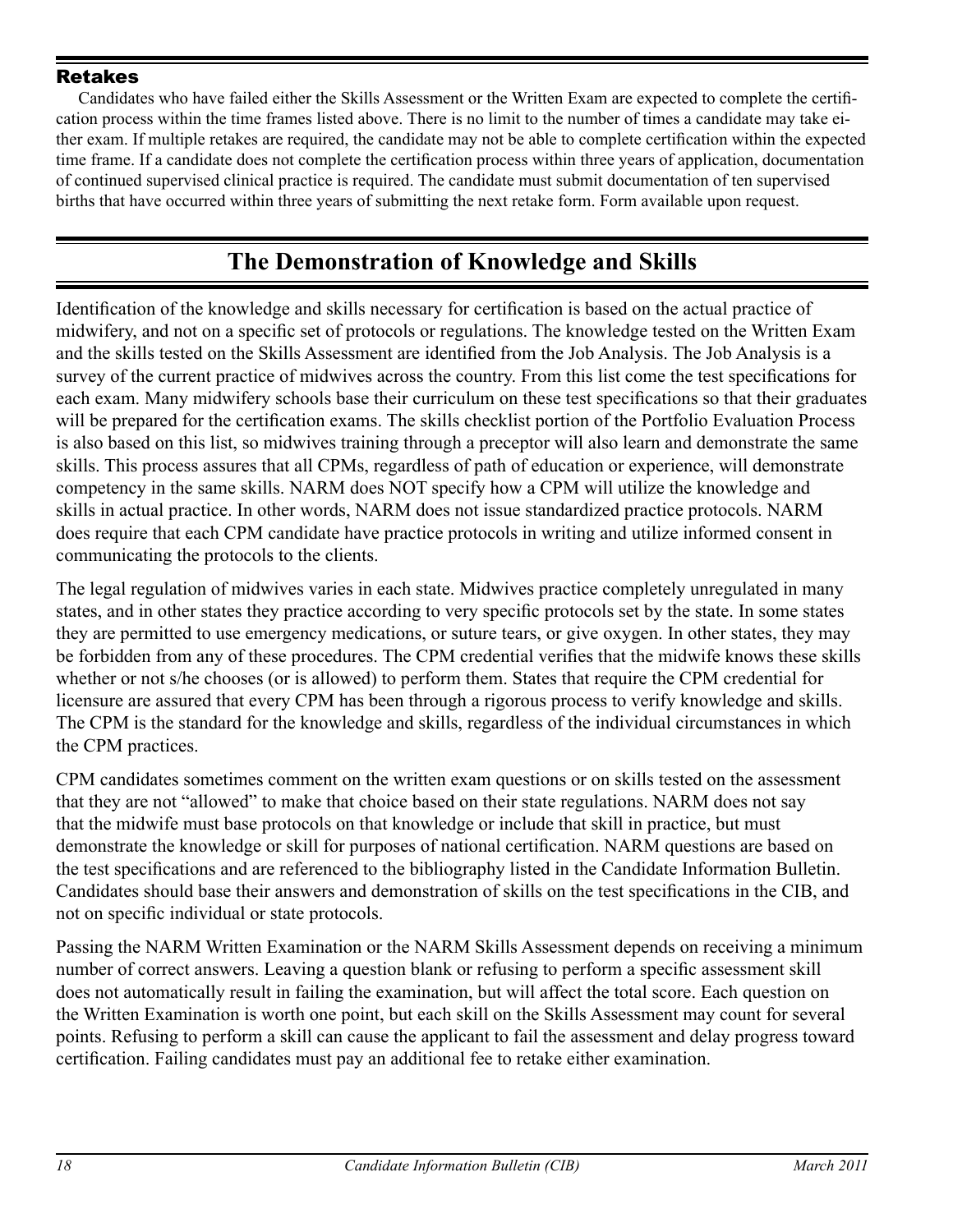### Retakes

Candidates who have failed either the Skills Assessment or the Written Exam are expected to complete the certification process within the time frames listed above. There is no limit to the number of times a candidate may take either exam. If multiple retakes are required, the candidate may not be able to complete certification within the expected time frame. If a candidate does not complete the certification process within three years of application, documentation of continued supervised clinical practice is required. The candidate must submit documentation of ten supervised births that have occurred within three years of submitting the next retake form. Form available upon request.

## The Demonstration of Knowledge and Skills

Identification of the knowledge and skills necessary for certification is based on the actual practice of midwifery, and not on a specific set of protocols or regulations. The knowledge tested on the Written Exam and the skills tested on the Skills Assessment are identified from the Job Analysis. The Job Analysis is a survey of the current practice of midwives across the country. From this list come the test specifications for each exam. Many midwifery schools base their curriculum on these test specifications so that their graduates will be prepared for the certification exams. The skills checklist portion of the Portfolio Evaluation Process is also based on this list, so midwives training through a preceptor will also learn and demonstrate the same skills. This process assures that all CPMs, regardless of path of education or experience, will demonstrate competency in the same skills. NARM does NOT specify how a CPM will utilize the knowledge and skills in actual practice. In other words, NARM does not issue standardized practice protocols. NARM does require that each CPM candidate have practice protocols in writing and utilize informed consent in communicating the protocols to the clients.

The legal regulation of midwives varies in each state. Midwives practice completely unregulated in many states, and in other states they practice according to very specific protocols set by the state. In some states they are permitted to use emergency medications, or suture tears, or give oxygen. In other states, they may be forbidden from any of these procedures. The CPM credential verifies that the midwife knows these skills whether or not s/he chooses (or is allowed) to perform them. States that require the CPM credential for licensure are assured that every CPM has been through a rigorous process to verify knowledge and skills. The CPM is the standard for the knowledge and skills, regardless of the individual circumstances in which the CPM practices.

CPM candidates sometimes comment on the written exam questions or on skills tested on the assessment that they are not "allowed" to make that choice based on their state regulations. NARM does not say that the midwife must base protocols on that knowledge or include that skill in practice, but must demonstrate the knowledge or skill for purposes of national certification. NARM questions are based on the test specifications and are referenced to the bibliography listed in the Candidate Information Bulletin. Candidates should base their answers and demonstration of skills on the test specifications in the CIB, and not on specific individual or state protocols.

Passing the NARM Written Examination or the NARM Skills Assessment depends on receiving a minimum number of correct answers. Leaving a question blank or refusing to perform a specific assessment skill does not automatically result in failing the examination, but will affect the total score. Each question on the Written Examination is worth one point, but each skill on the Skills Assessment may count for several points. Refusing to perform a skill can cause the applicant to fail the assessment and delay progress toward certification. Failing candidates must pay an additional fee to retake either examination.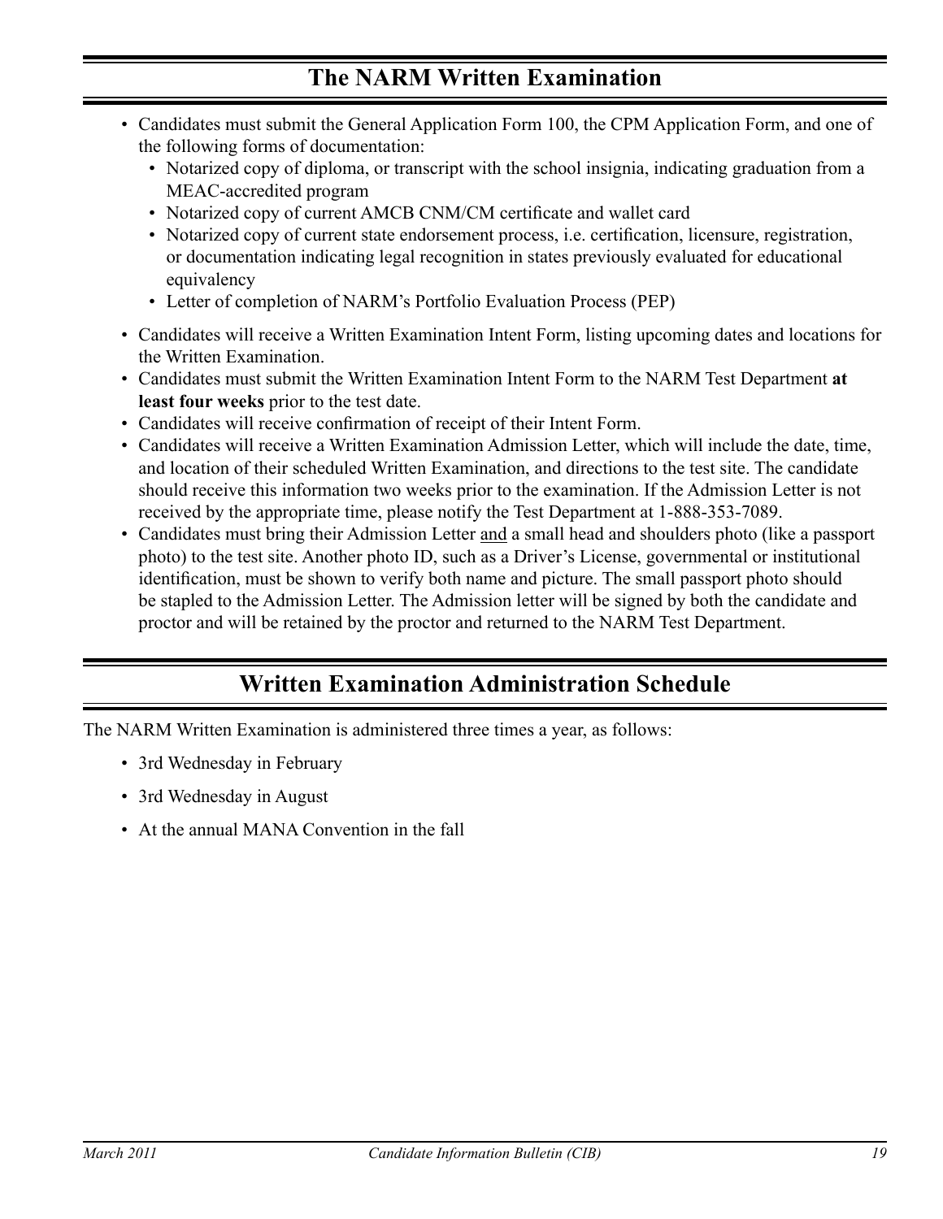## The NARM Written Examination

- Candidates must submit the General Application Form 100, the CPM Application Form, and one of the following forms of documentation:
  - Notarized copy of diploma, or transcript with the school insignia, indicating graduation from a MEAC-accredited program
  - Notarized copy of current AMCB CNM/CM certificate and wallet card
  - Notarized copy of current state endorsement process, i.e. certification, licensure, registration, or documentation indicating legal recognition in states previously evaluated for educational equivalency
  - Letter of completion of NARM's Portfolio Evaluation Process (PEP)
- Candidates will receive a Written Examination Intent Form, listing upcoming dates and locations for the Written Examination.
- Candidates must submit the Written Examination Intent Form to the NARM Test Department **at least four weeks** prior to the test date.
- Candidates will receive confirmation of receipt of their Intent Form.
- Candidates will receive a Written Examination Admission Letter, which will include the date, time, and location of their scheduled Written Examination, and directions to the test site. The candidate should receive this information two weeks prior to the examination. If the Admission Letter is not received by the appropriate time, please notify the Test Department at 1-888-353-7089.
- Candidates must bring their Admission Letter <u>and</u> a small head and shoulders photo (like a passport photo) to the test site. Another photo ID, such as a Driver's License, governmental or institutional identification, must be shown to verify both name and picture. The small passport photo should be stapled to the Admission Letter. The Admission letter will be signed by both the candidate and proctor and will be retained by the proctor and returned to the NARM Test Department.

## Written Examination Administration Schedule

The NARM Written Examination is administered three times a year, as follows:

- 3rd Wednesday in February
- 3rd Wednesday in August
- At the annual MANA Convention in the fall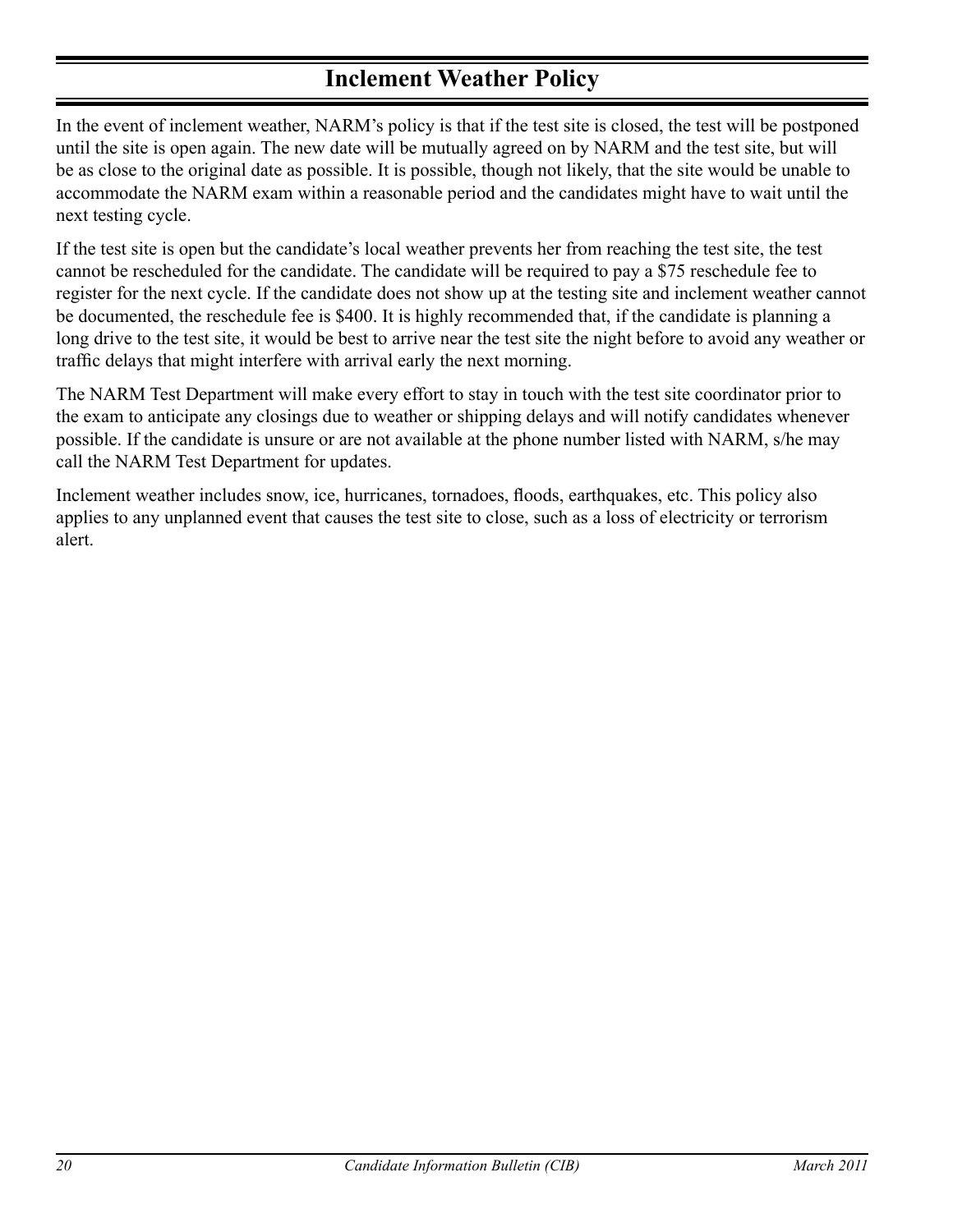# Inclement Weather Policy

In the event of inclement weather, NARM's policy is that if the test site is closed, the test will be postponed until the site is open again. The new date will be mutually agreed on by NARM and the test site, but will be as close to the original date as possible. It is possible, though not likely, that the site would be unable to accommodate the NARM exam within a reasonable period and the candidates might have to wait until the next testing cycle.

If the test site is open but the candidate's local weather prevents her from reaching the test site, the test cannot be rescheduled for the candidate. The candidate will be required to pay a $75 reschedule fee to register for the next cycle. If the candidate does not show up at the testing site and inclement weather cannot be documented, the reschedule fee is $400. It is highly recommended that, if the candidate is planning a long drive to the test site, it would be best to arrive near the test site the night before to avoid any weather or traffic delays that might interfere with arrival early the next morning.

The NARM Test Department will make every effort to stay in touch with the test site coordinator prior to the exam to anticipate any closings due to weather or shipping delays and will notify candidates whenever possible. If the candidate is unsure or are not available at the phone number listed with NARM, s/he may call the NARM Test Department for updates.

Inclement weather includes snow, ice, hurricanes, tornadoes, floods, earthquakes, etc. This policy also applies to any unplanned event that causes the test site to close, such as a loss of electricity or terrorism alert.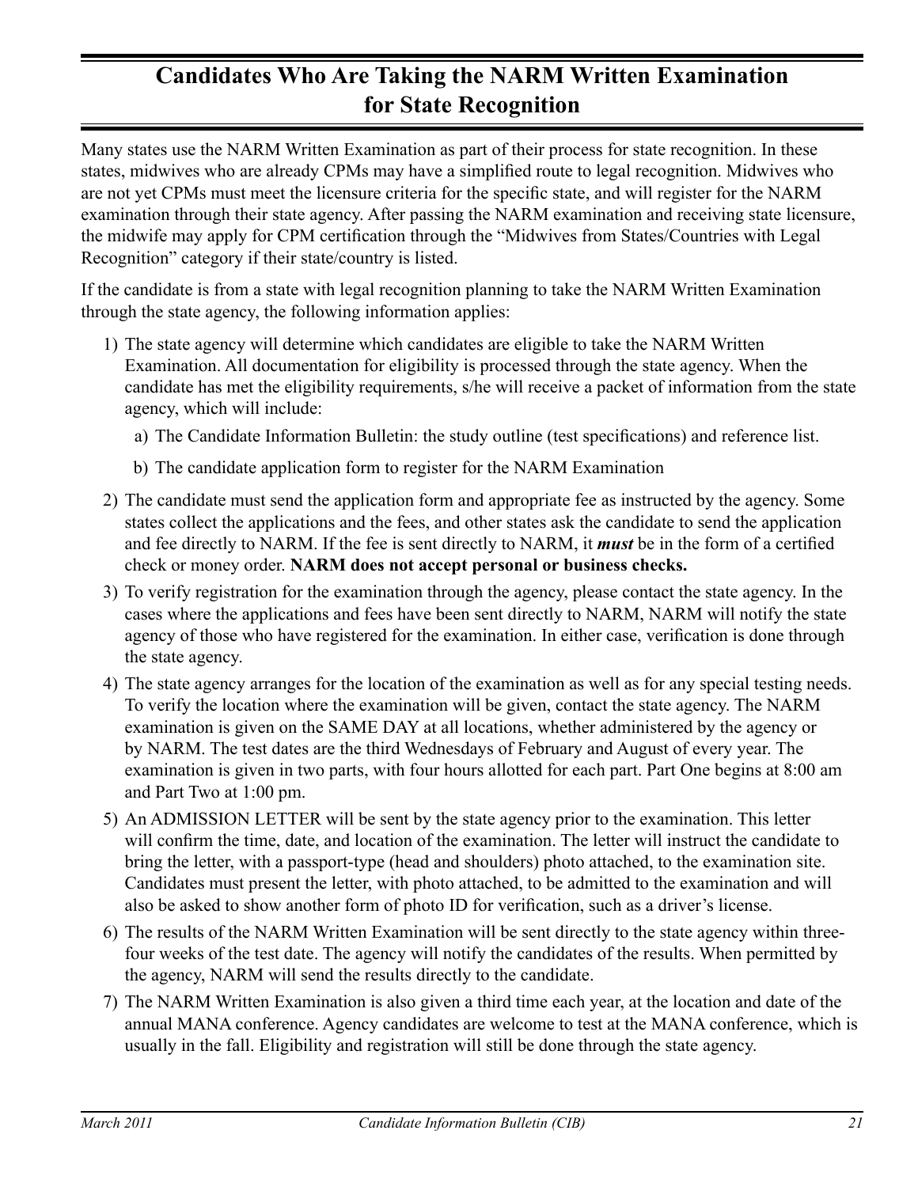## Candidates Who Are Taking the NARM Written Examination for State Recognition

Many states use the NARM Written Examination as part of their process for state recognition. In these states, midwives who are already CPMs may have a simplified route to legal recognition. Midwives who are not yet CPMs must meet the licensure criteria for the specific state, and will register for the NARM examination through their state agency. After passing the NARM examination and receiving state licensure, the midwife may apply for CPM certification through the "Midwives from States/Countries with Legal Recognition" category if their state/country is listed.

If the candidate is from a state with legal recognition planning to take the NARM Written Examination through the state agency, the following information applies:

1) The state agency will determine which candidates are eligible to take the NARM Written Examination. All documentation for eligibility is processed through the state agency. When the candidate has met the eligibility requirements, s/he will receive a packet of information from the state agency, which will include:
   a) The Candidate Information Bulletin: the study outline (test specifications) and reference list.
   b) The candidate application form to register for the NARM Examination
2) The candidate must send the application form and appropriate fee as instructed by the agency. Some states collect the applications and the fees, and other states ask the candidate to send the application and fee directly to NARM. If the fee is sent directly to NARM, it ***must*** be in the form of a certified check or money order. **NARM does not accept personal or business checks.**
3) To verify registration for the examination through the agency, please contact the state agency. In the cases where the applications and fees have been sent directly to NARM, NARM will notify the state agency of those who have registered for the examination. In either case, verification is done through the state agency.
4) The state agency arranges for the location of the examination as well as for any special testing needs. To verify the location where the examination will be given, contact the state agency. The NARM examination is given on the SAME DAY at all locations, whether administered by the agency or by NARM. The test dates are the third Wednesdays of February and August of every year. The examination is given in two parts, with four hours allotted for each part. Part One begins at 8:00 am and Part Two at 1:00 pm.
5) An ADMISSION LETTER will be sent by the state agency prior to the examination. This letter will confirm the time, date, and location of the examination. The letter will instruct the candidate to bring the letter, with a passport-type (head and shoulders) photo attached, to the examination site. Candidates must present the letter, with photo attached, to be admitted to the examination and will also be asked to show another form of photo ID for verification, such as a driver's license.
6) The results of the NARM Written Examination will be sent directly to the state agency within three-four weeks of the test date. The agency will notify the candidates of the results. When permitted by the agency, NARM will send the results directly to the candidate.
7) The NARM Written Examination is also given a third time each year, at the location and date of the annual MANA conference. Agency candidates are welcome to test at the MANA conference, which is usually in the fall. Eligibility and registration will still be done through the state agency.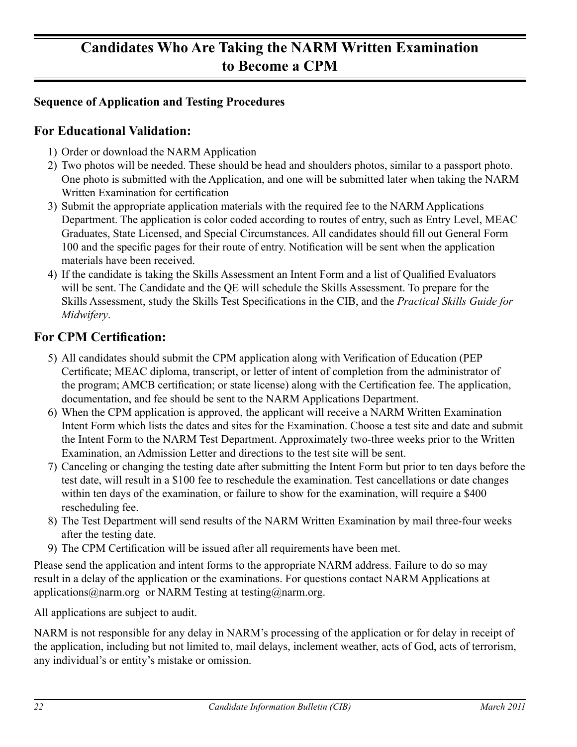# Candidates Who Are Taking the NARM Written Examination to Become a CPM

**Sequence of Application and Testing Procedures**

## For Educational Validation:

1) Order or download the NARM Application
2) Two photos will be needed. These should be head and shoulders photos, similar to a passport photo. One photo is submitted with the Application, and one will be submitted later when taking the NARM Written Examination for certification
3) Submit the appropriate application materials with the required fee to the NARM Applications Department. The application is color coded according to routes of entry, such as Entry Level, MEAC Graduates, State Licensed, and Special Circumstances. All candidates should fill out General Form 100 and the specific pages for their route of entry. Notification will be sent when the application materials have been received.
4) If the candidate is taking the Skills Assessment an Intent Form and a list of Qualified Evaluators will be sent. The Candidate and the QE will schedule the Skills Assessment. To prepare for the Skills Assessment, study the Skills Test Specifications in the CIB, and the *Practical Skills Guide for Midwifery*.

## For CPM Certification:

5) All candidates should submit the CPM application along with Verification of Education (PEP Certificate; MEAC diploma, transcript, or letter of intent of completion from the administrator of the program; AMCB certification; or state license) along with the Certification fee. The application, documentation, and fee should be sent to the NARM Applications Department.
6) When the CPM application is approved, the applicant will receive a NARM Written Examination Intent Form which lists the dates and sites for the Examination. Choose a test site and date and submit the Intent Form to the NARM Test Department. Approximately two-three weeks prior to the Written Examination, an Admission Letter and directions to the test site will be sent.
7) Canceling or changing the testing date after submitting the Intent Form but prior to ten days before the test date, will result in a $100 fee to reschedule the examination. Test cancellations or date changes within ten days of the examination, or failure to show for the examination, will require a $400 rescheduling fee.
8) The Test Department will send results of the NARM Written Examination by mail three-four weeks after the testing date.
9) The CPM Certification will be issued after all requirements have been met.

Please send the application and intent forms to the appropriate NARM address. Failure to do so may result in a delay of the application or the examinations. For questions contact NARM Applications at applications@narm.org or NARM Testing at testing@narm.org.

All applications are subject to audit.

NARM is not responsible for any delay in NARM's processing of the application or for delay in receipt of the application, including but not limited to, mail delays, inclement weather, acts of God, acts of terrorism, any individual's or entity's mistake or omission.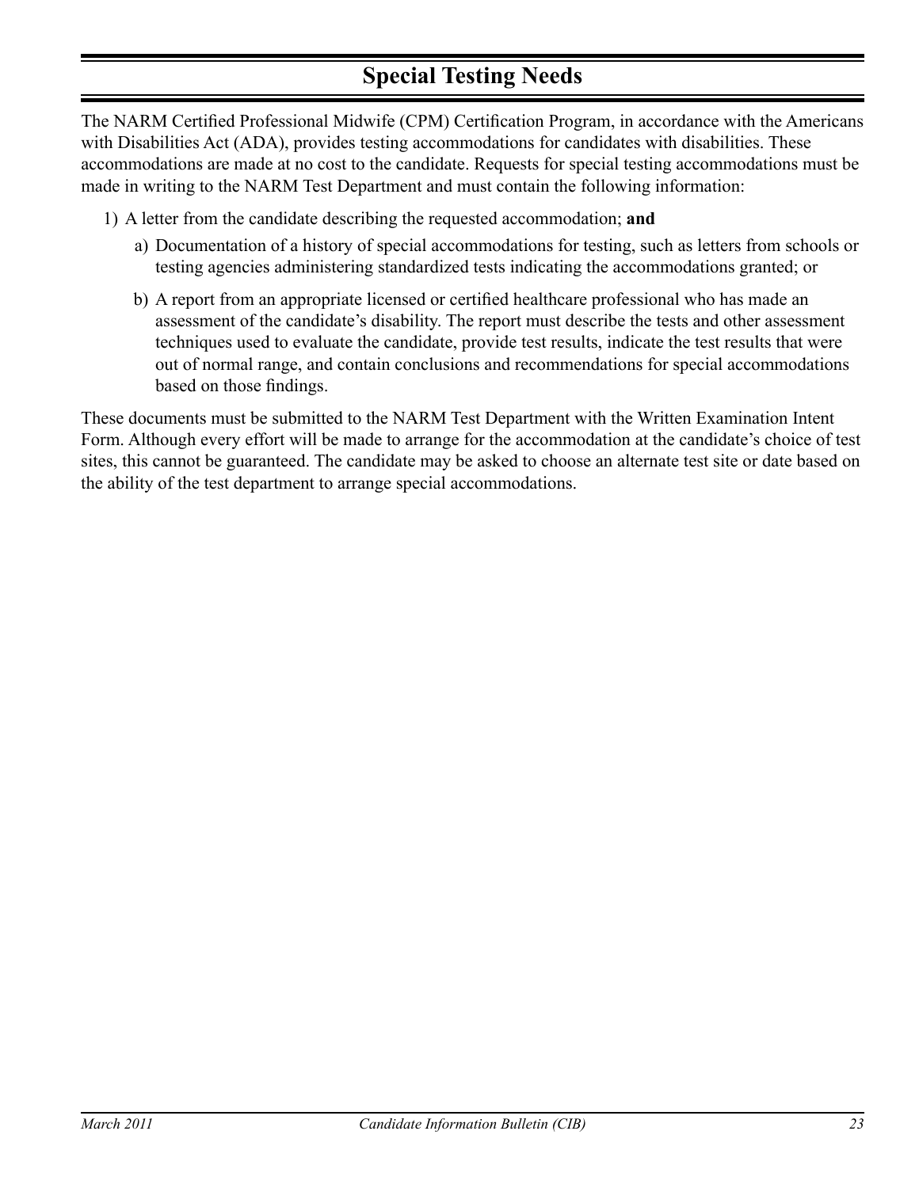# Special Testing Needs

The NARM Certified Professional Midwife (CPM) Certification Program, in accordance with the Americans with Disabilities Act (ADA), provides testing accommodations for candidates with disabilities. These accommodations are made at no cost to the candidate. Requests for special testing accommodations must be made in writing to the NARM Test Department and must contain the following information:

1) A letter from the candidate describing the requested accommodation; **and**

   a) Documentation of a history of special accommodations for testing, such as letters from schools or testing agencies administering standardized tests indicating the accommodations granted; or

   b) A report from an appropriate licensed or certified healthcare professional who has made an assessment of the candidate's disability. The report must describe the tests and other assessment techniques used to evaluate the candidate, provide test results, indicate the test results that were out of normal range, and contain conclusions and recommendations for special accommodations based on those findings.

These documents must be submitted to the NARM Test Department with the Written Examination Intent Form. Although every effort will be made to arrange for the accommodation at the candidate's choice of test sites, this cannot be guaranteed. The candidate may be asked to choose an alternate test site or date based on the ability of the test department to arrange special accommodations.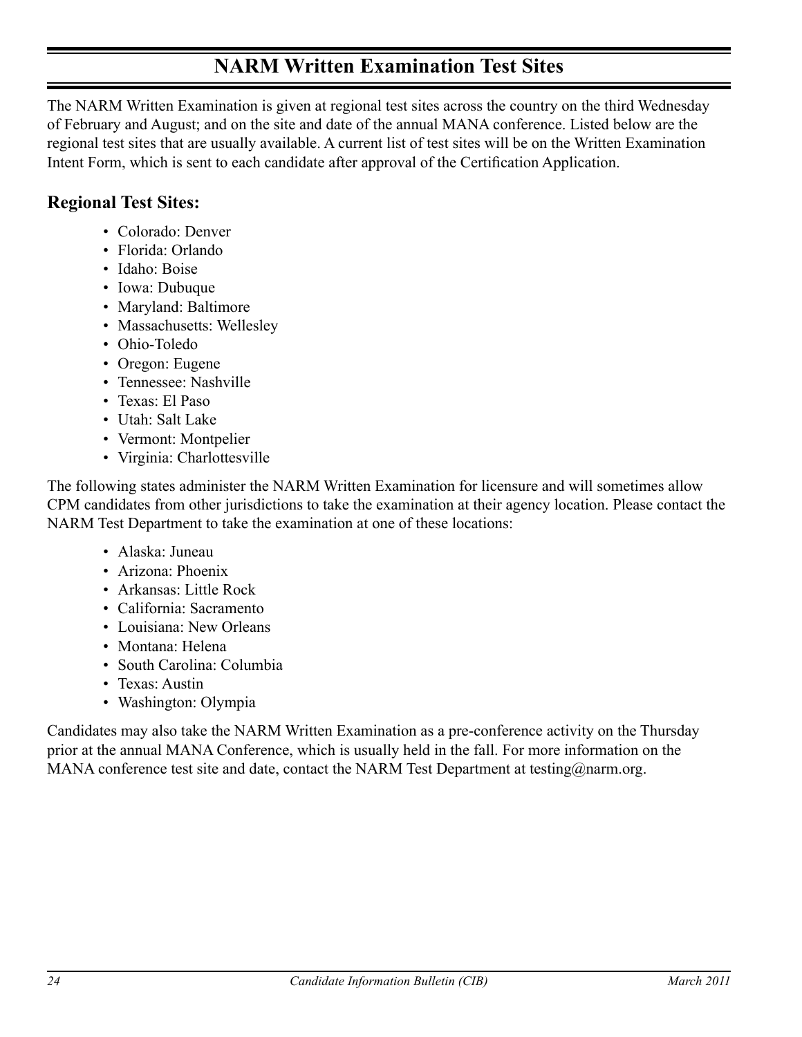# NARM Written Examination Test Sites

The NARM Written Examination is given at regional test sites across the country on the third Wednesday of February and August; and on the site and date of the annual MANA conference. Listed below are the regional test sites that are usually available. A current list of test sites will be on the Written Examination Intent Form, which is sent to each candidate after approval of the Certification Application.

## Regional Test Sites:

- Colorado: Denver
- Florida: Orlando
- Idaho: Boise
- Iowa: Dubuque
- Maryland: Baltimore
- Massachusetts: Wellesley
- Ohio-Toledo
- Oregon: Eugene
- Tennessee: Nashville
- Texas: El Paso
- Utah: Salt Lake
- Vermont: Montpelier
- Virginia: Charlottesville

The following states administer the NARM Written Examination for licensure and will sometimes allow CPM candidates from other jurisdictions to take the examination at their agency location. Please contact the NARM Test Department to take the examination at one of these locations:

- Alaska: Juneau
- Arizona: Phoenix
- Arkansas: Little Rock
- California: Sacramento
- Louisiana: New Orleans
- Montana: Helena
- South Carolina: Columbia
- Texas: Austin
- Washington: Olympia

Candidates may also take the NARM Written Examination as a pre-conference activity on the Thursday prior at the annual MANA Conference, which is usually held in the fall. For more information on the MANA conference test site and date, contact the NARM Test Department at testing@narm.org.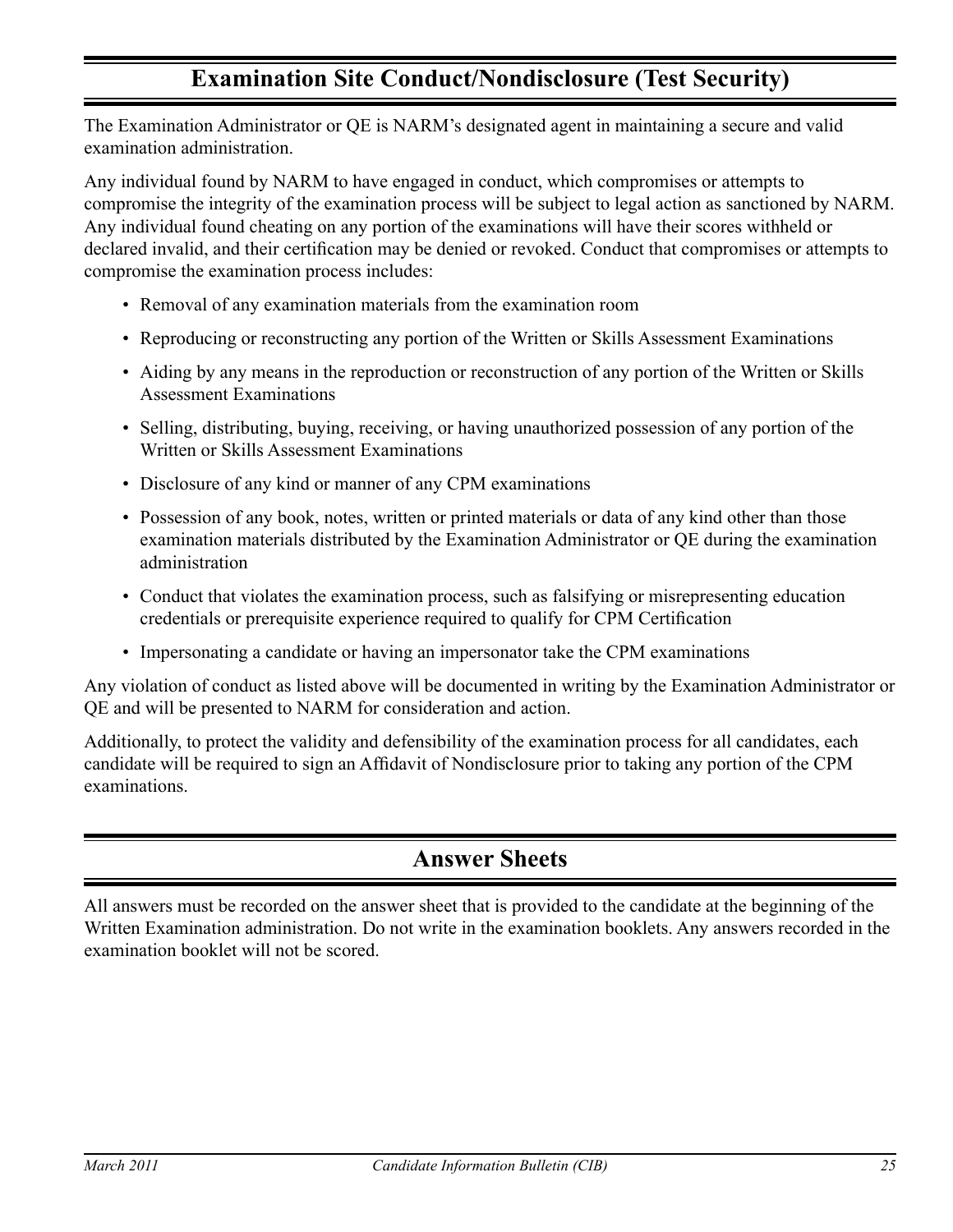## Examination Site Conduct/Nondisclosure (Test Security)

The Examination Administrator or QE is NARM's designated agent in maintaining a secure and valid examination administration.

Any individual found by NARM to have engaged in conduct, which compromises or attempts to compromise the integrity of the examination process will be subject to legal action as sanctioned by NARM. Any individual found cheating on any portion of the examinations will have their scores withheld or declared invalid, and their certification may be denied or revoked. Conduct that compromises or attempts to compromise the examination process includes:

- Removal of any examination materials from the examination room
- Reproducing or reconstructing any portion of the Written or Skills Assessment Examinations
- Aiding by any means in the reproduction or reconstruction of any portion of the Written or Skills Assessment Examinations
- Selling, distributing, buying, receiving, or having unauthorized possession of any portion of the Written or Skills Assessment Examinations
- Disclosure of any kind or manner of any CPM examinations
- Possession of any book, notes, written or printed materials or data of any kind other than those examination materials distributed by the Examination Administrator or QE during the examination administration
- Conduct that violates the examination process, such as falsifying or misrepresenting education credentials or prerequisite experience required to qualify for CPM Certification
- Impersonating a candidate or having an impersonator take the CPM examinations

Any violation of conduct as listed above will be documented in writing by the Examination Administrator or QE and will be presented to NARM for consideration and action.

Additionally, to protect the validity and defensibility of the examination process for all candidates, each candidate will be required to sign an Affidavit of Nondisclosure prior to taking any portion of the CPM examinations.

## Answer Sheets

All answers must be recorded on the answer sheet that is provided to the candidate at the beginning of the Written Examination administration. Do not write in the examination booklets. Any answers recorded in the examination booklet will not be scored.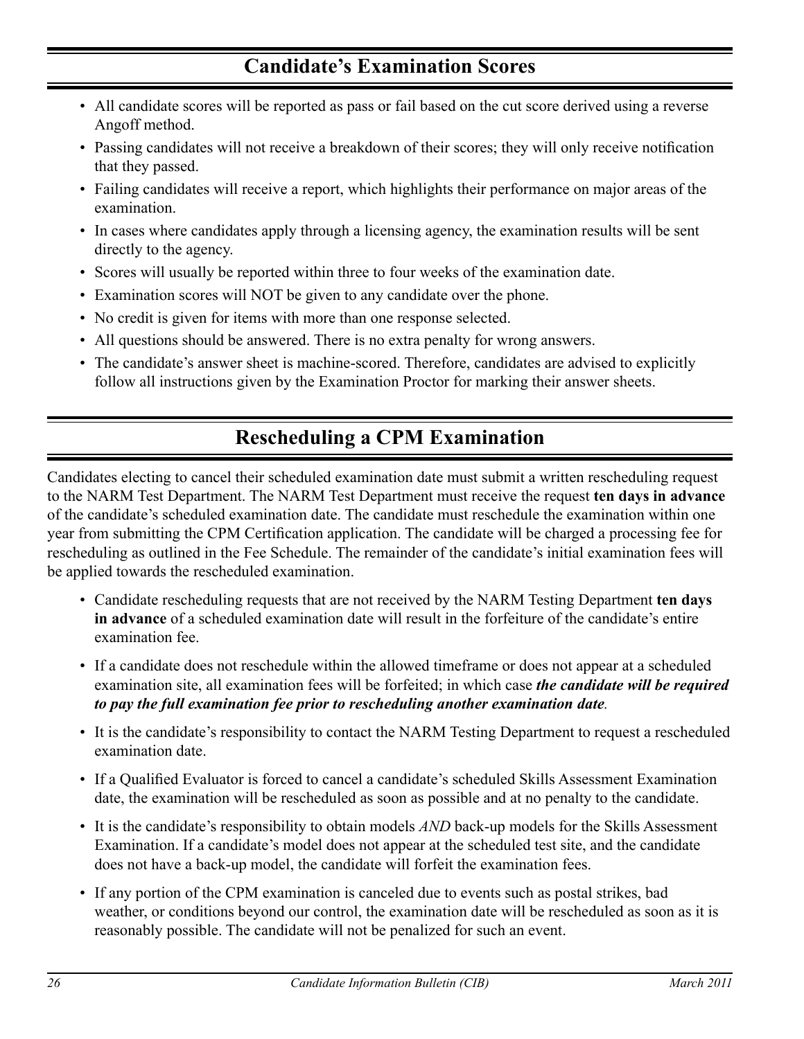## Candidate's Examination Scores

- All candidate scores will be reported as pass or fail based on the cut score derived using a reverse Angoff method.
- Passing candidates will not receive a breakdown of their scores; they will only receive notification that they passed.
- Failing candidates will receive a report, which highlights their performance on major areas of the examination.
- In cases where candidates apply through a licensing agency, the examination results will be sent directly to the agency.
- Scores will usually be reported within three to four weeks of the examination date.
- Examination scores will NOT be given to any candidate over the phone.
- No credit is given for items with more than one response selected.
- All questions should be answered. There is no extra penalty for wrong answers.
- The candidate's answer sheet is machine-scored. Therefore, candidates are advised to explicitly follow all instructions given by the Examination Proctor for marking their answer sheets.

## Rescheduling a CPM Examination

Candidates electing to cancel their scheduled examination date must submit a written rescheduling request to the NARM Test Department. The NARM Test Department must receive the request **ten days in advance** of the candidate's scheduled examination date. The candidate must reschedule the examination within one year from submitting the CPM Certification application. The candidate will be charged a processing fee for rescheduling as outlined in the Fee Schedule. The remainder of the candidate's initial examination fees will be applied towards the rescheduled examination.

- Candidate rescheduling requests that are not received by the NARM Testing Department **ten days in advance** of a scheduled examination date will result in the forfeiture of the candidate's entire examination fee.
- If a candidate does not reschedule within the allowed timeframe or does not appear at a scheduled examination site, all examination fees will be forfeited; in which case ***the candidate will be required to pay the full examination fee prior to rescheduling another examination date***.
- It is the candidate's responsibility to contact the NARM Testing Department to request a rescheduled examination date.
- If a Qualified Evaluator is forced to cancel a candidate's scheduled Skills Assessment Examination date, the examination will be rescheduled as soon as possible and at no penalty to the candidate.
- It is the candidate's responsibility to obtain models *AND* back-up models for the Skills Assessment Examination. If a candidate's model does not appear at the scheduled test site, and the candidate does not have a back-up model, the candidate will forfeit the examination fees.
- If any portion of the CPM examination is canceled due to events such as postal strikes, bad weather, or conditions beyond our control, the examination date will be rescheduled as soon as it is reasonably possible. The candidate will not be penalized for such an event.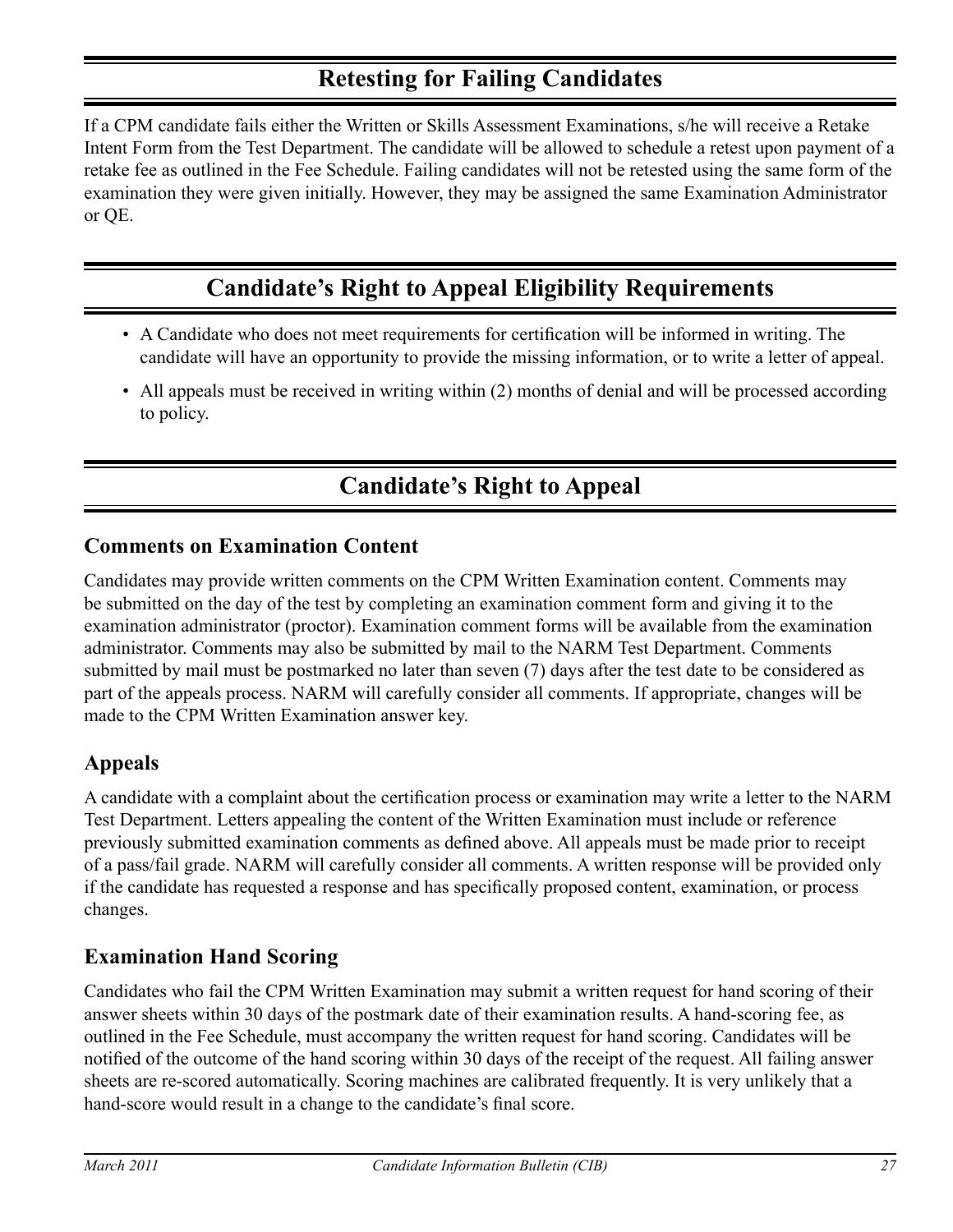## Retesting for Failing Candidates

If a CPM candidate fails either the Written or Skills Assessment Examinations, s/he will receive a Retake Intent Form from the Test Department. The candidate will be allowed to schedule a retest upon payment of a retake fee as outlined in the Fee Schedule. Failing candidates will not be retested using the same form of the examination they were given initially. However, they may be assigned the same Examination Administrator or QE.

## Candidate's Right to Appeal Eligibility Requirements

- A Candidate who does not meet requirements for certification will be informed in writing. The candidate will have an opportunity to provide the missing information, or to write a letter of appeal.
- All appeals must be received in writing within (2) months of denial and will be processed according to policy.

## Candidate's Right to Appeal

### Comments on Examination Content

Candidates may provide written comments on the CPM Written Examination content. Comments may be submitted on the day of the test by completing an examination comment form and giving it to the examination administrator (proctor). Examination comment forms will be available from the examination administrator. Comments may also be submitted by mail to the NARM Test Department. Comments submitted by mail must be postmarked no later than seven (7) days after the test date to be considered as part of the appeals process. NARM will carefully consider all comments. If appropriate, changes will be made to the CPM Written Examination answer key.

### Appeals

A candidate with a complaint about the certification process or examination may write a letter to the NARM Test Department. Letters appealing the content of the Written Examination must include or reference previously submitted examination comments as defined above. All appeals must be made prior to receipt of a pass/fail grade. NARM will carefully consider all comments. A written response will be provided only if the candidate has requested a response and has specifically proposed content, examination, or process changes.

### Examination Hand Scoring

Candidates who fail the CPM Written Examination may submit a written request for hand scoring of their answer sheets within 30 days of the postmark date of their examination results. A hand-scoring fee, as outlined in the Fee Schedule, must accompany the written request for hand scoring. Candidates will be notified of the outcome of the hand scoring within 30 days of the receipt of the request. All failing answer sheets are re-scored automatically. Scoring machines are calibrated frequently. It is very unlikely that a hand-score would result in a change to the candidate's final score.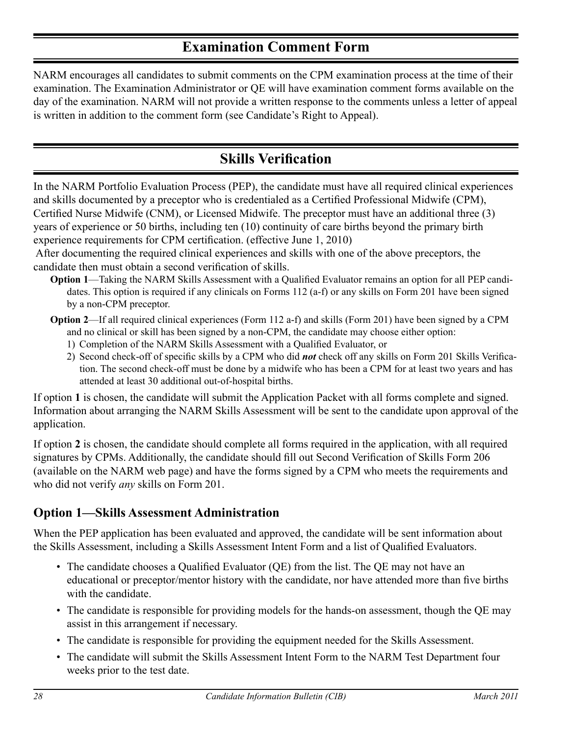## Examination Comment Form

NARM encourages all candidates to submit comments on the CPM examination process at the time of their examination. The Examination Administrator or QE will have examination comment forms available on the day of the examination. NARM will not provide a written response to the comments unless a letter of appeal is written in addition to the comment form (see Candidate's Right to Appeal).

## Skills Verification

In the NARM Portfolio Evaluation Process (PEP), the candidate must have all required clinical experiences and skills documented by a preceptor who is credentialed as a Certified Professional Midwife (CPM), Certified Nurse Midwife (CNM), or Licensed Midwife. The preceptor must have an additional three (3) years of experience or 50 births, including ten (10) continuity of care births beyond the primary birth experience requirements for CPM certification. (effective June 1, 2010)

After documenting the required clinical experiences and skills with one of the above preceptors, the candidate then must obtain a second verification of skills.

- **Option 1**—Taking the NARM Skills Assessment with a Qualified Evaluator remains an option for all PEP candidates. This option is required if any clinicals on Forms 112 (a-f) or any skills on Form 201 have been signed by a non-CPM preceptor.
- **Option 2**—If all required clinical experiences (Form 112 a-f) and skills (Form 201) have been signed by a CPM and no clinical or skill has been signed by a non-CPM, the candidate may choose either option:
  1) Completion of the NARM Skills Assessment with a Qualified Evaluator, or
  2) Second check-off of specific skills by a CPM who did ***not*** check off any skills on Form 201 Skills Verification. The second check-off must be done by a midwife who has been a CPM for at least two years and has attended at least 30 additional out-of-hospital births.

If option **1** is chosen, the candidate will submit the Application Packet with all forms complete and signed. Information about arranging the NARM Skills Assessment will be sent to the candidate upon approval of the application.

If option **2** is chosen, the candidate should complete all forms required in the application, with all required signatures by CPMs. Additionally, the candidate should fill out Second Verification of Skills Form 206 (available on the NARM web page) and have the forms signed by a CPM who meets the requirements and who did not verify *any* skills on Form 201.

### Option 1—Skills Assessment Administration

When the PEP application has been evaluated and approved, the candidate will be sent information about the Skills Assessment, including a Skills Assessment Intent Form and a list of Qualified Evaluators.

- The candidate chooses a Qualified Evaluator (QE) from the list. The QE may not have an educational or preceptor/mentor history with the candidate, nor have attended more than five births with the candidate.
- The candidate is responsible for providing models for the hands-on assessment, though the QE may assist in this arrangement if necessary.
- The candidate is responsible for providing the equipment needed for the Skills Assessment.
- The candidate will submit the Skills Assessment Intent Form to the NARM Test Department four weeks prior to the test date.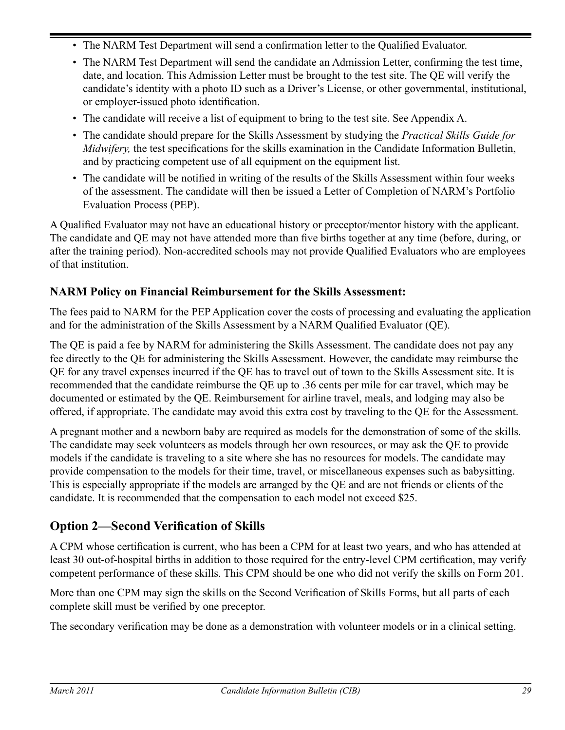- The NARM Test Department will send a confirmation letter to the Qualified Evaluator.
- The NARM Test Department will send the candidate an Admission Letter, confirming the test time, date, and location. This Admission Letter must be brought to the test site. The QE will verify the candidate's identity with a photo ID such as a Driver's License, or other governmental, institutional, or employer-issued photo identification.
- The candidate will receive a list of equipment to bring to the test site. See Appendix A.
- The candidate should prepare for the Skills Assessment by studying the *Practical Skills Guide for Midwifery,* the test specifications for the skills examination in the Candidate Information Bulletin, and by practicing competent use of all equipment on the equipment list.
- The candidate will be notified in writing of the results of the Skills Assessment within four weeks of the assessment. The candidate will then be issued a Letter of Completion of NARM's Portfolio Evaluation Process (PEP).

A Qualified Evaluator may not have an educational history or preceptor/mentor history with the applicant. The candidate and QE may not have attended more than five births together at any time (before, during, or after the training period). Non-accredited schools may not provide Qualified Evaluators who are employees of that institution.

### NARM Policy on Financial Reimbursement for the Skills Assessment:

The fees paid to NARM for the PEP Application cover the costs of processing and evaluating the application and for the administration of the Skills Assessment by a NARM Qualified Evaluator (QE).

The QE is paid a fee by NARM for administering the Skills Assessment. The candidate does not pay any fee directly to the QE for administering the Skills Assessment. However, the candidate may reimburse the QE for any travel expenses incurred if the QE has to travel out of town to the Skills Assessment site. It is recommended that the candidate reimburse the QE up to .36 cents per mile for car travel, which may be documented or estimated by the QE. Reimbursement for airline travel, meals, and lodging may also be offered, if appropriate. The candidate may avoid this extra cost by traveling to the QE for the Assessment.

A pregnant mother and a newborn baby are required as models for the demonstration of some of the skills. The candidate may seek volunteers as models through her own resources, or may ask the QE to provide models if the candidate is traveling to a site where she has no resources for models. The candidate may provide compensation to the models for their time, travel, or miscellaneous expenses such as babysitting. This is especially appropriate if the models are arranged by the QE and are not friends or clients of the candidate. It is recommended that the compensation to each model not exceed $25.

## Option 2—Second Verification of Skills

A CPM whose certification is current, who has been a CPM for at least two years, and who has attended at least 30 out-of-hospital births in addition to those required for the entry-level CPM certification, may verify competent performance of these skills. This CPM should be one who did not verify the skills on Form 201.

More than one CPM may sign the skills on the Second Verification of Skills Forms, but all parts of each complete skill must be verified by one preceptor.

The secondary verification may be done as a demonstration with volunteer models or in a clinical setting.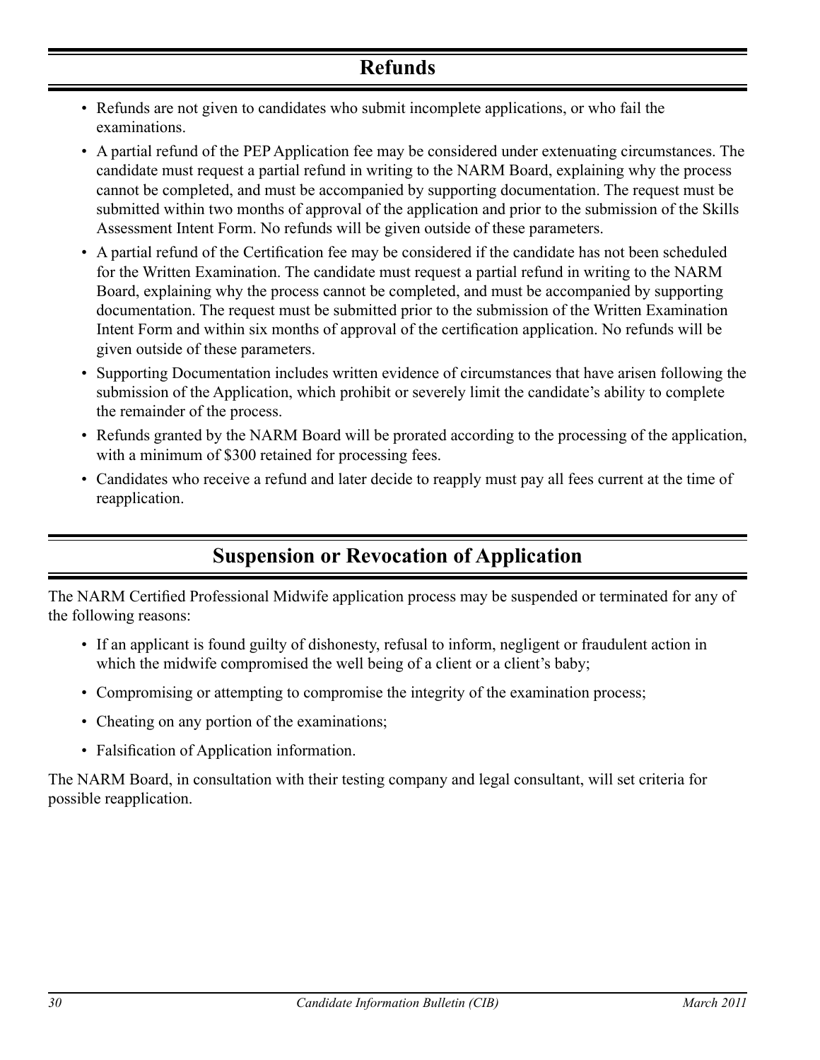## Refunds

- Refunds are not given to candidates who submit incomplete applications, or who fail the examinations.
- A partial refund of the PEP Application fee may be considered under extenuating circumstances. The candidate must request a partial refund in writing to the NARM Board, explaining why the process cannot be completed, and must be accompanied by supporting documentation. The request must be submitted within two months of approval of the application and prior to the submission of the Skills Assessment Intent Form. No refunds will be given outside of these parameters.
- A partial refund of the Certification fee may be considered if the candidate has not been scheduled for the Written Examination. The candidate must request a partial refund in writing to the NARM Board, explaining why the process cannot be completed, and must be accompanied by supporting documentation. The request must be submitted prior to the submission of the Written Examination Intent Form and within six months of approval of the certification application. No refunds will be given outside of these parameters.
- Supporting Documentation includes written evidence of circumstances that have arisen following the submission of the Application, which prohibit or severely limit the candidate's ability to complete the remainder of the process.
- Refunds granted by the NARM Board will be prorated according to the processing of the application, with a minimum of $300 retained for processing fees.
- Candidates who receive a refund and later decide to reapply must pay all fees current at the time of reapplication.

## Suspension or Revocation of Application

The NARM Certified Professional Midwife application process may be suspended or terminated for any of the following reasons:

- If an applicant is found guilty of dishonesty, refusal to inform, negligent or fraudulent action in which the midwife compromised the well being of a client or a client's baby;
- Compromising or attempting to compromise the integrity of the examination process;
- Cheating on any portion of the examinations;
- Falsification of Application information.

The NARM Board, in consultation with their testing company and legal consultant, will set criteria for possible reapplication.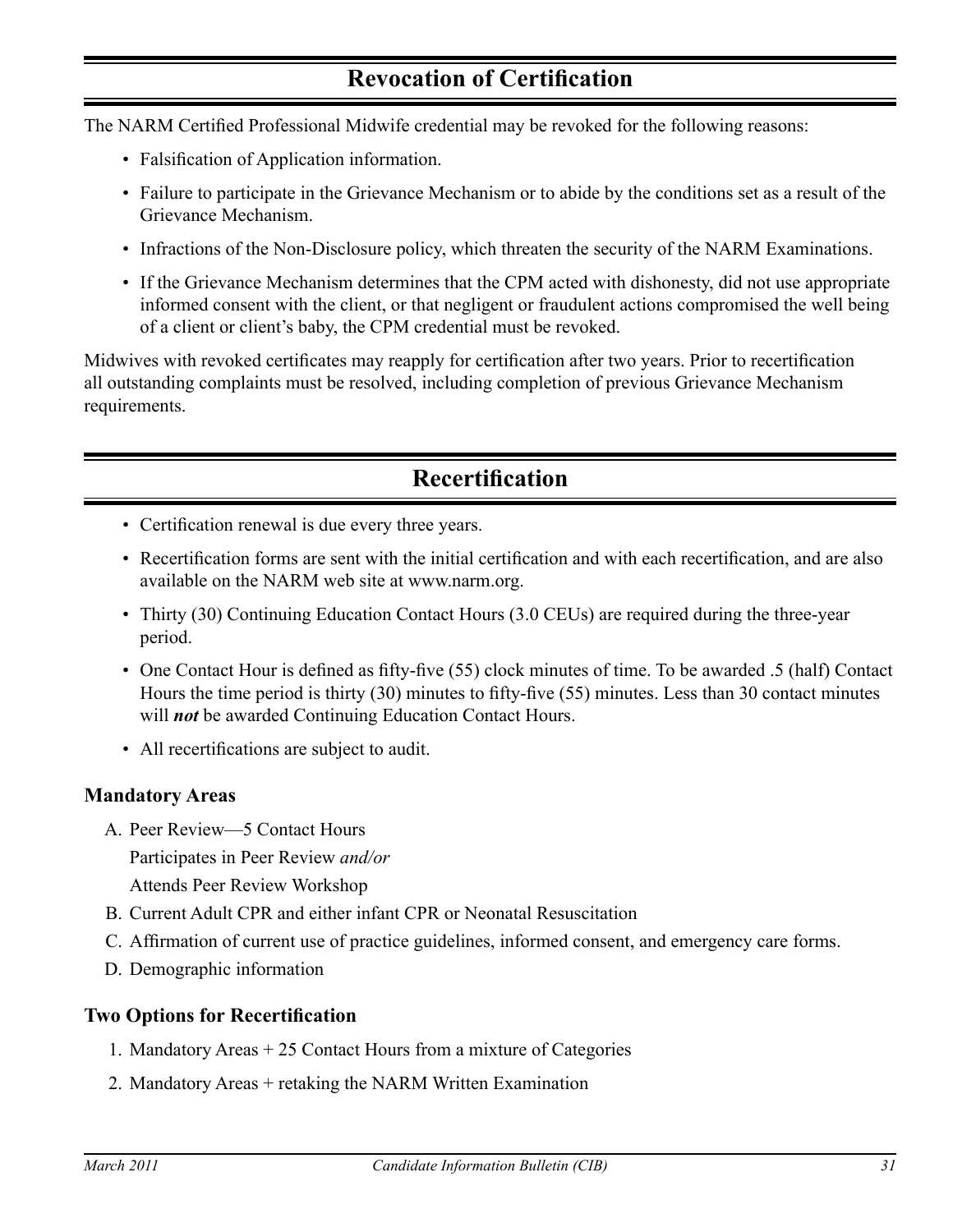## Revocation of Certification

The NARM Certified Professional Midwife credential may be revoked for the following reasons:

- Falsification of Application information.
- Failure to participate in the Grievance Mechanism or to abide by the conditions set as a result of the Grievance Mechanism.
- Infractions of the Non-Disclosure policy, which threaten the security of the NARM Examinations.
- If the Grievance Mechanism determines that the CPM acted with dishonesty, did not use appropriate informed consent with the client, or that negligent or fraudulent actions compromised the well being of a client or client's baby, the CPM credential must be revoked.

Midwives with revoked certificates may reapply for certification after two years. Prior to recertification all outstanding complaints must be resolved, including completion of previous Grievance Mechanism requirements.

## Recertification

- Certification renewal is due every three years.
- Recertification forms are sent with the initial certification and with each recertification, and are also available on the NARM web site at www.narm.org.
- Thirty (30) Continuing Education Contact Hours (3.0 CEUs) are required during the three-year period.
- One Contact Hour is defined as fifty-five (55) clock minutes of time. To be awarded .5 (half) Contact Hours the time period is thirty (30) minutes to fifty-five (55) minutes. Less than 30 contact minutes will ***not*** be awarded Continuing Education Contact Hours.
- All recertifications are subject to audit.

### Mandatory Areas

A. Peer Review—5 Contact Hours
   Participates in Peer Review *and/or*
   Attends Peer Review Workshop
B. Current Adult CPR and either infant CPR or Neonatal Resuscitation
C. Affirmation of current use of practice guidelines, informed consent, and emergency care forms.
D. Demographic information

### Two Options for Recertification

1. Mandatory Areas + 25 Contact Hours from a mixture of Categories
2. Mandatory Areas + retaking the NARM Written Examination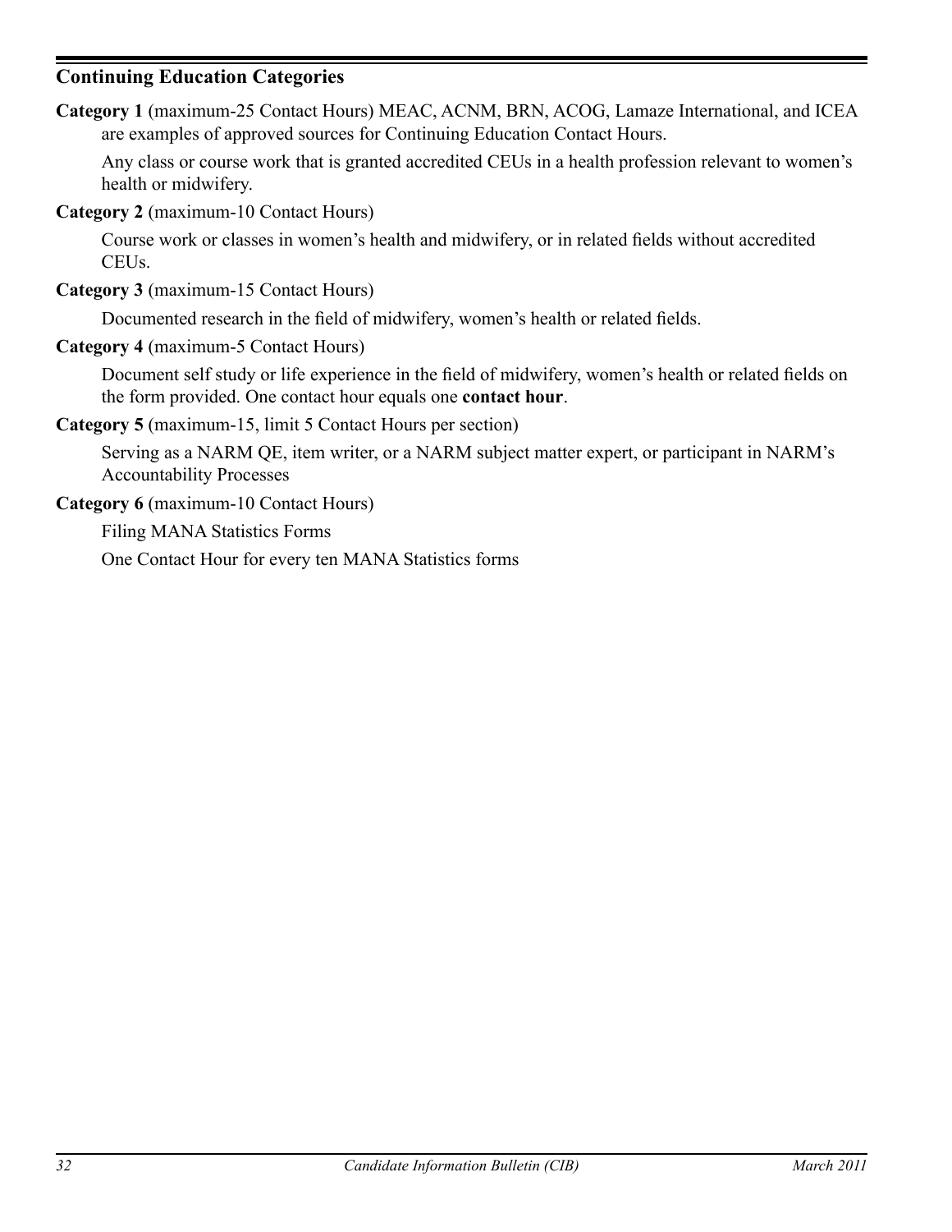## Continuing Education Categories

**Category 1** (maximum-25 Contact Hours) MEAC, ACNM, BRN, ACOG, Lamaze International, and ICEA are examples of approved sources for Continuing Education Contact Hours.

Any class or course work that is granted accredited CEUs in a health profession relevant to women's health or midwifery.

**Category 2** (maximum-10 Contact Hours)

Course work or classes in women's health and midwifery, or in related fields without accredited CEUs.

**Category 3** (maximum-15 Contact Hours)

Documented research in the field of midwifery, women's health or related fields.

**Category 4** (maximum-5 Contact Hours)

Document self study or life experience in the field of midwifery, women's health or related fields on the form provided. One contact hour equals one **contact hour**.

**Category 5** (maximum-15, limit 5 Contact Hours per section)

Serving as a NARM QE, item writer, or a NARM subject matter expert, or participant in NARM's Accountability Processes

**Category 6** (maximum-10 Contact Hours)

Filing MANA Statistics Forms

One Contact Hour for every ten MANA Statistics forms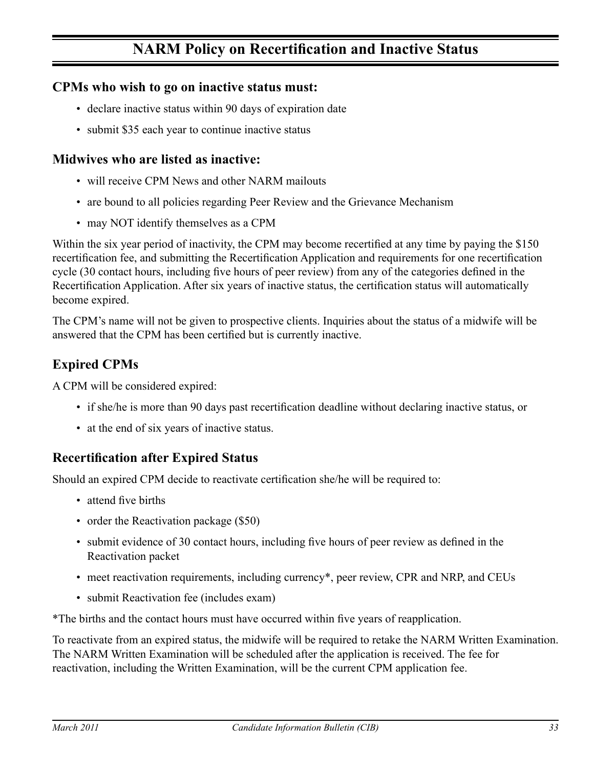# NARM Policy on Recertification and Inactive Status

### CPMs who wish to go on inactive status must:

- declare inactive status within 90 days of expiration date
- submit $35 each year to continue inactive status

### Midwives who are listed as inactive:

- will receive CPM News and other NARM mailouts
- are bound to all policies regarding Peer Review and the Grievance Mechanism
- may NOT identify themselves as a CPM

Within the six year period of inactivity, the CPM may become recertified at any time by paying the $150 recertification fee, and submitting the Recertification Application and requirements for one recertification cycle (30 contact hours, including five hours of peer review) from any of the categories defined in the Recertification Application. After six years of inactive status, the certification status will automatically become expired.

The CPM's name will not be given to prospective clients. Inquiries about the status of a midwife will be answered that the CPM has been certified but is currently inactive.

## Expired CPMs

A CPM will be considered expired:

- if she/he is more than 90 days past recertification deadline without declaring inactive status, or
- at the end of six years of inactive status.

### Recertification after Expired Status

Should an expired CPM decide to reactivate certification she/he will be required to:

- attend five births
- order the Reactivation package ($50)
- submit evidence of 30 contact hours, including five hours of peer review as defined in the Reactivation packet
- meet reactivation requirements, including currency*, peer review, CPR and NRP, and CEUs
- submit Reactivation fee (includes exam)

*The births and the contact hours must have occurred within five years of reapplication.

To reactivate from an expired status, the midwife will be required to retake the NARM Written Examination. The NARM Written Examination will be scheduled after the application is received. The fee for reactivation, including the Written Examination, will be the current CPM application fee.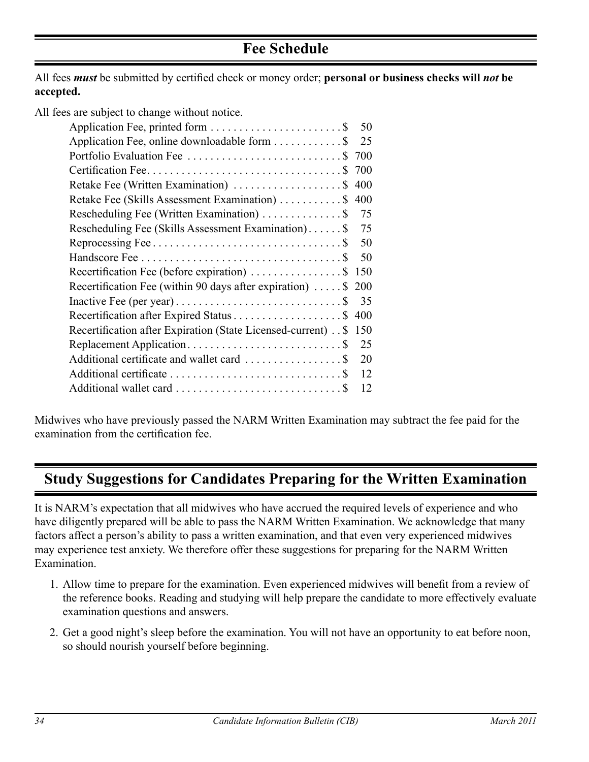## Fee Schedule

All fees ***must*** be submitted by certified check or money order; **personal or business checks will *not* be accepted.**

All fees are subject to change without notice.

| Fee | Amount |
|---|---|
| Application Fee, printed form | $ 50 |
| Application Fee, online downloadable form | $ 25 |
| Portfolio Evaluation Fee | $ 700 |
| Certification Fee | $ 700 |
| Retake Fee (Written Examination) | $ 400 |
| Retake Fee (Skills Assessment Examination) | $ 400 |
| Rescheduling Fee (Written Examination) | $ 75 |
| Rescheduling Fee (Skills Assessment Examination) | $ 75 |
| Reprocessing Fee | $ 50 |
| Handscore Fee | $ 50 |
| Recertification Fee (before expiration) | $ 150 |
| Recertification Fee (within 90 days after expiration) | $ 200 |
| Inactive Fee (per year) | $ 35 |
| Recertification after Expired Status | $ 400 |
| Recertification after Expiration (State Licensed-current) | $ 150 |
| Replacement Application | $ 25 |
| Additional certificate and wallet card | $ 20 |
| Additional certificate | $ 12 |
| Additional wallet card | $ 12 |

Midwives who have previously passed the NARM Written Examination may subtract the fee paid for the examination from the certification fee.

## Study Suggestions for Candidates Preparing for the Written Examination

It is NARM's expectation that all midwives who have accrued the required levels of experience and who have diligently prepared will be able to pass the NARM Written Examination. We acknowledge that many factors affect a person's ability to pass a written examination, and that even very experienced midwives may experience test anxiety. We therefore offer these suggestions for preparing for the NARM Written Examination.

1. Allow time to prepare for the examination. Even experienced midwives will benefit from a review of the reference books. Reading and studying will help prepare the candidate to more effectively evaluate examination questions and answers.

2. Get a good night's sleep before the examination. You will not have an opportunity to eat before noon, so should nourish yourself before beginning.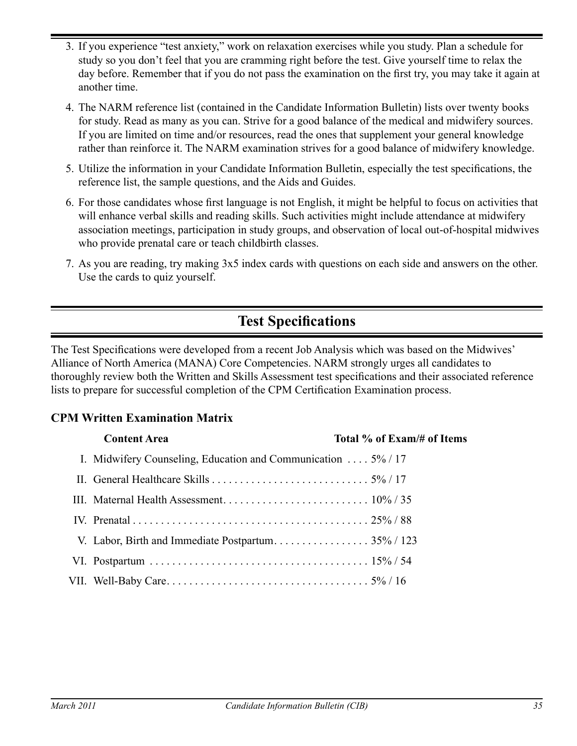3. If you experience "test anxiety," work on relaxation exercises while you study. Plan a schedule for study so you don't feel that you are cramming right before the test. Give yourself time to relax the day before. Remember that if you do not pass the examination on the first try, you may take it again at another time.
4. The NARM reference list (contained in the Candidate Information Bulletin) lists over twenty books for study. Read as many as you can. Strive for a good balance of the medical and midwifery sources. If you are limited on time and/or resources, read the ones that supplement your general knowledge rather than reinforce it. The NARM examination strives for a good balance of midwifery knowledge.
5. Utilize the information in your Candidate Information Bulletin, especially the test specifications, the reference list, the sample questions, and the Aids and Guides.
6. For those candidates whose first language is not English, it might be helpful to focus on activities that will enhance verbal skills and reading skills. Such activities might include attendance at midwifery association meetings, participation in study groups, and observation of local out-of-hospital midwives who provide prenatal care or teach childbirth classes.
7. As you are reading, try making 3x5 index cards with questions on each side and answers on the other. Use the cards to quiz yourself.

## Test Specifications

The Test Specifications were developed from a recent Job Analysis which was based on the Midwives' Alliance of North America (MANA) Core Competencies. NARM strongly urges all candidates to thoroughly review both the Written and Skills Assessment test specifications and their associated reference lists to prepare for successful completion of the CPM Certification Examination process.

### CPM Written Examination Matrix

| Content Area | Total % of Exam/# of Items |
|---|---|
| I. Midwifery Counseling, Education and Communication | 5% / 17 |
| II. General Healthcare Skills | 5% / 17 |
| III. Maternal Health Assessment | 10% / 35 |
| IV. Prenatal | 25% / 88 |
| V. Labor, Birth and Immediate Postpartum | 35% / 123 |
| VI. Postpartum | 15% / 54 |
| VII. Well-Baby Care | 5% / 16 |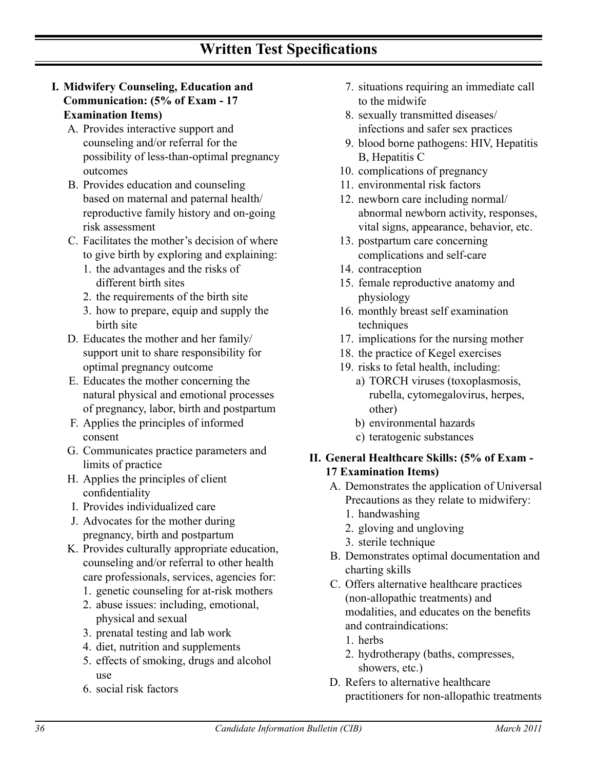# Written Test Specifications

**I. Midwifery Counseling, Education and Communication: (5% of Exam - 17 Examination Items)**

A. Provides interactive support and counseling and/or referral for the possibility of less-than-optimal pregnancy outcomes

B. Provides education and counseling based on maternal and paternal health/ reproductive family history and on-going risk assessment

C. Facilitates the mother's decision of where to give birth by exploring and explaining:
   1. the advantages and the risks of different birth sites
   2. the requirements of the birth site
   3. how to prepare, equip and supply the birth site

D. Educates the mother and her family/ support unit to share responsibility for optimal pregnancy outcome

E. Educates the mother concerning the natural physical and emotional processes of pregnancy, labor, birth and postpartum

F. Applies the principles of informed consent

G. Communicates practice parameters and limits of practice

H. Applies the principles of client confidentiality

I. Provides individualized care

J. Advocates for the mother during pregnancy, birth and postpartum

K. Provides culturally appropriate education, counseling and/or referral to other health care professionals, services, agencies for:
   1. genetic counseling for at-risk mothers
   2. abuse issues: including, emotional, physical and sexual
   3. prenatal testing and lab work
   4. diet, nutrition and supplements
   5. effects of smoking, drugs and alcohol use
   6. social risk factors
   7. situations requiring an immediate call to the midwife
   8. sexually transmitted diseases/ infections and safer sex practices
   9. blood borne pathogens: HIV, Hepatitis B, Hepatitis C
   10. complications of pregnancy
   11. environmental risk factors
   12. newborn care including normal/ abnormal newborn activity, responses, vital signs, appearance, behavior, etc.
   13. postpartum care concerning complications and self-care
   14. contraception
   15. female reproductive anatomy and physiology
   16. monthly breast self examination techniques
   17. implications for the nursing mother
   18. the practice of Kegel exercises
   19. risks to fetal health, including:
       a) TORCH viruses (toxoplasmosis, rubella, cytomegalovirus, herpes, other)
       b) environmental hazards
       c) teratogenic substances

**II. General Healthcare Skills: (5% of Exam - 17 Examination Items)**

A. Demonstrates the application of Universal Precautions as they relate to midwifery:
   1. handwashing
   2. gloving and ungloving
   3. sterile technique

B. Demonstrates optimal documentation and charting skills

C. Offers alternative healthcare practices (non-allopathic treatments) and modalities, and educates on the benefits and contraindications:
   1. herbs
   2. hydrotherapy (baths, compresses, showers, etc.)

D. Refers to alternative healthcare practitioners for non-allopathic treatments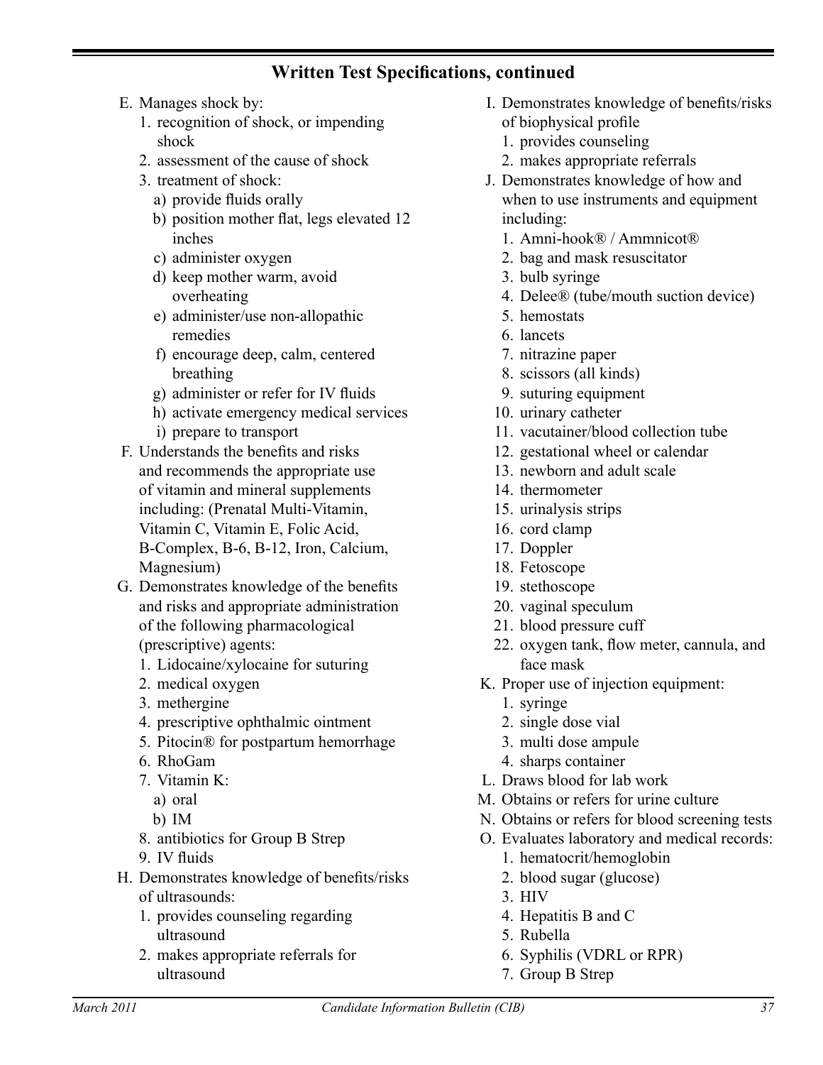## Written Test Specifications, continued

E. Manages shock by:
   1. recognition of shock, or impending shock
   2. assessment of the cause of shock
   3. treatment of shock:
      a) provide fluids orally
      b) position mother flat, legs elevated 12 inches
      c) administer oxygen
      d) keep mother warm, avoid overheating
      e) administer/use non-allopathic remedies
      f) encourage deep, calm, centered breathing
      g) administer or refer for IV fluids
      h) activate emergency medical services
      i) prepare to transport

F. Understands the benefits and risks and recommends the appropriate use of vitamin and mineral supplements including: (Prenatal Multi-Vitamin, Vitamin C, Vitamin E, Folic Acid, B-Complex, B-6, B-12, Iron, Calcium, Magnesium)

G. Demonstrates knowledge of the benefits and risks and appropriate administration of the following pharmacological (prescriptive) agents:
   1. Lidocaine/xylocaine for suturing
   2. medical oxygen
   3. methergine
   4. prescriptive ophthalmic ointment
   5. Pitocin® for postpartum hemorrhage
   6. RhoGam
   7. Vitamin K:
      a) oral
      b) IM
   8. antibiotics for Group B Strep
   9. IV fluids

H. Demonstrates knowledge of benefits/risks of ultrasounds:
   1. provides counseling regarding ultrasound
   2. makes appropriate referrals for ultrasound

I. Demonstrates knowledge of benefits/risks of biophysical profile
   1. provides counseling
   2. makes appropriate referrals

J. Demonstrates knowledge of how and when to use instruments and equipment including:
   1. Amni-hook® / Ammnicot®
   2. bag and mask resuscitator
   3. bulb syringe
   4. Delee® (tube/mouth suction device)
   5. hemostats
   6. lancets
   7. nitrazine paper
   8. scissors (all kinds)
   9. suturing equipment
   10. urinary catheter
   11. vacutainer/blood collection tube
   12. gestational wheel or calendar
   13. newborn and adult scale
   14. thermometer
   15. urinalysis strips
   16. cord clamp
   17. Doppler
   18. Fetoscope
   19. stethoscope
   20. vaginal speculum
   21. blood pressure cuff
   22. oxygen tank, flow meter, cannula, and face mask

K. Proper use of injection equipment:
   1. syringe
   2. single dose vial
   3. multi dose ampule
   4. sharps container

L. Draws blood for lab work

M. Obtains or refers for urine culture

N. Obtains or refers for blood screening tests

O. Evaluates laboratory and medical records:
   1. hematocrit/hemoglobin
   2. blood sugar (glucose)
   3. HIV
   4. Hepatitis B and C
   5. Rubella
   6. Syphilis (VDRL or RPR)
   7. Group B Strep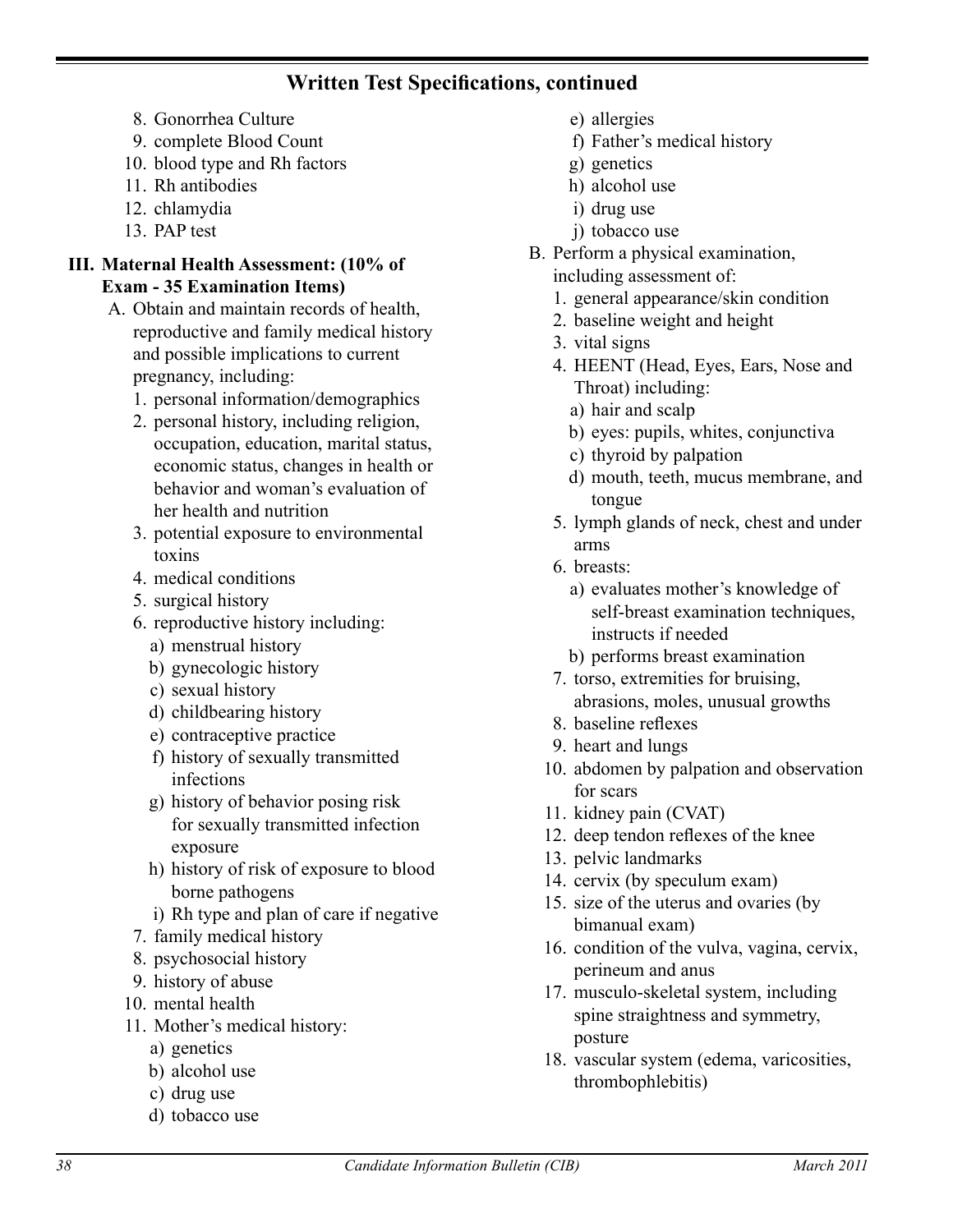## Written Test Specifications, continued

8. Gonorrhea Culture
9. complete Blood Count
10. blood type and Rh factors
11. Rh antibodies
12. chlamydia
13. PAP test

### III. Maternal Health Assessment: (10% of Exam - 35 Examination Items)

A. Obtain and maintain records of health, reproductive and family medical history and possible implications to current pregnancy, including:
   1. personal information/demographics
   2. personal history, including religion, occupation, education, marital status, economic status, changes in health or behavior and woman's evaluation of her health and nutrition
   3. potential exposure to environmental toxins
   4. medical conditions
   5. surgical history
   6. reproductive history including:
      a) menstrual history
      b) gynecologic history
      c) sexual history
      d) childbearing history
      e) contraceptive practice
      f) history of sexually transmitted infections
      g) history of behavior posing risk for sexually transmitted infection exposure
      h) history of risk of exposure to blood borne pathogens
      i) Rh type and plan of care if negative
   7. family medical history
   8. psychosocial history
   9. history of abuse
   10. mental health
   11. Mother's medical history:
      a) genetics
      b) alcohol use
      c) drug use
      d) tobacco use
      e) allergies
      f) Father's medical history
      g) genetics
      h) alcohol use
      i) drug use
      j) tobacco use

B. Perform a physical examination, including assessment of:
   1. general appearance/skin condition
   2. baseline weight and height
   3. vital signs
   4. HEENT (Head, Eyes, Ears, Nose and Throat) including:
      a) hair and scalp
      b) eyes: pupils, whites, conjunctiva
      c) thyroid by palpation
      d) mouth, teeth, mucus membrane, and tongue
   5. lymph glands of neck, chest and under arms
   6. breasts:
      a) evaluates mother's knowledge of self-breast examination techniques, instructs if needed
      b) performs breast examination
   7. torso, extremities for bruising, abrasions, moles, unusual growths
   8. baseline reflexes
   9. heart and lungs
   10. abdomen by palpation and observation for scars
   11. kidney pain (CVAT)
   12. deep tendon reflexes of the knee
   13. pelvic landmarks
   14. cervix (by speculum exam)
   15. size of the uterus and ovaries (by bimanual exam)
   16. condition of the vulva, vagina, cervix, perineum and anus
   17. musculo-skeletal system, including spine straightness and symmetry, posture
   18. vascular system (edema, varicosities, thrombophlebitis)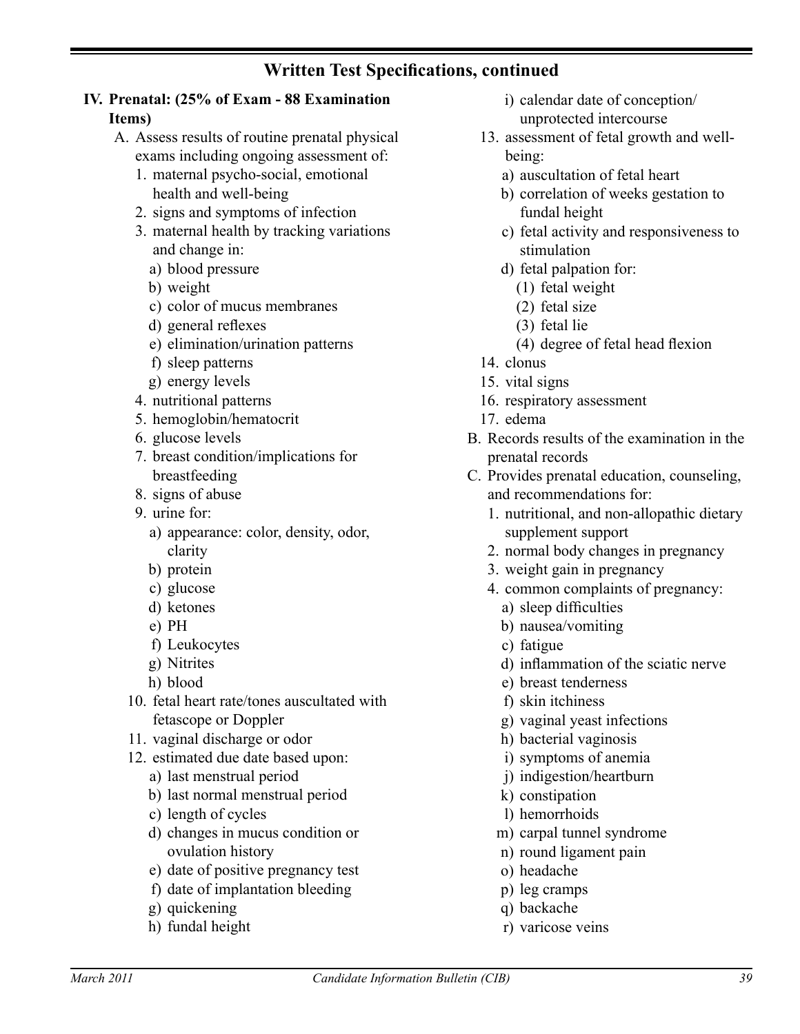## Written Test Specifications, continued

**IV. Prenatal: (25% of Exam - 88 Examination Items)**

A. Assess results of routine prenatal physical exams including ongoing assessment of:
   1. maternal psycho-social, emotional health and well-being
   2. signs and symptoms of infection
   3. maternal health by tracking variations and change in:
      a) blood pressure
      b) weight
      c) color of mucus membranes
      d) general reflexes
      e) elimination/urination patterns
      f) sleep patterns
      g) energy levels
   4. nutritional patterns
   5. hemoglobin/hematocrit
   6. glucose levels
   7. breast condition/implications for breastfeeding
   8. signs of abuse
   9. urine for:
      a) appearance: color, density, odor, clarity
      b) protein
      c) glucose
      d) ketones
      e) PH
      f) Leukocytes
      g) Nitrites
      h) blood
   10. fetal heart rate/tones auscultated with fetascope or Doppler
   11. vaginal discharge or odor
   12. estimated due date based upon:
      a) last menstrual period
      b) last normal menstrual period
      c) length of cycles
      d) changes in mucus condition or ovulation history
      e) date of positive pregnancy test
      f) date of implantation bleeding
      g) quickening
      h) fundal height
      i) calendar date of conception/unprotected intercourse
   13. assessment of fetal growth and well-being:
      a) auscultation of fetal heart
      b) correlation of weeks gestation to fundal height
      c) fetal activity and responsiveness to stimulation
      d) fetal palpation for:
         (1) fetal weight
         (2) fetal size
         (3) fetal lie
         (4) degree of fetal head flexion
   14. clonus
   15. vital signs
   16. respiratory assessment
   17. edema

B. Records results of the examination in the prenatal records

C. Provides prenatal education, counseling, and recommendations for:
   1. nutritional, and non-allopathic dietary supplement support
   2. normal body changes in pregnancy
   3. weight gain in pregnancy
   4. common complaints of pregnancy:
      a) sleep difficulties
      b) nausea/vomiting
      c) fatigue
      d) inflammation of the sciatic nerve
      e) breast tenderness
      f) skin itchiness
      g) vaginal yeast infections
      h) bacterial vaginosis
      i) symptoms of anemia
      j) indigestion/heartburn
      k) constipation
      l) hemorrhoids
      m) carpal tunnel syndrome
      n) round ligament pain
      o) headache
      p) leg cramps
      q) backache
      r) varicose veins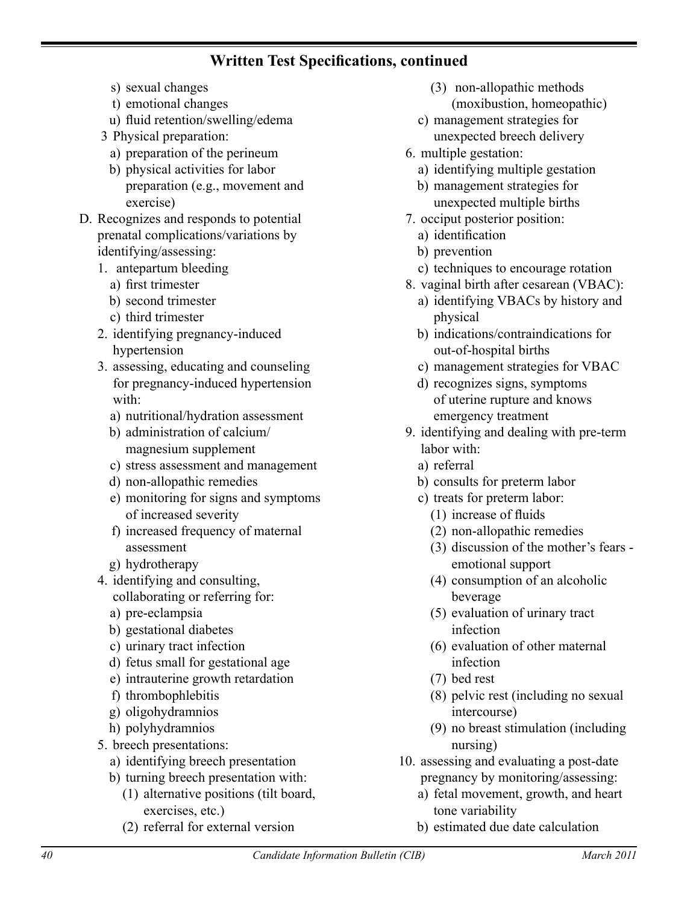## Written Test Specifications, continued

- s) sexual changes
- t) emotional changes
- u) fluid retention/swelling/edema

3 Physical preparation:
- a) preparation of the perineum
- b) physical activities for labor preparation (e.g., movement and exercise)

D. Recognizes and responds to potential prenatal complications/variations by identifying/assessing:

1. antepartum bleeding
   - a) first trimester
   - b) second trimester
   - c) third trimester
2. identifying pregnancy-induced hypertension
3. assessing, educating and counseling for pregnancy-induced hypertension with:
   - a) nutritional/hydration assessment
   - b) administration of calcium/ magnesium supplement
   - c) stress assessment and management
   - d) non-allopathic remedies
   - e) monitoring for signs and symptoms of increased severity
   - f) increased frequency of maternal assessment
   - g) hydrotherapy
4. identifying and consulting, collaborating or referring for:
   - a) pre-eclampsia
   - b) gestational diabetes
   - c) urinary tract infection
   - d) fetus small for gestational age
   - e) intrauterine growth retardation
   - f) thrombophlebitis
   - g) oligohydramnios
   - h) polyhydramnios
5. breech presentations:
   - a) identifying breech presentation
   - b) turning breech presentation with:
     - (1) alternative positions (tilt board, exercises, etc.)
     - (2) referral for external version
     - (3) non-allopathic methods (moxibustion, homeopathic)
   - c) management strategies for unexpected breech delivery
6. multiple gestation:
   - a) identifying multiple gestation
   - b) management strategies for unexpected multiple births
7. occiput posterior position:
   - a) identification
   - b) prevention
   - c) techniques to encourage rotation
8. vaginal birth after cesarean (VBAC):
   - a) identifying VBACs by history and physical
   - b) indications/contraindications for out-of-hospital births
   - c) management strategies for VBAC
   - d) recognizes signs, symptoms of uterine rupture and knows emergency treatment
9. identifying and dealing with pre-term labor with:
   - a) referral
   - b) consults for preterm labor
   - c) treats for preterm labor:
     - (1) increase of fluids
     - (2) non-allopathic remedies
     - (3) discussion of the mother's fears - emotional support
     - (4) consumption of an alcoholic beverage
     - (5) evaluation of urinary tract infection
     - (6) evaluation of other maternal infection
     - (7) bed rest
     - (8) pelvic rest (including no sexual intercourse)
     - (9) no breast stimulation (including nursing)
10. assessing and evaluating a post-date pregnancy by monitoring/assessing:
    - a) fetal movement, growth, and heart tone variability
    - b) estimated due date calculation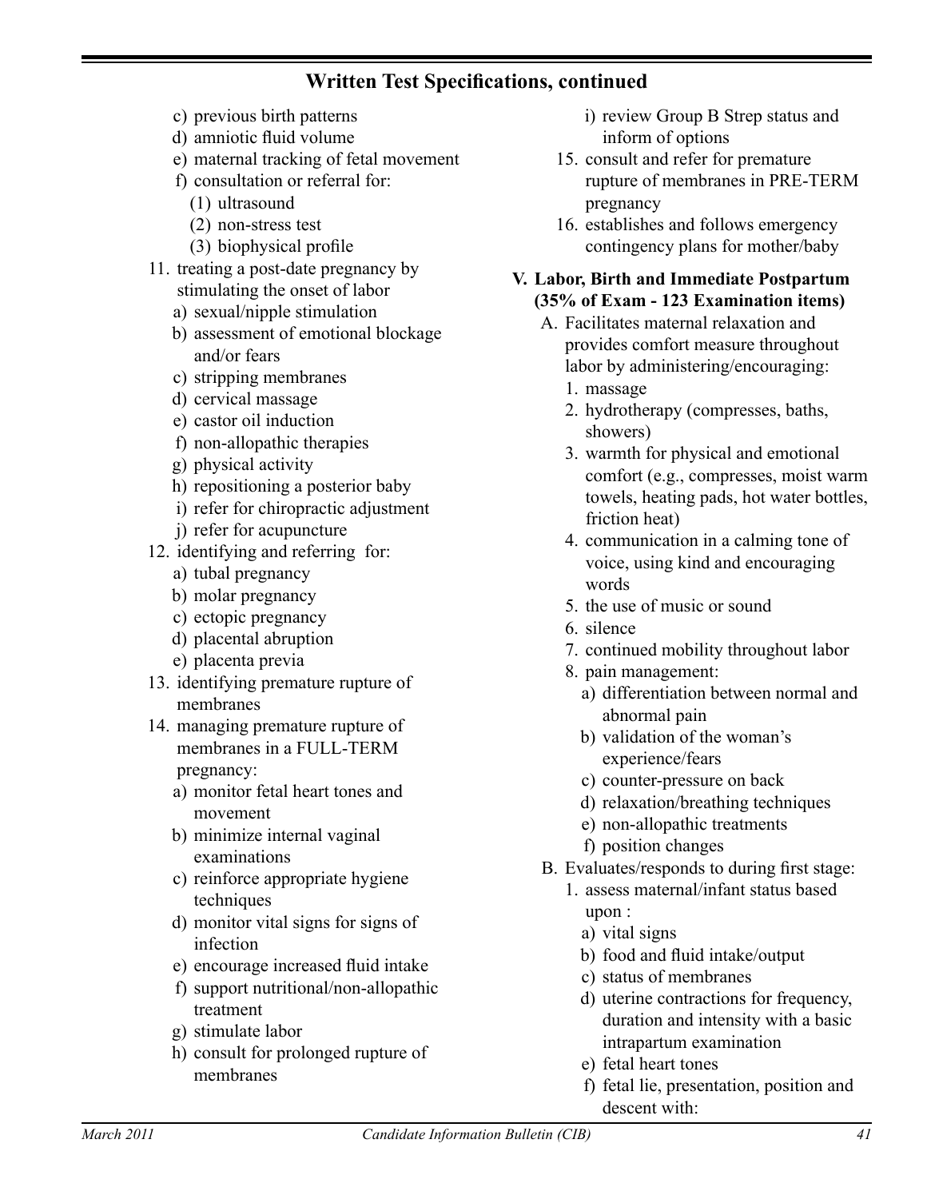## Written Test Specifications, continued

- c) previous birth patterns
- d) amniotic fluid volume
- e) maternal tracking of fetal movement
- f) consultation or referral for:
  - (1) ultrasound
  - (2) non-stress test
  - (3) biophysical profile

11. treating a post-date pregnancy by stimulating the onset of labor
    - a) sexual/nipple stimulation
    - b) assessment of emotional blockage and/or fears
    - c) stripping membranes
    - d) cervical massage
    - e) castor oil induction
    - f) non-allopathic therapies
    - g) physical activity
    - h) repositioning a posterior baby
    - i) refer for chiropractic adjustment
    - j) refer for acupuncture
12. identifying and referring for:
    - a) tubal pregnancy
    - b) molar pregnancy
    - c) ectopic pregnancy
    - d) placental abruption
    - e) placenta previa
13. identifying premature rupture of membranes
14. managing premature rupture of membranes in a FULL-TERM pregnancy:
    - a) monitor fetal heart tones and movement
    - b) minimize internal vaginal examinations
    - c) reinforce appropriate hygiene techniques
    - d) monitor vital signs for signs of infection
    - e) encourage increased fluid intake
    - f) support nutritional/non-allopathic treatment
    - g) stimulate labor
    - h) consult for prolonged rupture of membranes
    - i) review Group B Strep status and inform of options
15. consult and refer for premature rupture of membranes in PRE-TERM pregnancy
16. establishes and follows emergency contingency plans for mother/baby

### V. Labor, Birth and Immediate Postpartum (35% of Exam - 123 Examination items)

A. Facilitates maternal relaxation and provides comfort measure throughout labor by administering/encouraging:
1. massage
2. hydrotherapy (compresses, baths, showers)
3. warmth for physical and emotional comfort (e.g., compresses, moist warm towels, heating pads, hot water bottles, friction heat)
4. communication in a calming tone of voice, using kind and encouraging words
5. the use of music or sound
6. silence
7. continued mobility throughout labor
8. pain management:
   - a) differentiation between normal and abnormal pain
   - b) validation of the woman's experience/fears
   - c) counter-pressure on back
   - d) relaxation/breathing techniques
   - e) non-allopathic treatments
   - f) position changes

B. Evaluates/responds to during first stage:
1. assess maternal/infant status based upon :
   - a) vital signs
   - b) food and fluid intake/output
   - c) status of membranes
   - d) uterine contractions for frequency, duration and intensity with a basic intrapartum examination
   - e) fetal heart tones
   - f) fetal lie, presentation, position and descent with: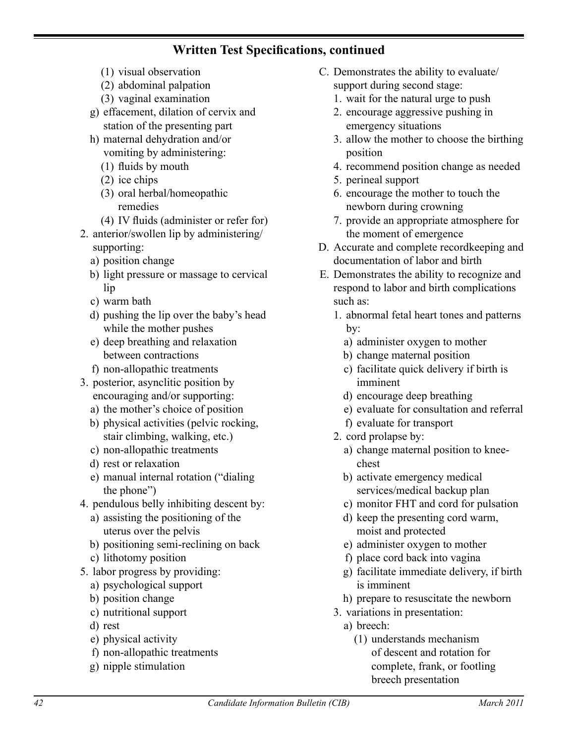## Written Test Specifications, continued

- (1) visual observation
- (2) abdominal palpation
- (3) vaginal examination

g) effacement, dilation of cervix and station of the presenting part

h) maternal dehydration and/or vomiting by administering:
- (1) fluids by mouth
- (2) ice chips
- (3) oral herbal/homeopathic remedies
- (4) IV fluids (administer or refer for)

2. anterior/swollen lip by administering/supporting:
   - a) position change
   - b) light pressure or massage to cervical lip
   - c) warm bath
   - d) pushing the lip over the baby's head while the mother pushes
   - e) deep breathing and relaxation between contractions
   - f) non-allopathic treatments

3. posterior, asynclitic position by encouraging and/or supporting:
   - a) the mother's choice of position
   - b) physical activities (pelvic rocking, stair climbing, walking, etc.)
   - c) non-allopathic treatments
   - d) rest or relaxation
   - e) manual internal rotation ("dialing the phone")

4. pendulous belly inhibiting descent by:
   - a) assisting the positioning of the uterus over the pelvis
   - b) positioning semi-reclining on back
   - c) lithotomy position

5. labor progress by providing:
   - a) psychological support
   - b) position change
   - c) nutritional support
   - d) rest
   - e) physical activity
   - f) non-allopathic treatments
   - g) nipple stimulation

C. Demonstrates the ability to evaluate/support during second stage:
   1. wait for the natural urge to push
   2. encourage aggressive pushing in emergency situations
   3. allow the mother to choose the birthing position
   4. recommend position change as needed
   5. perineal support
   6. encourage the mother to touch the newborn during crowning
   7. provide an appropriate atmosphere for the moment of emergence

D. Accurate and complete recordkeeping and documentation of labor and birth

E. Demonstrates the ability to recognize and respond to labor and birth complications such as:
   1. abnormal fetal heart tones and patterns by:
      - a) administer oxygen to mother
      - b) change maternal position
      - c) facilitate quick delivery if birth is imminent
      - d) encourage deep breathing
      - e) evaluate for consultation and referral
      - f) evaluate for transport
   2. cord prolapse by:
      - a) change maternal position to knee-chest
      - b) activate emergency medical services/medical backup plan
      - c) monitor FHT and cord for pulsation
      - d) keep the presenting cord warm, moist and protected
      - e) administer oxygen to mother
      - f) place cord back into vagina
      - g) facilitate immediate delivery, if birth is imminent
      - h) prepare to resuscitate the newborn
   3. variations in presentation:
      - a) breech:
        - (1) understands mechanism of descent and rotation for complete, frank, or footling breech presentation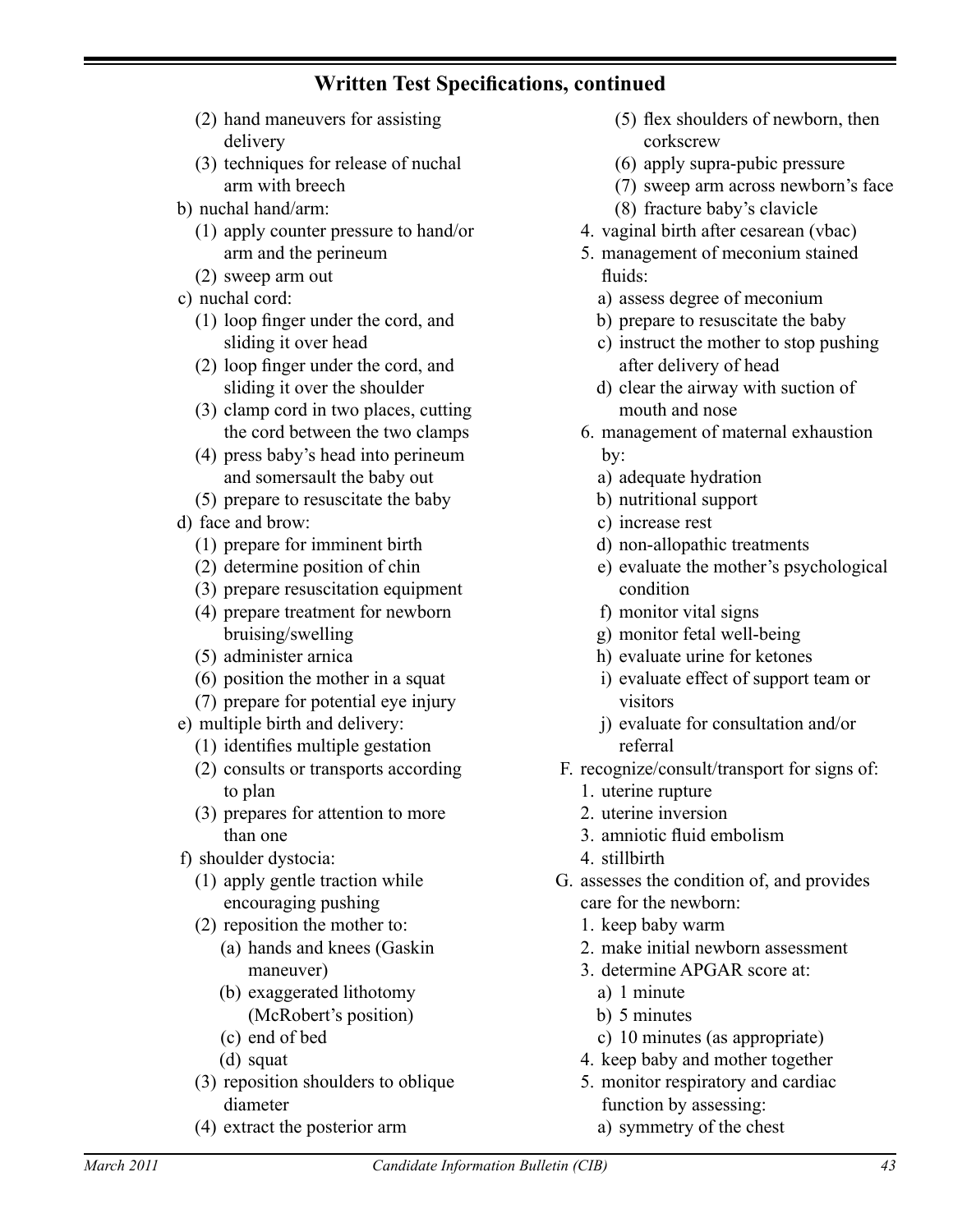## Written Test Specifications, continued

- (2) hand maneuvers for assisting delivery
- (3) techniques for release of nuchal arm with breech

b) nuchal hand/arm:
- (1) apply counter pressure to hand/or arm and the perineum
- (2) sweep arm out

c) nuchal cord:
- (1) loop finger under the cord, and sliding it over head
- (2) loop finger under the cord, and sliding it over the shoulder
- (3) clamp cord in two places, cutting the cord between the two clamps
- (4) press baby's head into perineum and somersault the baby out
- (5) prepare to resuscitate the baby

d) face and brow:
- (1) prepare for imminent birth
- (2) determine position of chin
- (3) prepare resuscitation equipment
- (4) prepare treatment for newborn bruising/swelling
- (5) administer arnica
- (6) position the mother in a squat
- (7) prepare for potential eye injury

e) multiple birth and delivery:
- (1) identifies multiple gestation
- (2) consults or transports according to plan
- (3) prepares for attention to more than one

f) shoulder dystocia:
- (1) apply gentle traction while encouraging pushing
- (2) reposition the mother to:
  - (a) hands and knees (Gaskin maneuver)
  - (b) exaggerated lithotomy (McRobert's position)
  - (c) end of bed
  - (d) squat
- (3) reposition shoulders to oblique diameter
- (4) extract the posterior arm
- (5) flex shoulders of newborn, then corkscrew
- (6) apply supra-pubic pressure
- (7) sweep arm across newborn's face
- (8) fracture baby's clavicle

4. vaginal birth after cesarean (vbac)
5. management of meconium stained fluids:
   - a) assess degree of meconium
   - b) prepare to resuscitate the baby
   - c) instruct the mother to stop pushing after delivery of head
   - d) clear the airway with suction of mouth and nose
6. management of maternal exhaustion by:
   - a) adequate hydration
   - b) nutritional support
   - c) increase rest
   - d) non-allopathic treatments
   - e) evaluate the mother's psychological condition
   - f) monitor vital signs
   - g) monitor fetal well-being
   - h) evaluate urine for ketones
   - i) evaluate effect of support team or visitors
   - j) evaluate for consultation and/or referral

F. recognize/consult/transport for signs of:
1. uterine rupture
2. uterine inversion
3. amniotic fluid embolism
4. stillbirth

G. assesses the condition of, and provides care for the newborn:
1. keep baby warm
2. make initial newborn assessment
3. determine APGAR score at:
   - a) 1 minute
   - b) 5 minutes
   - c) 10 minutes (as appropriate)
4. keep baby and mother together
5. monitor respiratory and cardiac function by assessing:
   - a) symmetry of the chest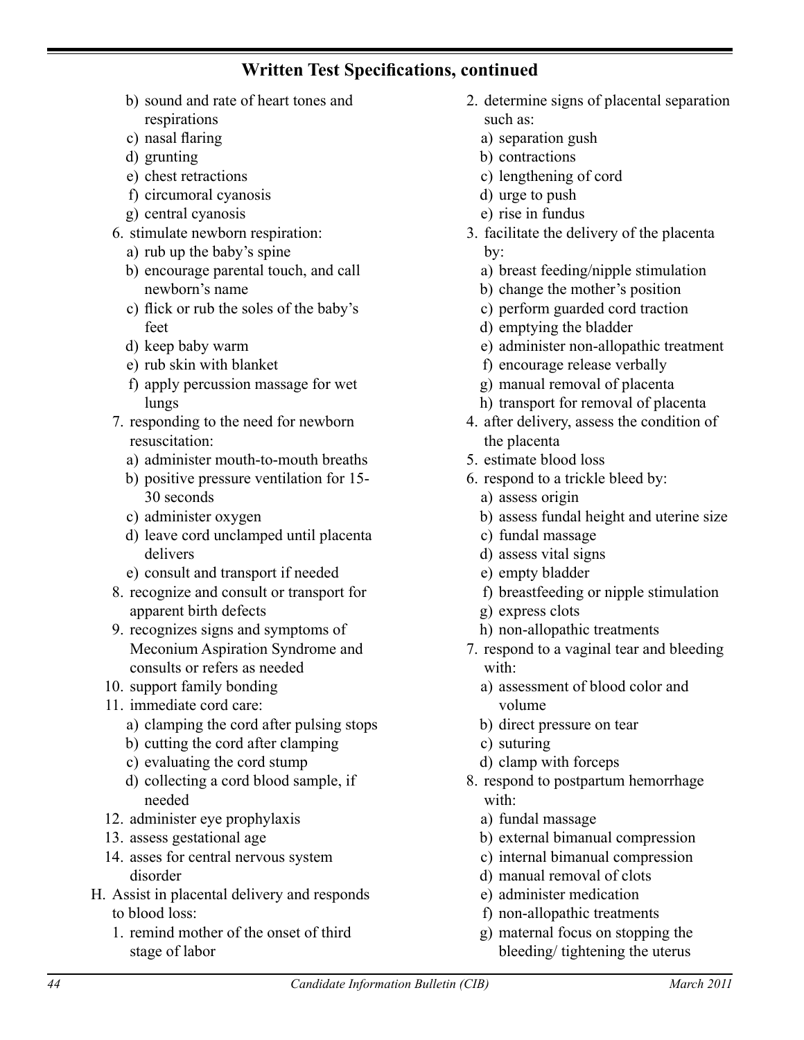## Written Test Specifications, continued

- b) sound and rate of heart tones and respirations
- c) nasal flaring
- d) grunting
- e) chest retractions
- f) circumoral cyanosis
- g) central cyanosis

6. stimulate newborn respiration:
   - a) rub up the baby's spine
   - b) encourage parental touch, and call newborn's name
   - c) flick or rub the soles of the baby's feet
   - d) keep baby warm
   - e) rub skin with blanket
   - f) apply percussion massage for wet lungs
7. responding to the need for newborn resuscitation:
   - a) administer mouth-to-mouth breaths
   - b) positive pressure ventilation for 15-30 seconds
   - c) administer oxygen
   - d) leave cord unclamped until placenta delivers
   - e) consult and transport if needed
8. recognize and consult or transport for apparent birth defects
9. recognizes signs and symptoms of Meconium Aspiration Syndrome and consults or refers as needed
10. support family bonding
11. immediate cord care:
    - a) clamping the cord after pulsing stops
    - b) cutting the cord after clamping
    - c) evaluating the cord stump
    - d) collecting a cord blood sample, if needed
12. administer eye prophylaxis
13. assess gestational age
14. asses for central nervous system disorder

H. Assist in placental delivery and responds to blood loss:

1. remind mother of the onset of third stage of labor
2. determine signs of placental separation such as:
   - a) separation gush
   - b) contractions
   - c) lengthening of cord
   - d) urge to push
   - e) rise in fundus
3. facilitate the delivery of the placenta by:
   - a) breast feeding/nipple stimulation
   - b) change the mother's position
   - c) perform guarded cord traction
   - d) emptying the bladder
   - e) administer non-allopathic treatment
   - f) encourage release verbally
   - g) manual removal of placenta
   - h) transport for removal of placenta
4. after delivery, assess the condition of the placenta
5. estimate blood loss
6. respond to a trickle bleed by:
   - a) assess origin
   - b) assess fundal height and uterine size
   - c) fundal massage
   - d) assess vital signs
   - e) empty bladder
   - f) breastfeeding or nipple stimulation
   - g) express clots
   - h) non-allopathic treatments
7. respond to a vaginal tear and bleeding with:
   - a) assessment of blood color and volume
   - b) direct pressure on tear
   - c) suturing
   - d) clamp with forceps
8. respond to postpartum hemorrhage with:
   - a) fundal massage
   - b) external bimanual compression
   - c) internal bimanual compression
   - d) manual removal of clots
   - e) administer medication
   - f) non-allopathic treatments
   - g) maternal focus on stopping the bleeding/ tightening the uterus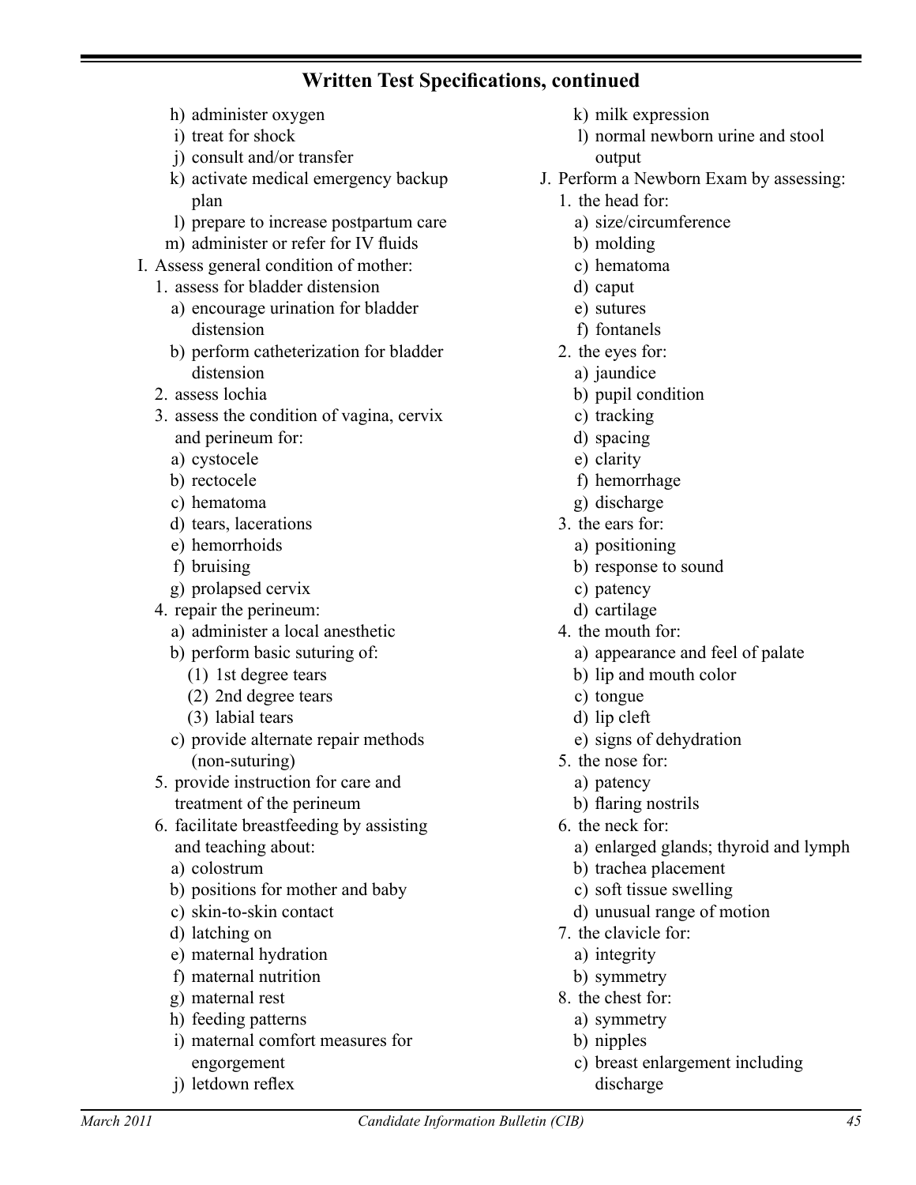## Written Test Specifications, continued

- h) administer oxygen
- i) treat for shock
- j) consult and/or transfer
- k) activate medical emergency backup plan
- l) prepare to increase postpartum care
- m) administer or refer for IV fluids

I. Assess general condition of mother:

1. assess for bladder distension
   - a) encourage urination for bladder distension
   - b) perform catheterization for bladder distension
2. assess lochia
3. assess the condition of vagina, cervix and perineum for:
   - a) cystocele
   - b) rectocele
   - c) hematoma
   - d) tears, lacerations
   - e) hemorrhoids
   - f) bruising
   - g) prolapsed cervix
4. repair the perineum:
   - a) administer a local anesthetic
   - b) perform basic suturing of:
     - (1) 1st degree tears
     - (2) 2nd degree tears
     - (3) labial tears
   - c) provide alternate repair methods (non-suturing)
5. provide instruction for care and treatment of the perineum
6. facilitate breastfeeding by assisting and teaching about:
   - a) colostrum
   - b) positions for mother and baby
   - c) skin-to-skin contact
   - d) latching on
   - e) maternal hydration
   - f) maternal nutrition
   - g) maternal rest
   - h) feeding patterns
   - i) maternal comfort measures for engorgement
   - j) letdown reflex
   - k) milk expression
   - l) normal newborn urine and stool output

J. Perform a Newborn Exam by assessing:

1. the head for:
   - a) size/circumference
   - b) molding
   - c) hematoma
   - d) caput
   - e) sutures
   - f) fontanels
2. the eyes for:
   - a) jaundice
   - b) pupil condition
   - c) tracking
   - d) spacing
   - e) clarity
   - f) hemorrhage
   - g) discharge
3. the ears for:
   - a) positioning
   - b) response to sound
   - c) patency
   - d) cartilage
4. the mouth for:
   - a) appearance and feel of palate
   - b) lip and mouth color
   - c) tongue
   - d) lip cleft
   - e) signs of dehydration
5. the nose for:
   - a) patency
   - b) flaring nostrils
6. the neck for:
   - a) enlarged glands; thyroid and lymph
   - b) trachea placement
   - c) soft tissue swelling
   - d) unusual range of motion
7. the clavicle for:
   - a) integrity
   - b) symmetry
8. the chest for:
   - a) symmetry
   - b) nipples
   - c) breast enlargement including discharge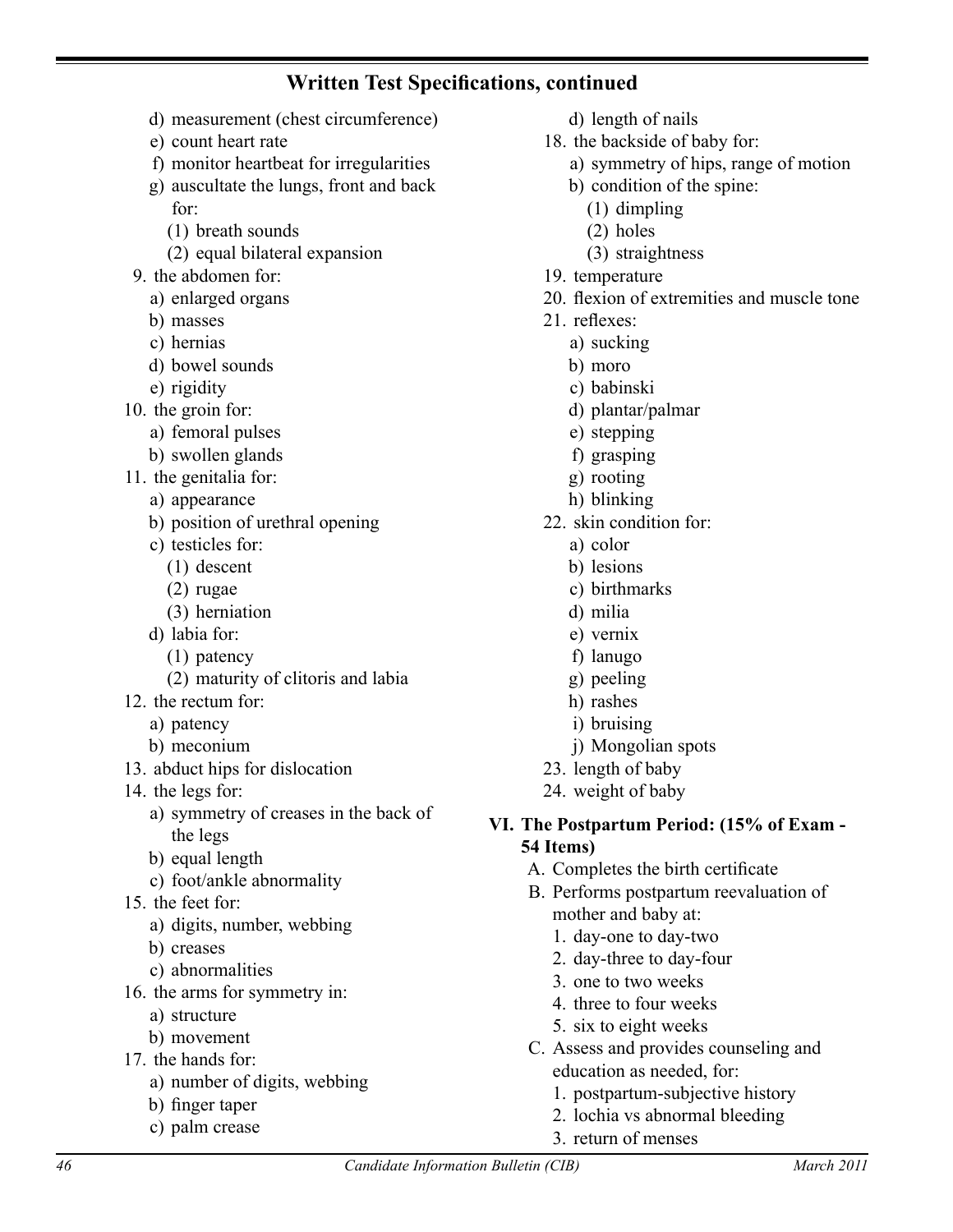## Written Test Specifications, continued

- d) measurement (chest circumference)
- e) count heart rate
- f) monitor heartbeat for irregularities
- g) auscultate the lungs, front and back for:
  - (1) breath sounds
  - (2) equal bilateral expansion

9. the abdomen for:
   - a) enlarged organs
   - b) masses
   - c) hernias
   - d) bowel sounds
   - e) rigidity
10. the groin for:
    - a) femoral pulses
    - b) swollen glands
11. the genitalia for:
    - a) appearance
    - b) position of urethral opening
    - c) testicles for:
      - (1) descent
      - (2) rugae
      - (3) herniation
    - d) labia for:
      - (1) patency
      - (2) maturity of clitoris and labia
12. the rectum for:
    - a) patency
    - b) meconium
13. abduct hips for dislocation
14. the legs for:
    - a) symmetry of creases in the back of the legs
    - b) equal length
    - c) foot/ankle abnormality
15. the feet for:
    - a) digits, number, webbing
    - b) creases
    - c) abnormalities
16. the arms for symmetry in:
    - a) structure
    - b) movement
17. the hands for:
    - a) number of digits, webbing
    - b) finger taper
    - c) palm crease
    - d) length of nails
18. the backside of baby for:
    - a) symmetry of hips, range of motion
    - b) condition of the spine:
      - (1) dimpling
      - (2) holes
      - (3) straightness
19. temperature
20. flexion of extremities and muscle tone
21. reflexes:
    - a) sucking
    - b) moro
    - c) babinski
    - d) plantar/palmar
    - e) stepping
    - f) grasping
    - g) rooting
    - h) blinking
22. skin condition for:
    - a) color
    - b) lesions
    - c) birthmarks
    - d) milia
    - e) vernix
    - f) lanugo
    - g) peeling
    - h) rashes
    - i) bruising
    - j) Mongolian spots
23. length of baby
24. weight of baby

### VI. The Postpartum Period: (15% of Exam - 54 Items)

- A. Completes the birth certificate
- B. Performs postpartum reevaluation of mother and baby at:
  1. day-one to day-two
  2. day-three to day-four
  3. one to two weeks
  4. three to four weeks
  5. six to eight weeks
- C. Assess and provides counseling and education as needed, for:
  1. postpartum-subjective history
  2. lochia vs abnormal bleeding
  3. return of menses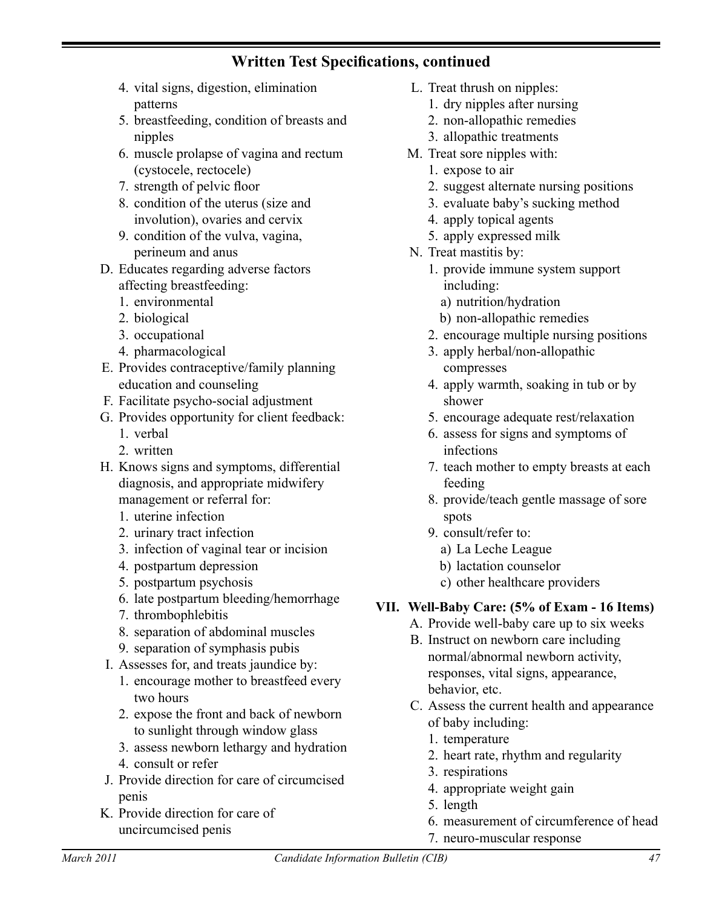## Written Test Specifications, continued

4. vital signs, digestion, elimination patterns
5. breastfeeding, condition of breasts and nipples
6. muscle prolapse of vagina and rectum (cystocele, rectocele)
7. strength of pelvic floor
8. condition of the uterus (size and involution), ovaries and cervix
9. condition of the vulva, vagina, perineum and anus

D. Educates regarding adverse factors affecting breastfeeding:
   1. environmental
   2. biological
   3. occupational
   4. pharmacological

E. Provides contraceptive/family planning education and counseling

F. Facilitate psycho-social adjustment

G. Provides opportunity for client feedback:
   1. verbal
   2. written

H. Knows signs and symptoms, differential diagnosis, and appropriate midwifery management or referral for:
   1. uterine infection
   2. urinary tract infection
   3. infection of vaginal tear or incision
   4. postpartum depression
   5. postpartum psychosis
   6. late postpartum bleeding/hemorrhage
   7. thrombophlebitis
   8. separation of abdominal muscles
   9. separation of symphasis pubis

I. Assesses for, and treats jaundice by:
   1. encourage mother to breastfeed every two hours
   2. expose the front and back of newborn to sunlight through window glass
   3. assess newborn lethargy and hydration
   4. consult or refer

J. Provide direction for care of circumcised penis

K. Provide direction for care of uncircumcised penis

L. Treat thrush on nipples:
   1. dry nipples after nursing
   2. non-allopathic remedies
   3. allopathic treatments

M. Treat sore nipples with:
   1. expose to air
   2. suggest alternate nursing positions
   3. evaluate baby's sucking method
   4. apply topical agents
   5. apply expressed milk

N. Treat mastitis by:
   1. provide immune system support including:
      a) nutrition/hydration
      b) non-allopathic remedies
   2. encourage multiple nursing positions
   3. apply herbal/non-allopathic compresses
   4. apply warmth, soaking in tub or by shower
   5. encourage adequate rest/relaxation
   6. assess for signs and symptoms of infections
   7. teach mother to empty breasts at each feeding
   8. provide/teach gentle massage of sore spots
   9. consult/refer to:
      a) La Leche League
      b) lactation counselor
      c) other healthcare providers

### VII. Well-Baby Care: (5% of Exam - 16 Items)

A. Provide well-baby care up to six weeks

B. Instruct on newborn care including normal/abnormal newborn activity, responses, vital signs, appearance, behavior, etc.

C. Assess the current health and appearance of baby including:
   1. temperature
   2. heart rate, rhythm and regularity
   3. respirations
   4. appropriate weight gain
   5. length
   6. measurement of circumference of head
   7. neuro-muscular response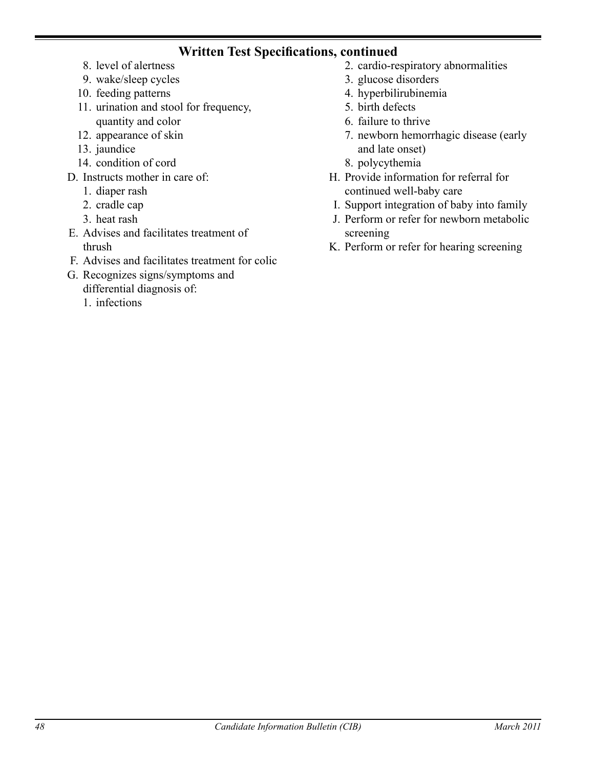## Written Test Specifications, continued

8. level of alertness
9. wake/sleep cycles
10. feeding patterns
11. urination and stool for frequency, quantity and color
12. appearance of skin
13. jaundice
14. condition of cord

D. Instructs mother in care of:
   1. diaper rash
   2. cradle cap
   3. heat rash

E. Advises and facilitates treatment of thrush

F. Advises and facilitates treatment for colic

G. Recognizes signs/symptoms and differential diagnosis of:
   1. infections
   2. cardio-respiratory abnormalities
   3. glucose disorders
   4. hyperbilirubinemia
   5. birth defects
   6. failure to thrive
   7. newborn hemorrhagic disease (early and late onset)
   8. polycythemia

H. Provide information for referral for continued well-baby care

I. Support integration of baby into family

J. Perform or refer for newborn metabolic screening

K. Perform or refer for hearing screening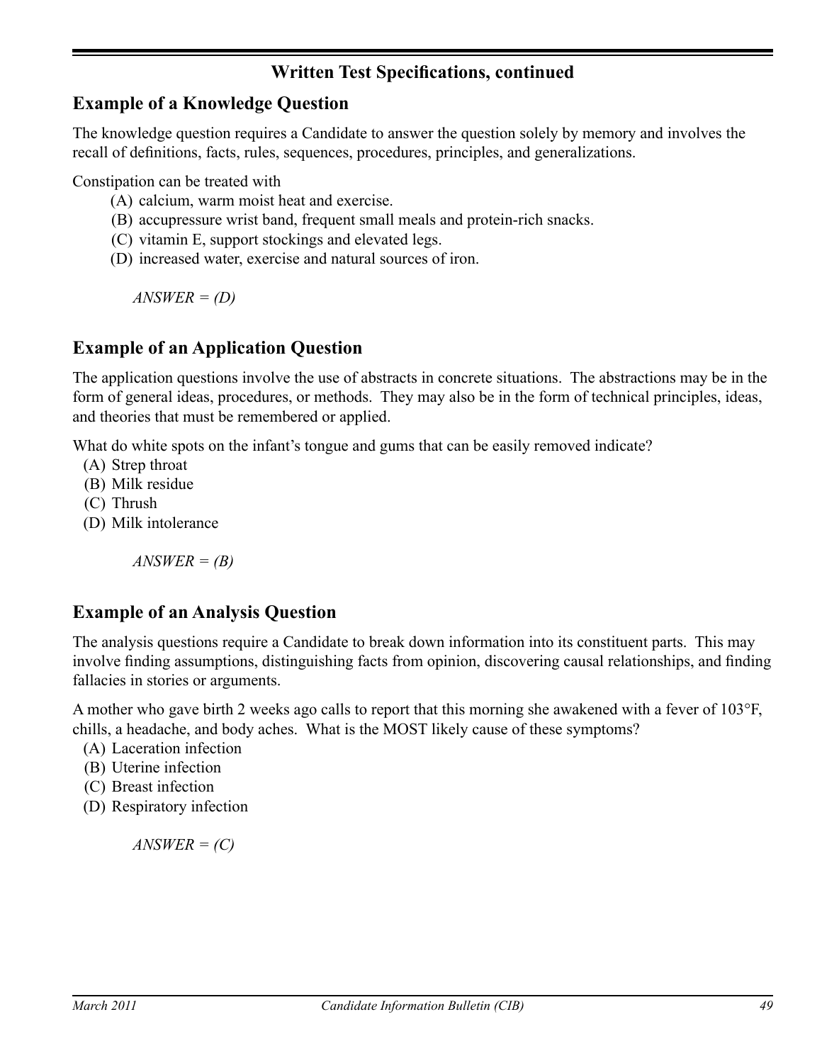## Written Test Specifications, continued

### Example of a Knowledge Question

The knowledge question requires a Candidate to answer the question solely by memory and involves the recall of definitions, facts, rules, sequences, procedures, principles, and generalizations.

Constipation can be treated with

- (A) calcium, warm moist heat and exercise.
- (B) accupressure wrist band, frequent small meals and protein-rich snacks.
- (C) vitamin E, support stockings and elevated legs.
- (D) increased water, exercise and natural sources of iron.

*ANSWER = (D)*

### Example of an Application Question

The application questions involve the use of abstracts in concrete situations. The abstractions may be in the form of general ideas, procedures, or methods. They may also be in the form of technical principles, ideas, and theories that must be remembered or applied.

What do white spots on the infant's tongue and gums that can be easily removed indicate?

- (A) Strep throat
- (B) Milk residue
- (C) Thrush
- (D) Milk intolerance

*ANSWER = (B)*

### Example of an Analysis Question

The analysis questions require a Candidate to break down information into its constituent parts. This may involve finding assumptions, distinguishing facts from opinion, discovering causal relationships, and finding fallacies in stories or arguments.

A mother who gave birth 2 weeks ago calls to report that this morning she awakened with a fever of 103°F, chills, a headache, and body aches. What is the MOST likely cause of these symptoms?

- (A) Laceration infection
- (B) Uterine infection
- (C) Breast infection
- (D) Respiratory infection

*ANSWER = (C)*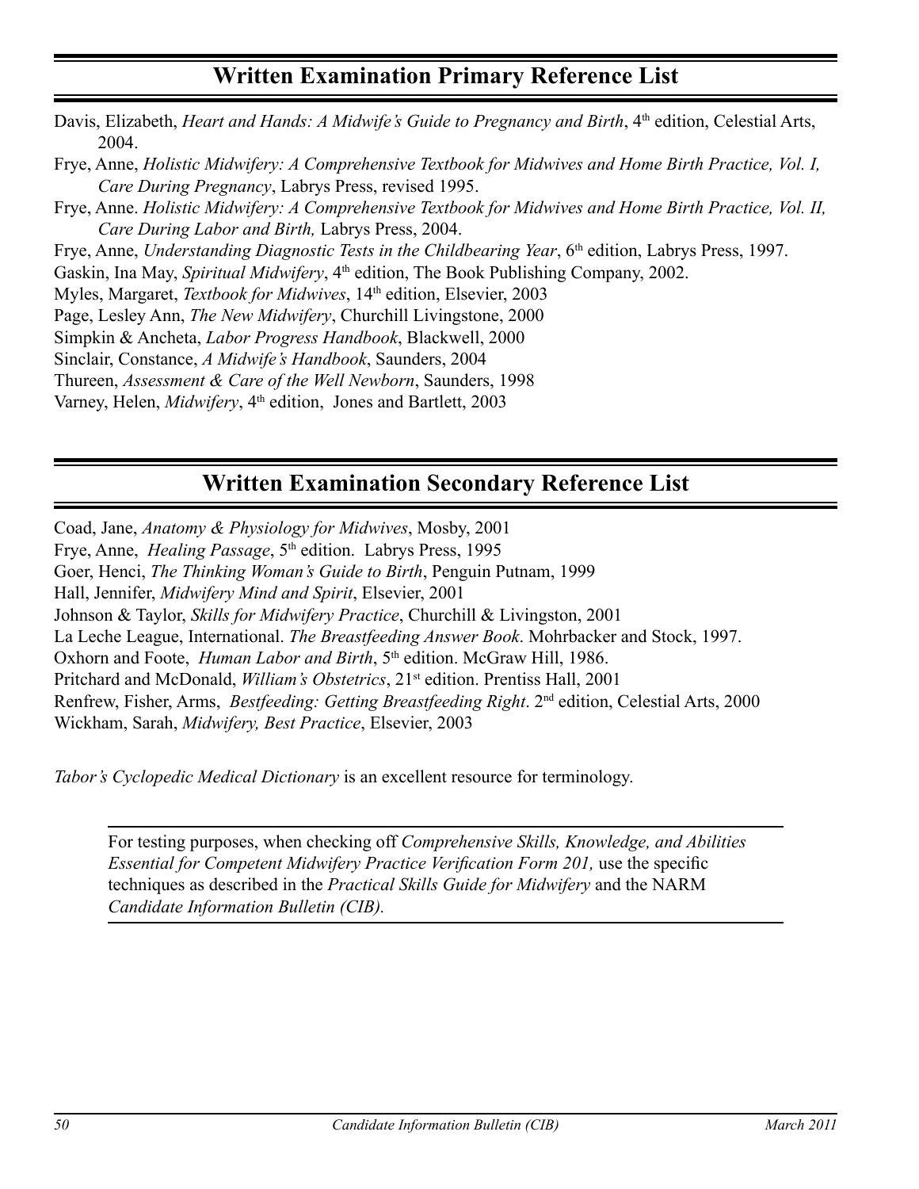## Written Examination Primary Reference List

Davis, Elizabeth, *Heart and Hands: A Midwife's Guide to Pregnancy and Birth*, 4th edition, Celestial Arts, 2004.

Frye, Anne, *Holistic Midwifery: A Comprehensive Textbook for Midwives and Home Birth Practice, Vol. I, Care During Pregnancy*, Labrys Press, revised 1995.

Frye, Anne. *Holistic Midwifery: A Comprehensive Textbook for Midwives and Home Birth Practice, Vol. II, Care During Labor and Birth,* Labrys Press, 2004.

Frye, Anne, *Understanding Diagnostic Tests in the Childbearing Year*, 6th edition, Labrys Press, 1997.

Gaskin, Ina May, *Spiritual Midwifery*, 4th edition, The Book Publishing Company, 2002.

Myles, Margaret, *Textbook for Midwives*, 14th edition, Elsevier, 2003

Page, Lesley Ann, *The New Midwifery*, Churchill Livingstone, 2000

Simpkin & Ancheta, *Labor Progress Handbook*, Blackwell, 2000

Sinclair, Constance, *A Midwife's Handbook*, Saunders, 2004

Thureen, *Assessment & Care of the Well Newborn*, Saunders, 1998

Varney, Helen, *Midwifery*, 4th edition, Jones and Bartlett, 2003

## Written Examination Secondary Reference List

Coad, Jane, *Anatomy & Physiology for Midwives*, Mosby, 2001

Frye, Anne, *Healing Passage*, 5th edition. Labrys Press, 1995

Goer, Henci, *The Thinking Woman's Guide to Birth*, Penguin Putnam, 1999

Hall, Jennifer, *Midwifery Mind and Spirit*, Elsevier, 2001

Johnson & Taylor, *Skills for Midwifery Practice*, Churchill & Livingston, 2001

La Leche League, International. *The Breastfeeding Answer Book*. Mohrbacker and Stock, 1997.

Oxhorn and Foote, *Human Labor and Birth*, 5th edition. McGraw Hill, 1986.

Pritchard and McDonald, *William's Obstetrics*, 21st edition. Prentiss Hall, 2001

Renfrew, Fisher, Arms, *Bestfeeding: Getting Breastfeeding Right*. 2nd edition, Celestial Arts, 2000

Wickham, Sarah, *Midwifery, Best Practice*, Elsevier, 2003

*Tabor's Cyclopedic Medical Dictionary* is an excellent resource for terminology.

---

For testing purposes, when checking off *Comprehensive Skills, Knowledge, and Abilities Essential for Competent Midwifery Practice Verification Form 201,* use the specific techniques as described in the *Practical Skills Guide for Midwifery* and the NARM *Candidate Information Bulletin (CIB).*

---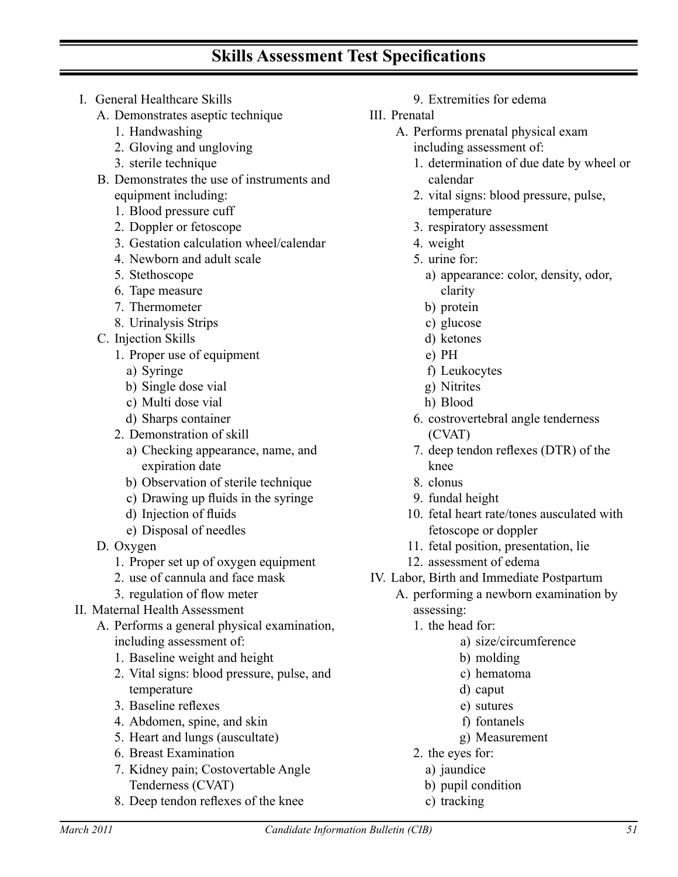## Skills Assessment Test Specifications

- I. General Healthcare Skills
  - A. Demonstrates aseptic technique
    1. Handwashing
    2. Gloving and ungloving
    3. sterile technique
  - B. Demonstrates the use of instruments and equipment including:
    1. Blood pressure cuff
    2. Doppler or fetoscope
    3. Gestation calculation wheel/calendar
    4. Newborn and adult scale
    5. Stethoscope
    6. Tape measure
    7. Thermometer
    8. Urinalysis Strips
  - C. Injection Skills
    1. Proper use of equipment
       - a) Syringe
       - b) Single dose vial
       - c) Multi dose vial
       - d) Sharps container
    2. Demonstration of skill
       - a) Checking appearance, name, and expiration date
       - b) Observation of sterile technique
       - c) Drawing up fluids in the syringe
       - d) Injection of fluids
       - e) Disposal of needles
  - D. Oxygen
    1. Proper set up of oxygen equipment
    2. use of cannula and face mask
    3. regulation of flow meter
- II. Maternal Health Assessment
  - A. Performs a general physical examination, including assessment of:
    1. Baseline weight and height
    2. Vital signs: blood pressure, pulse, and temperature
    3. Baseline reflexes
    4. Abdomen, spine, and skin
    5. Heart and lungs (auscultate)
    6. Breast Examination
    7. Kidney pain; Costovertable Angle Tenderness (CVAT)
    8. Deep tendon reflexes of the knee
    9. Extremities for edema
- III. Prenatal
  - A. Performs prenatal physical exam including assessment of:
    1. determination of due date by wheel or calendar
    2. vital signs: blood pressure, pulse, temperature
    3. respiratory assessment
    4. weight
    5. urine for:
       - a) appearance: color, density, odor, clarity
       - b) protein
       - c) glucose
       - d) ketones
       - e) PH
       - f) Leukocytes
       - g) Nitrites
       - h) Blood
    6. costrovertebral angle tenderness (CVAT)
    7. deep tendon reflexes (DTR) of the knee
    8. clonus
    9. fundal height
    10. fetal heart rate/tones ausculated with fetoscope or doppler
    11. fetal position, presentation, lie
    12. assessment of edema
- IV. Labor, Birth and Immediate Postpartum
  - A. performing a newborn examination by assessing:
    1. the head for:
       - a) size/circumference
       - b) molding
       - c) hematoma
       - d) caput
       - e) sutures
       - f) fontanels
       - g) Measurement
    2. the eyes for:
       - a) jaundice
       - b) pupil condition
       - c) tracking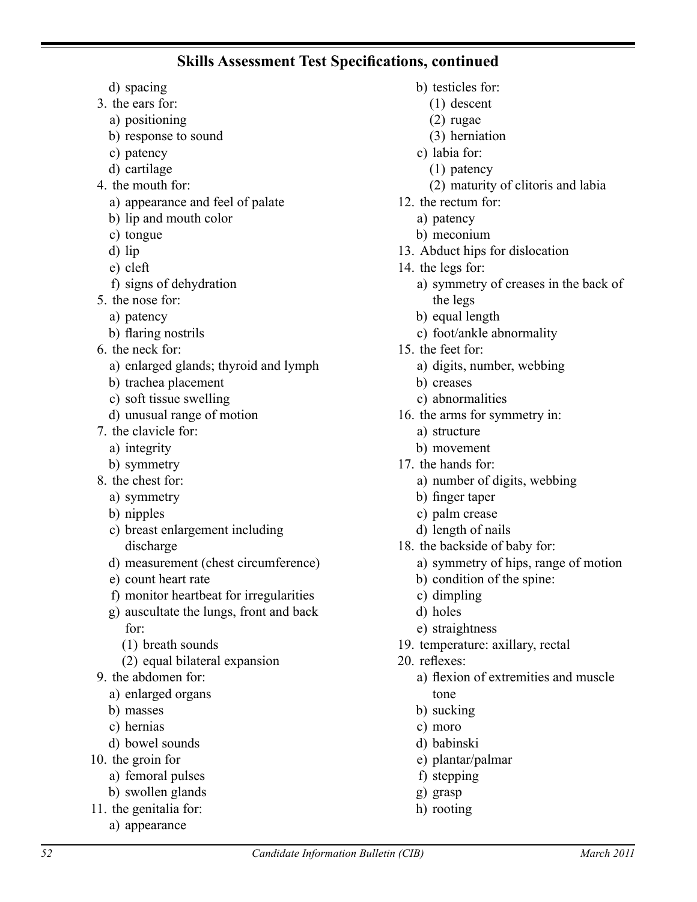## Skills Assessment Test Specifications, continued

   d) spacing
3. the ears for:
   a) positioning
   b) response to sound
   c) patency
   d) cartilage
4. the mouth for:
   a) appearance and feel of palate
   b) lip and mouth color
   c) tongue
   d) lip
   e) cleft
   f) signs of dehydration
5. the nose for:
   a) patency
   b) flaring nostrils
6. the neck for:
   a) enlarged glands; thyroid and lymph
   b) trachea placement
   c) soft tissue swelling
   d) unusual range of motion
7. the clavicle for:
   a) integrity
   b) symmetry
8. the chest for:
   a) symmetry
   b) nipples
   c) breast enlargement including discharge
   d) measurement (chest circumference)
   e) count heart rate
   f) monitor heartbeat for irregularities
   g) auscultate the lungs, front and back for:
      (1) breath sounds
      (2) equal bilateral expansion
9. the abdomen for:
   a) enlarged organs
   b) masses
   c) hernias
   d) bowel sounds
10. the groin for
   a) femoral pulses
   b) swollen glands
11. the genitalia for:
   a) appearance
   b) testicles for:
      (1) descent
      (2) rugae
      (3) herniation
   c) labia for:
      (1) patency
      (2) maturity of clitoris and labia
12. the rectum for:
   a) patency
   b) meconium
13. Abduct hips for dislocation
14. the legs for:
   a) symmetry of creases in the back of the legs
   b) equal length
   c) foot/ankle abnormality
15. the feet for:
   a) digits, number, webbing
   b) creases
   c) abnormalities
16. the arms for symmetry in:
   a) structure
   b) movement
17. the hands for:
   a) number of digits, webbing
   b) finger taper
   c) palm crease
   d) length of nails
18. the backside of baby for:
   a) symmetry of hips, range of motion
   b) condition of the spine:
   c) dimpling
   d) holes
   e) straightness
19. temperature: axillary, rectal
20. reflexes:
   a) flexion of extremities and muscle tone
   b) sucking
   c) moro
   d) babinski
   e) plantar/palmar
   f) stepping
   g) grasp
   h) rooting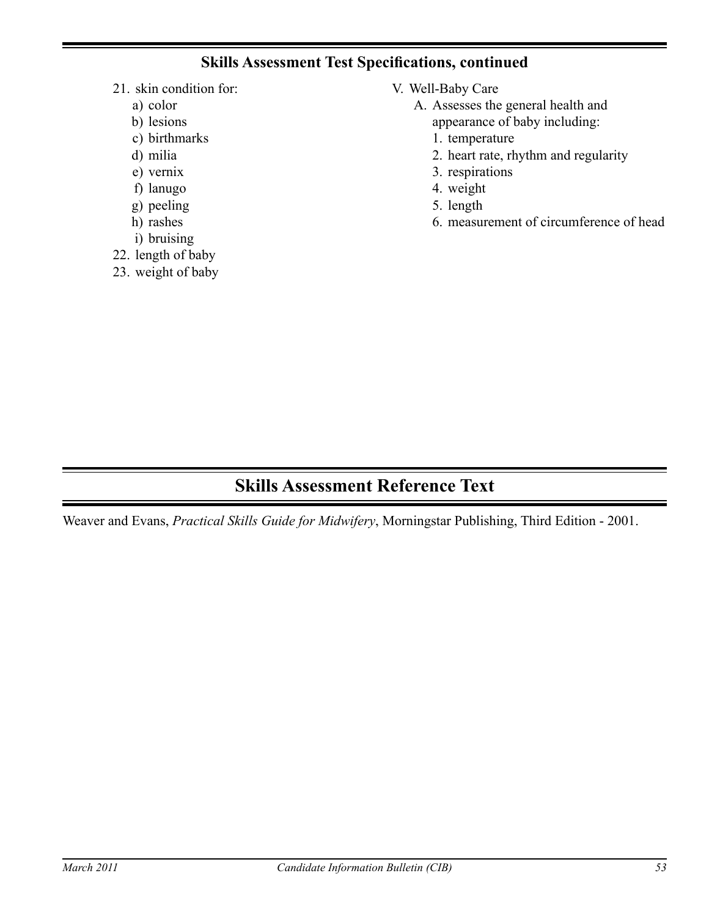## Skills Assessment Test Specifications, continued

21. skin condition for:
    a) color
    b) lesions
    c) birthmarks
    d) milia
    e) vernix
    f) lanugo
    g) peeling
    h) rashes
    i) bruising
22. length of baby
23. weight of baby

V. Well-Baby Care
   A. Assesses the general health and appearance of baby including:
      1. temperature
      2. heart rate, rhythm and regularity
      3. respirations
      4. weight
      5. length
      6. measurement of circumference of head

## Skills Assessment Reference Text

Weaver and Evans, *Practical Skills Guide for Midwifery*, Morningstar Publishing, Third Edition - 2001.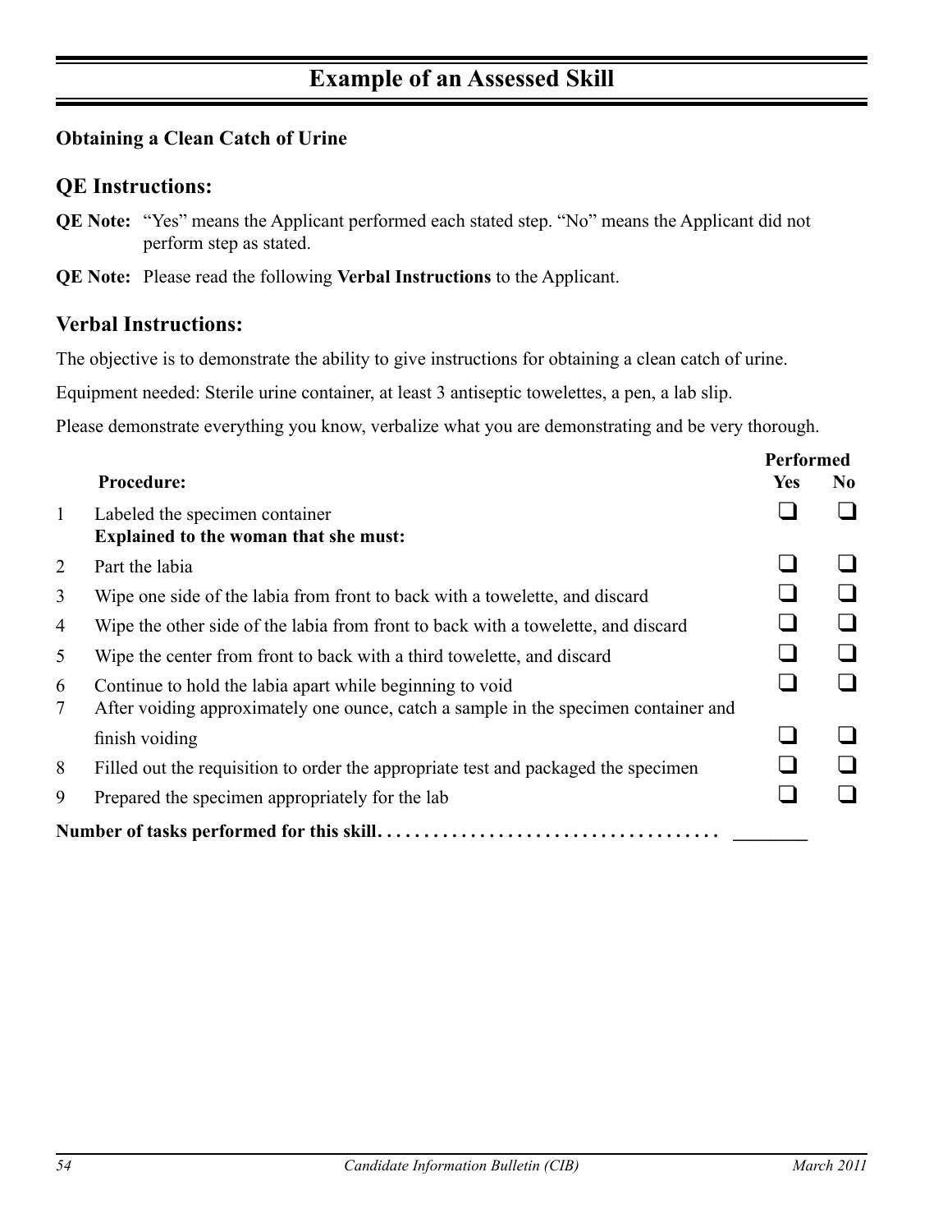# Example of an Assessed Skill

**Obtaining a Clean Catch of Urine**

## QE Instructions:

**QE Note:** "Yes" means the Applicant performed each stated step. "No" means the Applicant did not perform step as stated.

**QE Note:** Please read the following **Verbal Instructions** to the Applicant.

## Verbal Instructions:

The objective is to demonstrate the ability to give instructions for obtaining a clean catch of urine.

Equipment needed: Sterile urine container, at least 3 antiseptic towelettes, a pen, a lab slip.

Please demonstrate everything you know, verbalize what you are demonstrating and be very thorough.

| | **Procedure:** | **Performed Yes** | **Performed No** |
|---|---|---|---|
| 1 | Labeled the specimen container | ❑ | ❑ |
| | **Explained to the woman that she must:** | | |
| 2 | Part the labia | ❑ | ❑ |
| 3 | Wipe one side of the labia from front to back with a towelette, and discard | ❑ | ❑ |
| 4 | Wipe the other side of the labia from front to back with a towelette, and discard | ❑ | ❑ |
| 5 | Wipe the center from front to back with a third towelette, and discard | ❑ | ❑ |
| 6 | Continue to hold the labia apart while beginning to void | ❑ | ❑ |
| 7 | After voiding approximately one ounce, catch a sample in the specimen container and finish voiding | ❑ | ❑ |
| 8 | Filled out the requisition to order the appropriate test and packaged the specimen | ❑ | ❑ |
| 9 | Prepared the specimen appropriately for the lab | ❑ | ❑ |

**Number of tasks performed for this skill. . . . . . . . . . . . . . . . . . . . . . . . . . . . . . . . . . . .** ________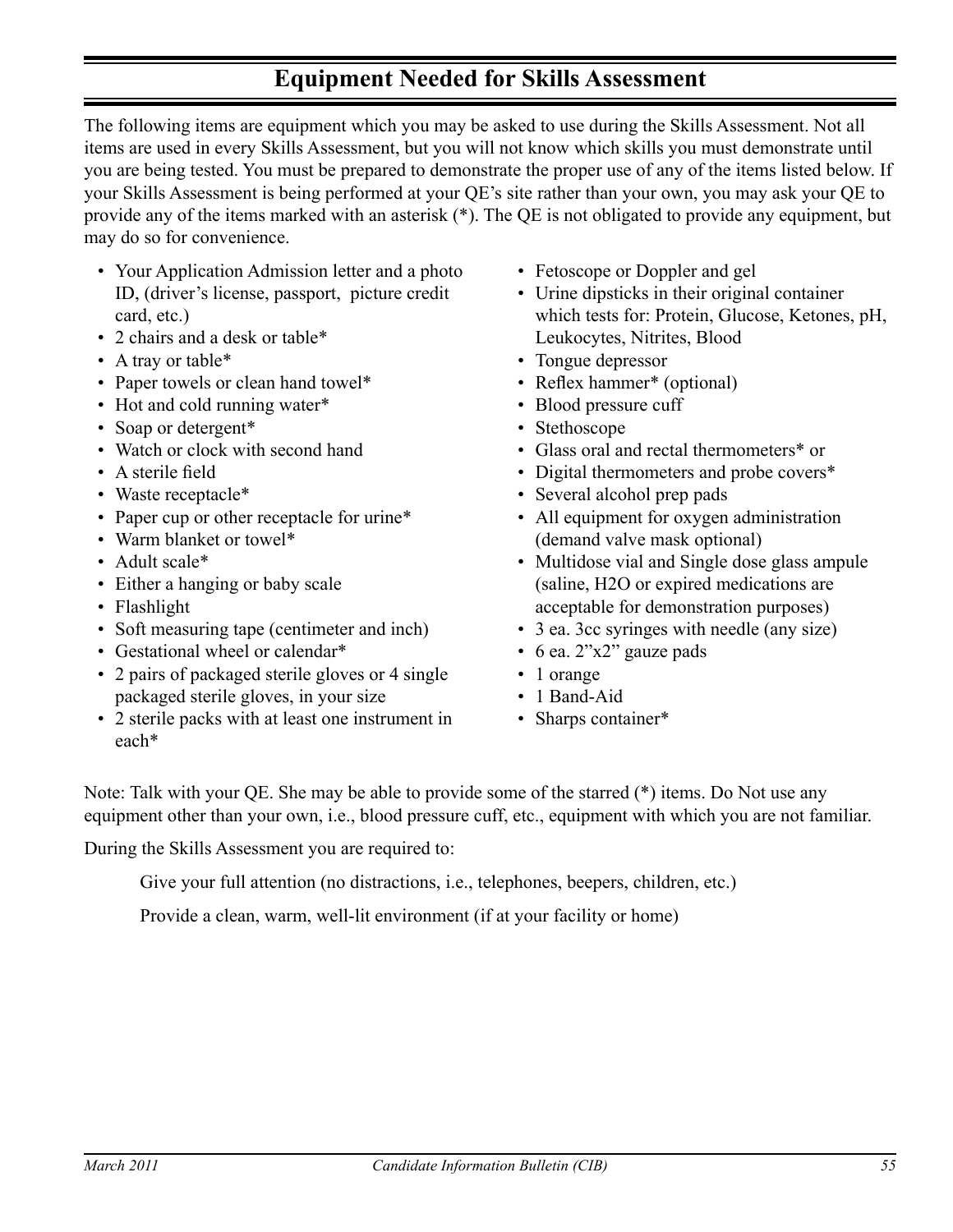# Equipment Needed for Skills Assessment

The following items are equipment which you may be asked to use during the Skills Assessment. Not all items are used in every Skills Assessment, but you will not know which skills you must demonstrate until you are being tested. You must be prepared to demonstrate the proper use of any of the items listed below. If your Skills Assessment is being performed at your QE's site rather than your own, you may ask your QE to provide any of the items marked with an asterisk (*). The QE is not obligated to provide any equipment, but may do so for convenience.

- Your Application Admission letter and a photo ID, (driver's license, passport, picture credit card, etc.)
- 2 chairs and a desk or table*
- A tray or table*
- Paper towels or clean hand towel*
- Hot and cold running water*
- Soap or detergent*
- Watch or clock with second hand
- A sterile field
- Waste receptacle*
- Paper cup or other receptacle for urine*
- Warm blanket or towel*
- Adult scale*
- Either a hanging or baby scale
- Flashlight
- Soft measuring tape (centimeter and inch)
- Gestational wheel or calendar*
- 2 pairs of packaged sterile gloves or 4 single packaged sterile gloves, in your size
- 2 sterile packs with at least one instrument in each*
- Fetoscope or Doppler and gel
- Urine dipsticks in their original container which tests for: Protein, Glucose, Ketones, pH, Leukocytes, Nitrites, Blood
- Tongue depressor
- Reflex hammer* (optional)
- Blood pressure cuff
- Stethoscope
- Glass oral and rectal thermometers* or
- Digital thermometers and probe covers*
- Several alcohol prep pads
- All equipment for oxygen administration (demand valve mask optional)
- Multidose vial and Single dose glass ampule (saline, $H_2O$ or expired medications are acceptable for demonstration purposes)
- 3 ea. 3cc syringes with needle (any size)
- 6 ea. 2"x2" gauze pads
- 1 orange
- 1 Band-Aid
- Sharps container*

Note: Talk with your QE. She may be able to provide some of the starred (*) items. Do Not use any equipment other than your own, i.e., blood pressure cuff, etc., equipment with which you are not familiar.

During the Skills Assessment you are required to:

Give your full attention (no distractions, i.e., telephones, beepers, children, etc.)

Provide a clean, warm, well-lit environment (if at your facility or home)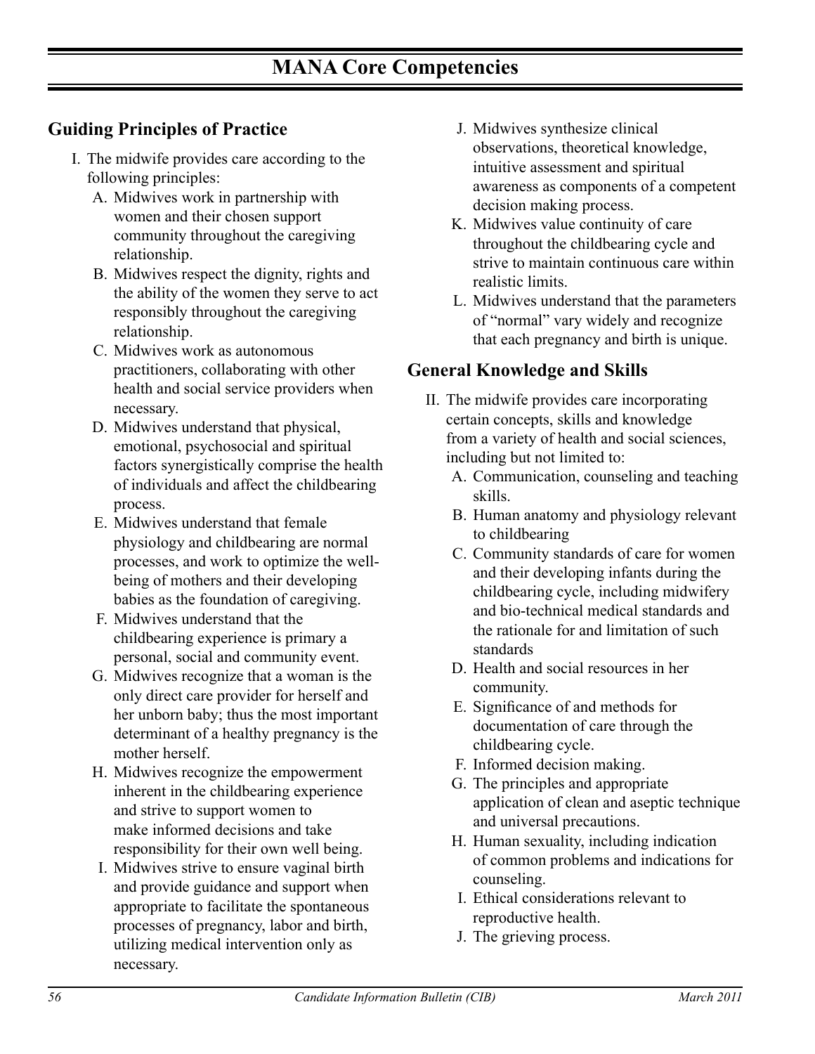# MANA Core Competencies

## Guiding Principles of Practice

I. The midwife provides care according to the following principles:

A. Midwives work in partnership with women and their chosen support community throughout the caregiving relationship.

B. Midwives respect the dignity, rights and the ability of the women they serve to act responsibly throughout the caregiving relationship.

C. Midwives work as autonomous practitioners, collaborating with other health and social service providers when necessary.

D. Midwives understand that physical, emotional, psychosocial and spiritual factors synergistically comprise the health of individuals and affect the childbearing process.

E. Midwives understand that female physiology and childbearing are normal processes, and work to optimize the well-being of mothers and their developing babies as the foundation of caregiving.

F. Midwives understand that the childbearing experience is primary a personal, social and community event.

G. Midwives recognize that a woman is the only direct care provider for herself and her unborn baby; thus the most important determinant of a healthy pregnancy is the mother herself.

H. Midwives recognize the empowerment inherent in the childbearing experience and strive to support women to make informed decisions and take responsibility for their own well being.

I. Midwives strive to ensure vaginal birth and provide guidance and support when appropriate to facilitate the spontaneous processes of pregnancy, labor and birth, utilizing medical intervention only as necessary.

J. Midwives synthesize clinical observations, theoretical knowledge, intuitive assessment and spiritual awareness as components of a competent decision making process.

K. Midwives value continuity of care throughout the childbearing cycle and strive to maintain continuous care within realistic limits.

L. Midwives understand that the parameters of "normal" vary widely and recognize that each pregnancy and birth is unique.

## General Knowledge and Skills

II. The midwife provides care incorporating certain concepts, skills and knowledge from a variety of health and social sciences, including but not limited to:

A. Communication, counseling and teaching skills.

B. Human anatomy and physiology relevant to childbearing

C. Community standards of care for women and their developing infants during the childbearing cycle, including midwifery and bio-technical medical standards and the rationale for and limitation of such standards

D. Health and social resources in her community.

E. Significance of and methods for documentation of care through the childbearing cycle.

F. Informed decision making.

G. The principles and appropriate application of clean and aseptic technique and universal precautions.

H. Human sexuality, including indication of common problems and indications for counseling.

I. Ethical considerations relevant to reproductive health.

J. The grieving process.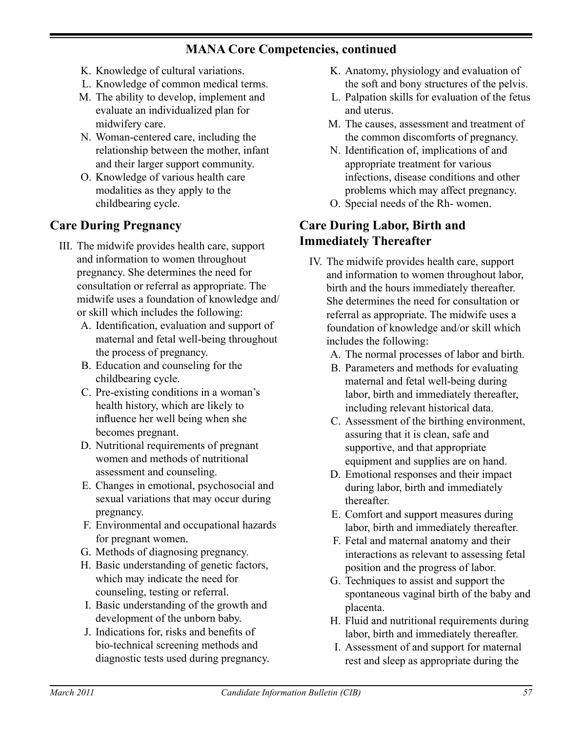## MANA Core Competencies, continued

K. Knowledge of cultural variations.
L. Knowledge of common medical terms.
M. The ability to develop, implement and evaluate an individualized plan for midwifery care.
N. Woman-centered care, including the relationship between the mother, infant and their larger support community.
O. Knowledge of various health care modalities as they apply to the childbearing cycle.

## Care During Pregnancy

III. The midwife provides health care, support and information to women throughout pregnancy. She determines the need for consultation or referral as appropriate. The midwife uses a foundation of knowledge and/or skill which includes the following:

A. Identification, evaluation and support of maternal and fetal well-being throughout the process of pregnancy.
B. Education and counseling for the childbearing cycle.
C. Pre-existing conditions in a woman's health history, which are likely to influence her well being when she becomes pregnant.
D. Nutritional requirements of pregnant women and methods of nutritional assessment and counseling.
E. Changes in emotional, psychosocial and sexual variations that may occur during pregnancy.
F. Environmental and occupational hazards for pregnant women.
G. Methods of diagnosing pregnancy.
H. Basic understanding of genetic factors, which may indicate the need for counseling, testing or referral.
I. Basic understanding of the growth and development of the unborn baby.
J. Indications for, risks and benefits of bio-technical screening methods and diagnostic tests used during pregnancy.
K. Anatomy, physiology and evaluation of the soft and bony structures of the pelvis.
L. Palpation skills for evaluation of the fetus and uterus.
M. The causes, assessment and treatment of the common discomforts of pregnancy.
N. Identification of, implications of and appropriate treatment for various infections, disease conditions and other problems which may affect pregnancy.
O. Special needs of the Rh- women.

## Care During Labor, Birth and Immediately Thereafter

IV. The midwife provides health care, support and information to women throughout labor, birth and the hours immediately thereafter. She determines the need for consultation or referral as appropriate. The midwife uses a foundation of knowledge and/or skill which includes the following:

A. The normal processes of labor and birth.
B. Parameters and methods for evaluating maternal and fetal well-being during labor, birth and immediately thereafter, including relevant historical data.
C. Assessment of the birthing environment, assuring that it is clean, safe and supportive, and that appropriate equipment and supplies are on hand.
D. Emotional responses and their impact during labor, birth and immediately thereafter.
E. Comfort and support measures during labor, birth and immediately thereafter.
F. Fetal and maternal anatomy and their interactions as relevant to assessing fetal position and the progress of labor.
G. Techniques to assist and support the spontaneous vaginal birth of the baby and placenta.
H. Fluid and nutritional requirements during labor, birth and immediately thereafter.
I. Assessment of and support for maternal rest and sleep as appropriate during the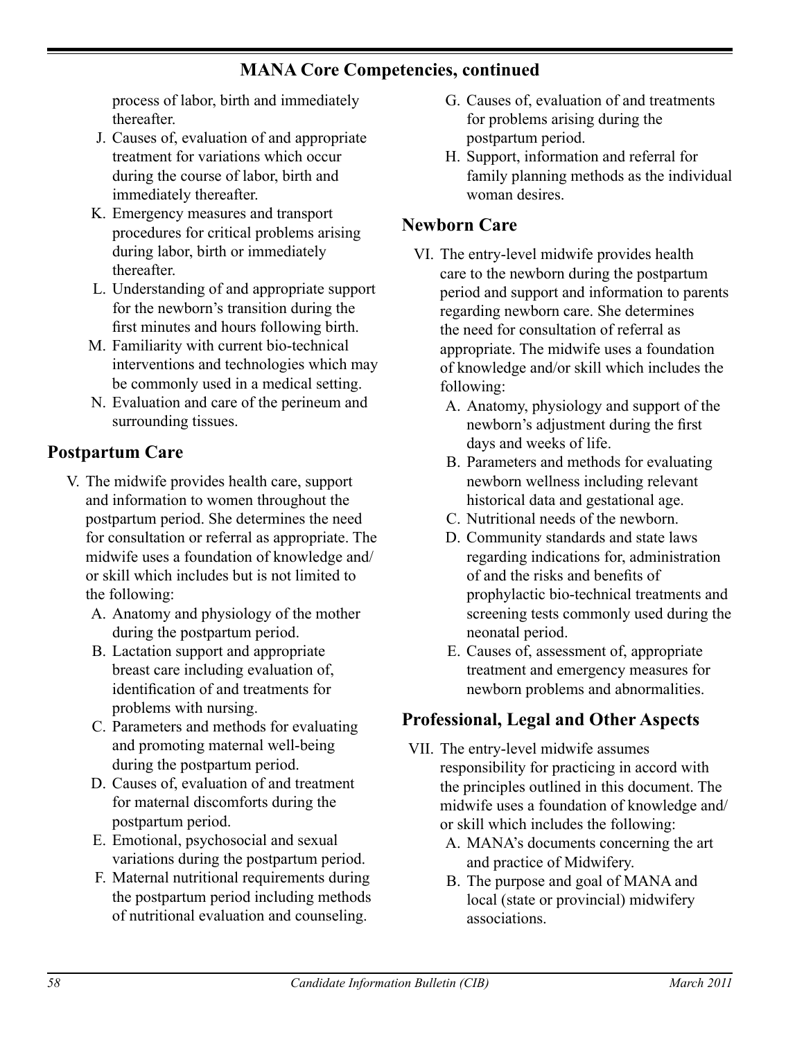process of labor, birth and immediately thereafter.

J. Causes of, evaluation of and appropriate treatment for variations which occur during the course of labor, birth and immediately thereafter.
K. Emergency measures and transport procedures for critical problems arising during labor, birth or immediately thereafter.
L. Understanding of and appropriate support for the newborn's transition during the first minutes and hours following birth.
M. Familiarity with current bio-technical interventions and technologies which may be commonly used in a medical setting.
N. Evaluation and care of the perineum and surrounding tissues.

## Postpartum Care

V. The midwife provides health care, support and information to women throughout the postpartum period. She determines the need for consultation or referral as appropriate. The midwife uses a foundation of knowledge and/or skill which includes but is not limited to the following:

A. Anatomy and physiology of the mother during the postpartum period.
B. Lactation support and appropriate breast care including evaluation of, identification of and treatments for problems with nursing.
C. Parameters and methods for evaluating and promoting maternal well-being during the postpartum period.
D. Causes of, evaluation of and treatment for maternal discomforts during the postpartum period.
E. Emotional, psychosocial and sexual variations during the postpartum period.
F. Maternal nutritional requirements during the postpartum period including methods of nutritional evaluation and counseling.
G. Causes of, evaluation of and treatments for problems arising during the postpartum period.
H. Support, information and referral for family planning methods as the individual woman desires.

## Newborn Care

VI. The entry-level midwife provides health care to the newborn during the postpartum period and support and information to parents regarding newborn care. She determines the need for consultation of referral as appropriate. The midwife uses a foundation of knowledge and/or skill which includes the following:

A. Anatomy, physiology and support of the newborn's adjustment during the first days and weeks of life.
B. Parameters and methods for evaluating newborn wellness including relevant historical data and gestational age.
C. Nutritional needs of the newborn.
D. Community standards and state laws regarding indications for, administration of and the risks and benefits of prophylactic bio-technical treatments and screening tests commonly used during the neonatal period.
E. Causes of, assessment of, appropriate treatment and emergency measures for newborn problems and abnormalities.

## Professional, Legal and Other Aspects

VII. The entry-level midwife assumes responsibility for practicing in accord with the principles outlined in this document. The midwife uses a foundation of knowledge and/or skill which includes the following:

A. MANA's documents concerning the art and practice of Midwifery.
B. The purpose and goal of MANA and local (state or provincial) midwifery associations.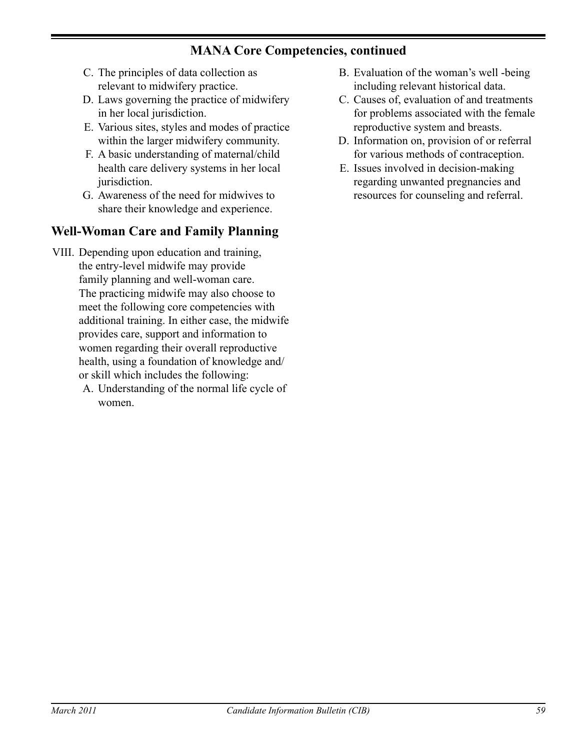## MANA Core Competencies, continued

C. The principles of data collection as relevant to midwifery practice.
D. Laws governing the practice of midwifery in her local jurisdiction.
E. Various sites, styles and modes of practice within the larger midwifery community.
F. A basic understanding of maternal/child health care delivery systems in her local jurisdiction.
G. Awareness of the need for midwives to share their knowledge and experience.

## Well-Woman Care and Family Planning

VIII. Depending upon education and training, the entry-level midwife may provide family planning and well-woman care. The practicing midwife may also choose to meet the following core competencies with additional training. In either case, the midwife provides care, support and information to women regarding their overall reproductive health, using a foundation of knowledge and/or skill which includes the following:

A. Understanding of the normal life cycle of women.
B. Evaluation of the woman's well -being including relevant historical data.
C. Causes of, evaluation of and treatments for problems associated with the female reproductive system and breasts.
D. Information on, provision of or referral for various methods of contraception.
E. Issues involved in decision-making regarding unwanted pregnancies and resources for counseling and referral.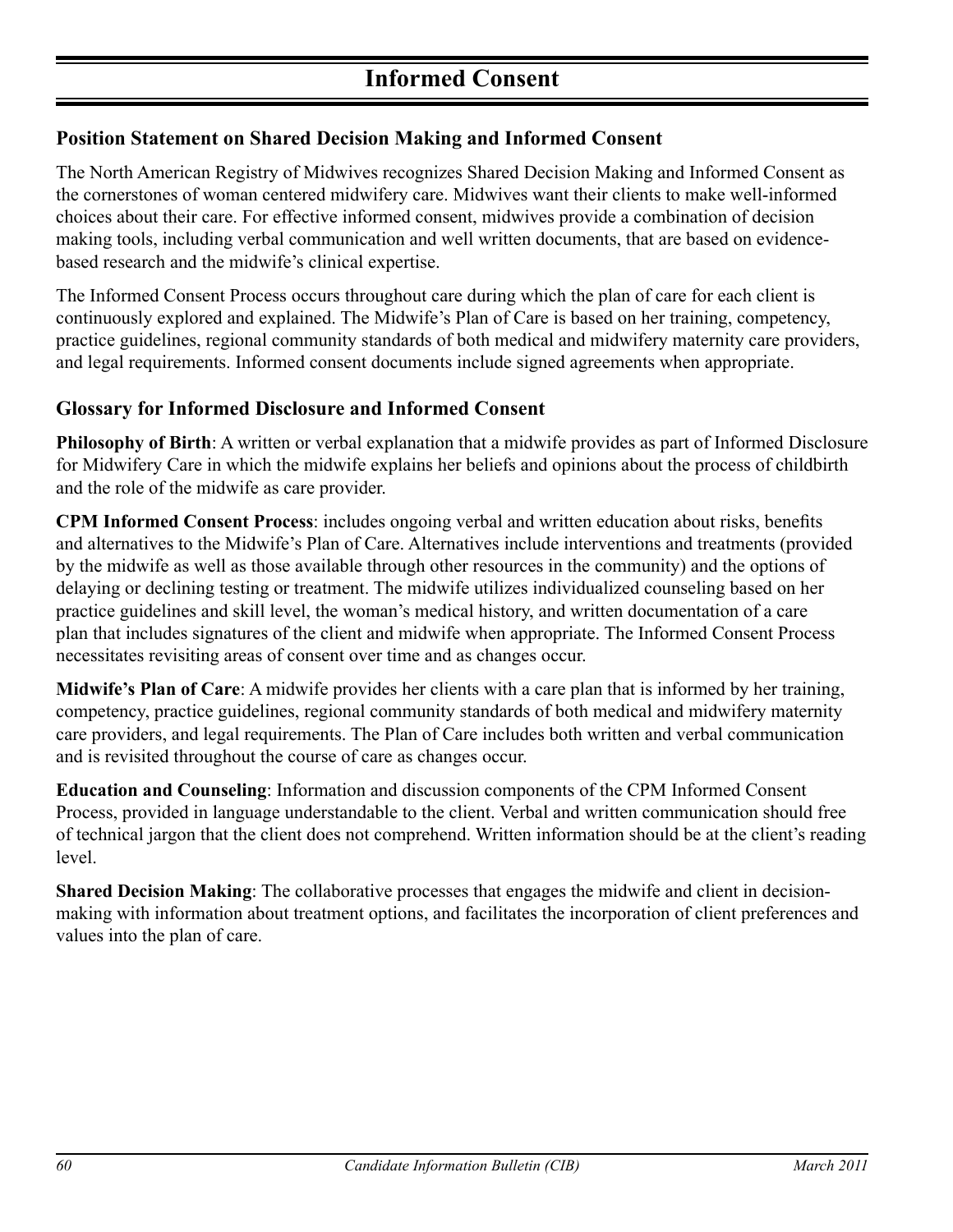# Informed Consent

## Position Statement on Shared Decision Making and Informed Consent

The North American Registry of Midwives recognizes Shared Decision Making and Informed Consent as the cornerstones of woman centered midwifery care. Midwives want their clients to make well-informed choices about their care. For effective informed consent, midwives provide a combination of decision making tools, including verbal communication and well written documents, that are based on evidence-based research and the midwife's clinical expertise.

The Informed Consent Process occurs throughout care during which the plan of care for each client is continuously explored and explained. The Midwife's Plan of Care is based on her training, competency, practice guidelines, regional community standards of both medical and midwifery maternity care providers, and legal requirements. Informed consent documents include signed agreements when appropriate.

## Glossary for Informed Disclosure and Informed Consent

**Philosophy of Birth**: A written or verbal explanation that a midwife provides as part of Informed Disclosure for Midwifery Care in which the midwife explains her beliefs and opinions about the process of childbirth and the role of the midwife as care provider.

**CPM Informed Consent Process**: includes ongoing verbal and written education about risks, benefits and alternatives to the Midwife's Plan of Care. Alternatives include interventions and treatments (provided by the midwife as well as those available through other resources in the community) and the options of delaying or declining testing or treatment. The midwife utilizes individualized counseling based on her practice guidelines and skill level, the woman's medical history, and written documentation of a care plan that includes signatures of the client and midwife when appropriate. The Informed Consent Process necessitates revisiting areas of consent over time and as changes occur.

**Midwife's Plan of Care**: A midwife provides her clients with a care plan that is informed by her training, competency, practice guidelines, regional community standards of both medical and midwifery maternity care providers, and legal requirements. The Plan of Care includes both written and verbal communication and is revisited throughout the course of care as changes occur.

**Education and Counseling**: Information and discussion components of the CPM Informed Consent Process, provided in language understandable to the client. Verbal and written communication should free of technical jargon that the client does not comprehend. Written information should be at the client's reading level.

**Shared Decision Making**: The collaborative processes that engages the midwife and client in decision-making with information about treatment options, and facilitates the incorporation of client preferences and values into the plan of care.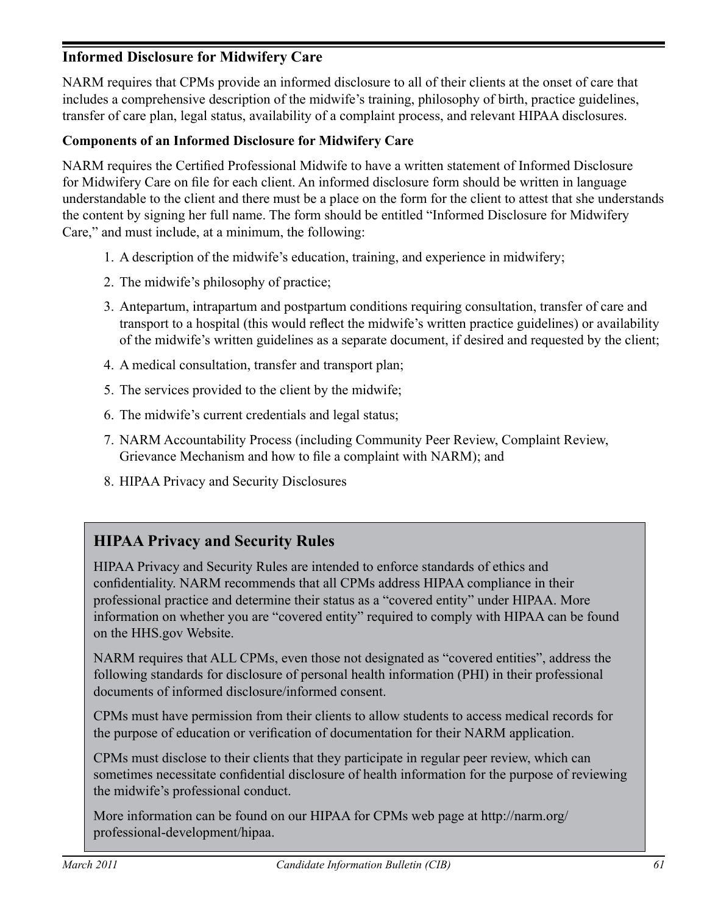## Informed Disclosure for Midwifery Care

NARM requires that CPMs provide an informed disclosure to all of their clients at the onset of care that includes a comprehensive description of the midwife's training, philosophy of birth, practice guidelines, transfer of care plan, legal status, availability of a complaint process, and relevant HIPAA disclosures.

### Components of an Informed Disclosure for Midwifery Care

NARM requires the Certified Professional Midwife to have a written statement of Informed Disclosure for Midwifery Care on file for each client. An informed disclosure form should be written in language understandable to the client and there must be a place on the form for the client to attest that she understands the content by signing her full name. The form should be entitled "Informed Disclosure for Midwifery Care," and must include, at a minimum, the following:

1. A description of the midwife's education, training, and experience in midwifery;
2. The midwife's philosophy of practice;
3. Antepartum, intrapartum and postpartum conditions requiring consultation, transfer of care and transport to a hospital (this would reflect the midwife's written practice guidelines) or availability of the midwife's written guidelines as a separate document, if desired and requested by the client;
4. A medical consultation, transfer and transport plan;
5. The services provided to the client by the midwife;
6. The midwife's current credentials and legal status;
7. NARM Accountability Process (including Community Peer Review, Complaint Review, Grievance Mechanism and how to file a complaint with NARM); and
8. HIPAA Privacy and Security Disclosures

### HIPAA Privacy and Security Rules

HIPAA Privacy and Security Rules are intended to enforce standards of ethics and confidentiality. NARM recommends that all CPMs address HIPAA compliance in their professional practice and determine their status as a "covered entity" under HIPAA. More information on whether you are "covered entity" required to comply with HIPAA can be found on the HHS.gov Website.

NARM requires that ALL CPMs, even those not designated as "covered entities", address the following standards for disclosure of personal health information (PHI) in their professional documents of informed disclosure/informed consent.

CPMs must have permission from their clients to allow students to access medical records for the purpose of education or verification of documentation for their NARM application.

CPMs must disclose to their clients that they participate in regular peer review, which can sometimes necessitate confidential disclosure of health information for the purpose of reviewing the midwife's professional conduct.

More information can be found on our HIPAA for CPMs web page at http://narm.org/professional-development/hipaa.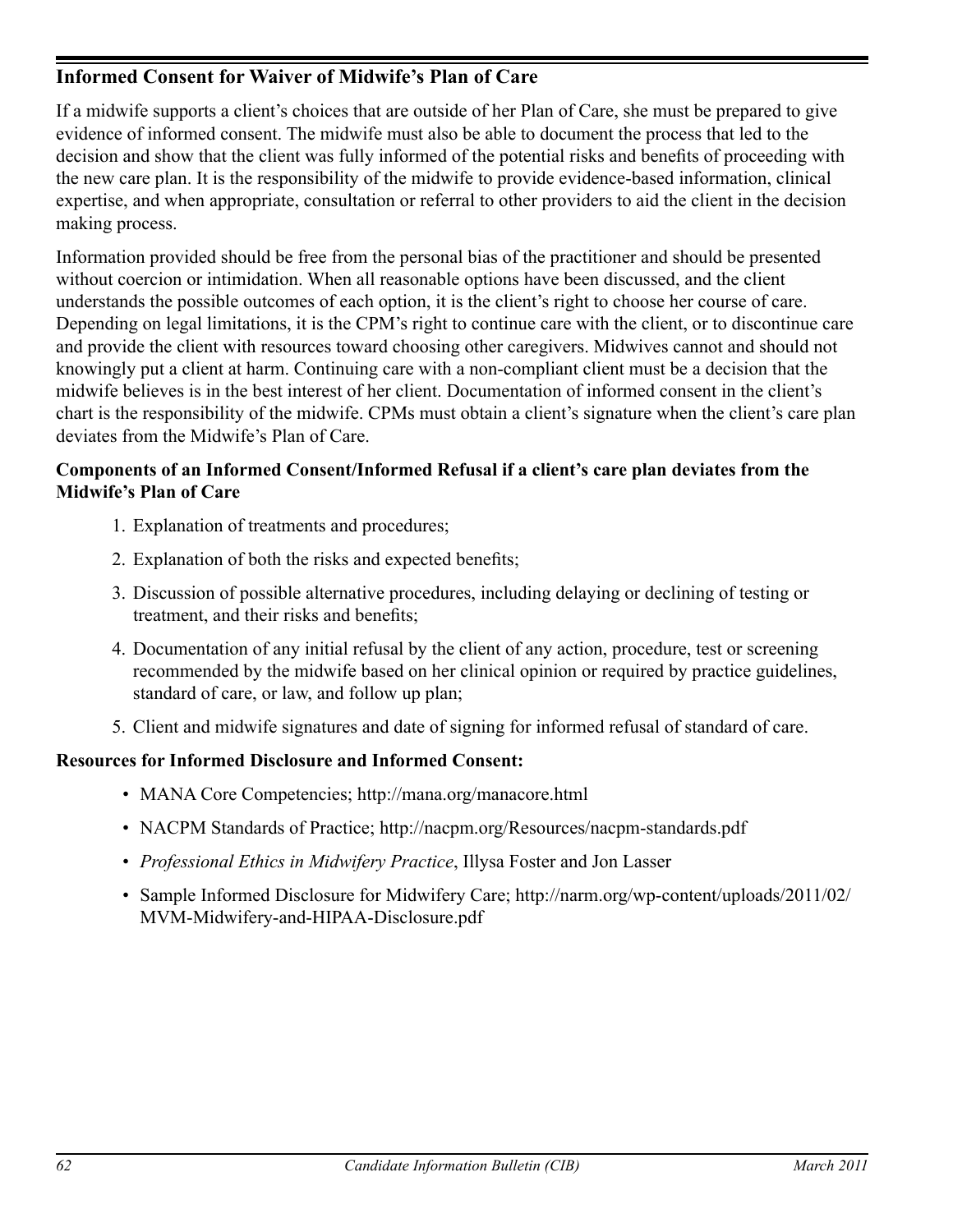## Informed Consent for Waiver of Midwife's Plan of Care

If a midwife supports a client's choices that are outside of her Plan of Care, she must be prepared to give evidence of informed consent. The midwife must also be able to document the process that led to the decision and show that the client was fully informed of the potential risks and benefits of proceeding with the new care plan. It is the responsibility of the midwife to provide evidence-based information, clinical expertise, and when appropriate, consultation or referral to other providers to aid the client in the decision making process.

Information provided should be free from the personal bias of the practitioner and should be presented without coercion or intimidation. When all reasonable options have been discussed, and the client understands the possible outcomes of each option, it is the client's right to choose her course of care. Depending on legal limitations, it is the CPM's right to continue care with the client, or to discontinue care and provide the client with resources toward choosing other caregivers. Midwives cannot and should not knowingly put a client at harm. Continuing care with a non-compliant client must be a decision that the midwife believes is in the best interest of her client. Documentation of informed consent in the client's chart is the responsibility of the midwife. CPMs must obtain a client's signature when the client's care plan deviates from the Midwife's Plan of Care.

**Components of an Informed Consent/Informed Refusal if a client's care plan deviates from the Midwife's Plan of Care**

1. Explanation of treatments and procedures;
2. Explanation of both the risks and expected benefits;
3. Discussion of possible alternative procedures, including delaying or declining of testing or treatment, and their risks and benefits;
4. Documentation of any initial refusal by the client of any action, procedure, test or screening recommended by the midwife based on her clinical opinion or required by practice guidelines, standard of care, or law, and follow up plan;
5. Client and midwife signatures and date of signing for informed refusal of standard of care.

**Resources for Informed Disclosure and Informed Consent:**

- MANA Core Competencies; http://mana.org/manacore.html
- NACPM Standards of Practice; http://nacpm.org/Resources/nacpm-standards.pdf
- *Professional Ethics in Midwifery Practice*, Illysa Foster and Jon Lasser
- Sample Informed Disclosure for Midwifery Care; http://narm.org/wp-content/uploads/2011/02/MVM-Midwifery-and-HIPAA-Disclosure.pdf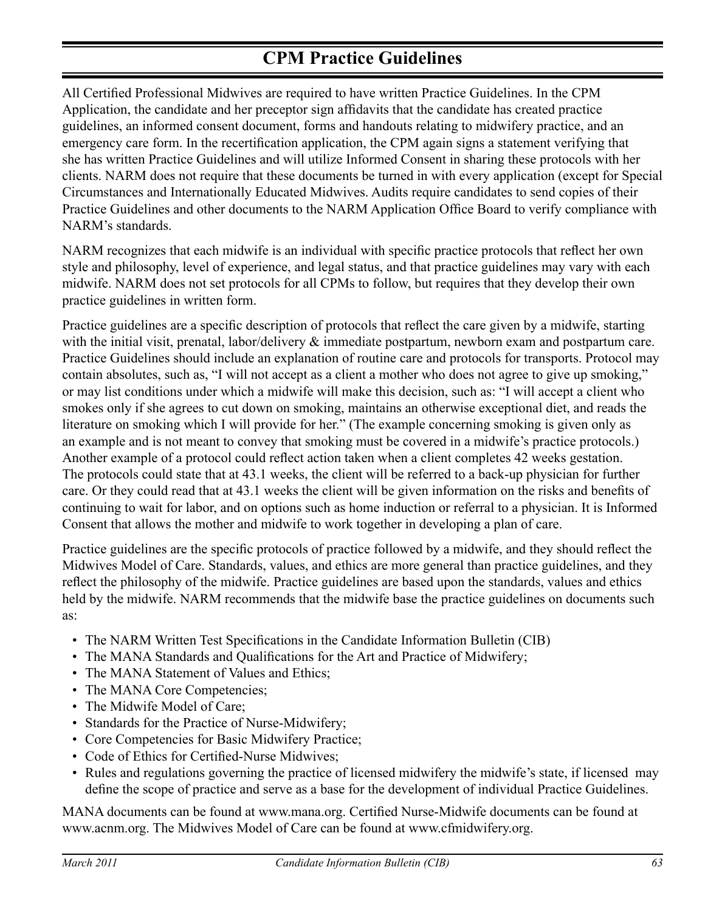# CPM Practice Guidelines

All Certified Professional Midwives are required to have written Practice Guidelines. In the CPM Application, the candidate and her preceptor sign affidavits that the candidate has created practice guidelines, an informed consent document, forms and handouts relating to midwifery practice, and an emergency care form. In the recertification application, the CPM again signs a statement verifying that she has written Practice Guidelines and will utilize Informed Consent in sharing these protocols with her clients. NARM does not require that these documents be turned in with every application (except for Special Circumstances and Internationally Educated Midwives. Audits require candidates to send copies of their Practice Guidelines and other documents to the NARM Application Office Board to verify compliance with NARM's standards.

NARM recognizes that each midwife is an individual with specific practice protocols that reflect her own style and philosophy, level of experience, and legal status, and that practice guidelines may vary with each midwife. NARM does not set protocols for all CPMs to follow, but requires that they develop their own practice guidelines in written form.

Practice guidelines are a specific description of protocols that reflect the care given by a midwife, starting with the initial visit, prenatal, labor/delivery & immediate postpartum, newborn exam and postpartum care. Practice Guidelines should include an explanation of routine care and protocols for transports. Protocol may contain absolutes, such as, "I will not accept as a client a mother who does not agree to give up smoking," or may list conditions under which a midwife will make this decision, such as: "I will accept a client who smokes only if she agrees to cut down on smoking, maintains an otherwise exceptional diet, and reads the literature on smoking which I will provide for her." (The example concerning smoking is given only as an example and is not meant to convey that smoking must be covered in a midwife's practice protocols.) Another example of a protocol could reflect action taken when a client completes 42 weeks gestation. The protocols could state that at 43.1 weeks, the client will be referred to a back-up physician for further care. Or they could read that at 43.1 weeks the client will be given information on the risks and benefits of continuing to wait for labor, and on options such as home induction or referral to a physician. It is Informed Consent that allows the mother and midwife to work together in developing a plan of care.

Practice guidelines are the specific protocols of practice followed by a midwife, and they should reflect the Midwives Model of Care. Standards, values, and ethics are more general than practice guidelines, and they reflect the philosophy of the midwife. Practice guidelines are based upon the standards, values and ethics held by the midwife. NARM recommends that the midwife base the practice guidelines on documents such as:

- The NARM Written Test Specifications in the Candidate Information Bulletin (CIB)
- The MANA Standards and Qualifications for the Art and Practice of Midwifery;
- The MANA Statement of Values and Ethics;
- The MANA Core Competencies;
- The Midwife Model of Care;
- Standards for the Practice of Nurse-Midwifery;
- Core Competencies for Basic Midwifery Practice;
- Code of Ethics for Certified-Nurse Midwives;
- Rules and regulations governing the practice of licensed midwifery the midwife's state, if licensed may define the scope of practice and serve as a base for the development of individual Practice Guidelines.

MANA documents can be found at www.mana.org. Certified Nurse-Midwife documents can be found at www.acnm.org. The Midwives Model of Care can be found at www.cfmidwifery.org.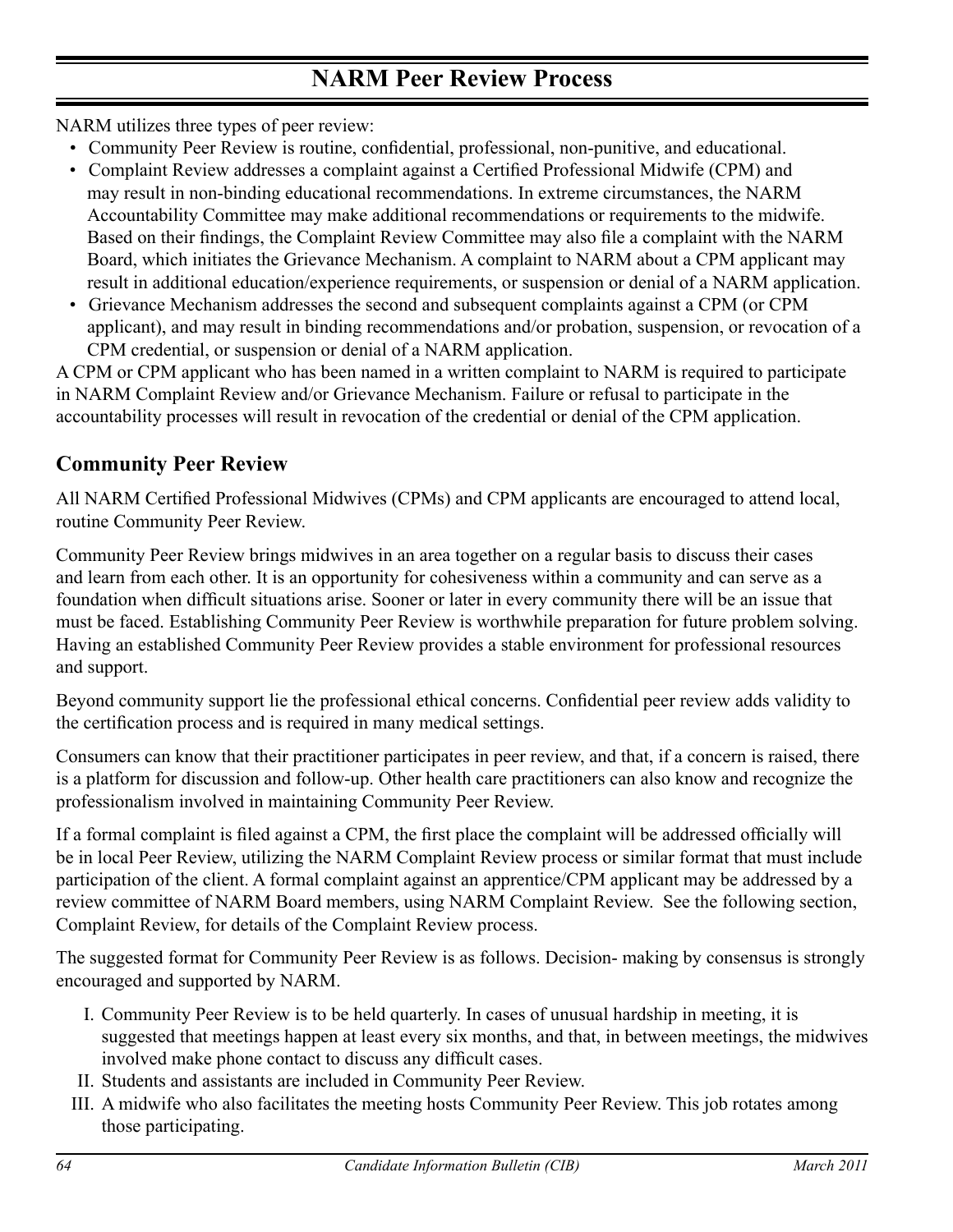# NARM Peer Review Process

NARM utilizes three types of peer review:

- Community Peer Review is routine, confidential, professional, non-punitive, and educational.
- Complaint Review addresses a complaint against a Certified Professional Midwife (CPM) and may result in non-binding educational recommendations. In extreme circumstances, the NARM Accountability Committee may make additional recommendations or requirements to the midwife. Based on their findings, the Complaint Review Committee may also file a complaint with the NARM Board, which initiates the Grievance Mechanism. A complaint to NARM about a CPM applicant may result in additional education/experience requirements, or suspension or denial of a NARM application.
- Grievance Mechanism addresses the second and subsequent complaints against a CPM (or CPM applicant), and may result in binding recommendations and/or probation, suspension, or revocation of a CPM credential, or suspension or denial of a NARM application.

A CPM or CPM applicant who has been named in a written complaint to NARM is required to participate in NARM Complaint Review and/or Grievance Mechanism. Failure or refusal to participate in the accountability processes will result in revocation of the credential or denial of the CPM application.

## Community Peer Review

All NARM Certified Professional Midwives (CPMs) and CPM applicants are encouraged to attend local, routine Community Peer Review.

Community Peer Review brings midwives in an area together on a regular basis to discuss their cases and learn from each other. It is an opportunity for cohesiveness within a community and can serve as a foundation when difficult situations arise. Sooner or later in every community there will be an issue that must be faced. Establishing Community Peer Review is worthwhile preparation for future problem solving. Having an established Community Peer Review provides a stable environment for professional resources and support.

Beyond community support lie the professional ethical concerns. Confidential peer review adds validity to the certification process and is required in many medical settings.

Consumers can know that their practitioner participates in peer review, and that, if a concern is raised, there is a platform for discussion and follow-up. Other health care practitioners can also know and recognize the professionalism involved in maintaining Community Peer Review.

If a formal complaint is filed against a CPM, the first place the complaint will be addressed officially will be in local Peer Review, utilizing the NARM Complaint Review process or similar format that must include participation of the client. A formal complaint against an apprentice/CPM applicant may be addressed by a review committee of NARM Board members, using NARM Complaint Review. See the following section, Complaint Review, for details of the Complaint Review process.

The suggested format for Community Peer Review is as follows. Decision- making by consensus is strongly encouraged and supported by NARM.

I. Community Peer Review is to be held quarterly. In cases of unusual hardship in meeting, it is suggested that meetings happen at least every six months, and that, in between meetings, the midwives involved make phone contact to discuss any difficult cases.

II. Students and assistants are included in Community Peer Review.

III. A midwife who also facilitates the meeting hosts Community Peer Review. This job rotates among those participating.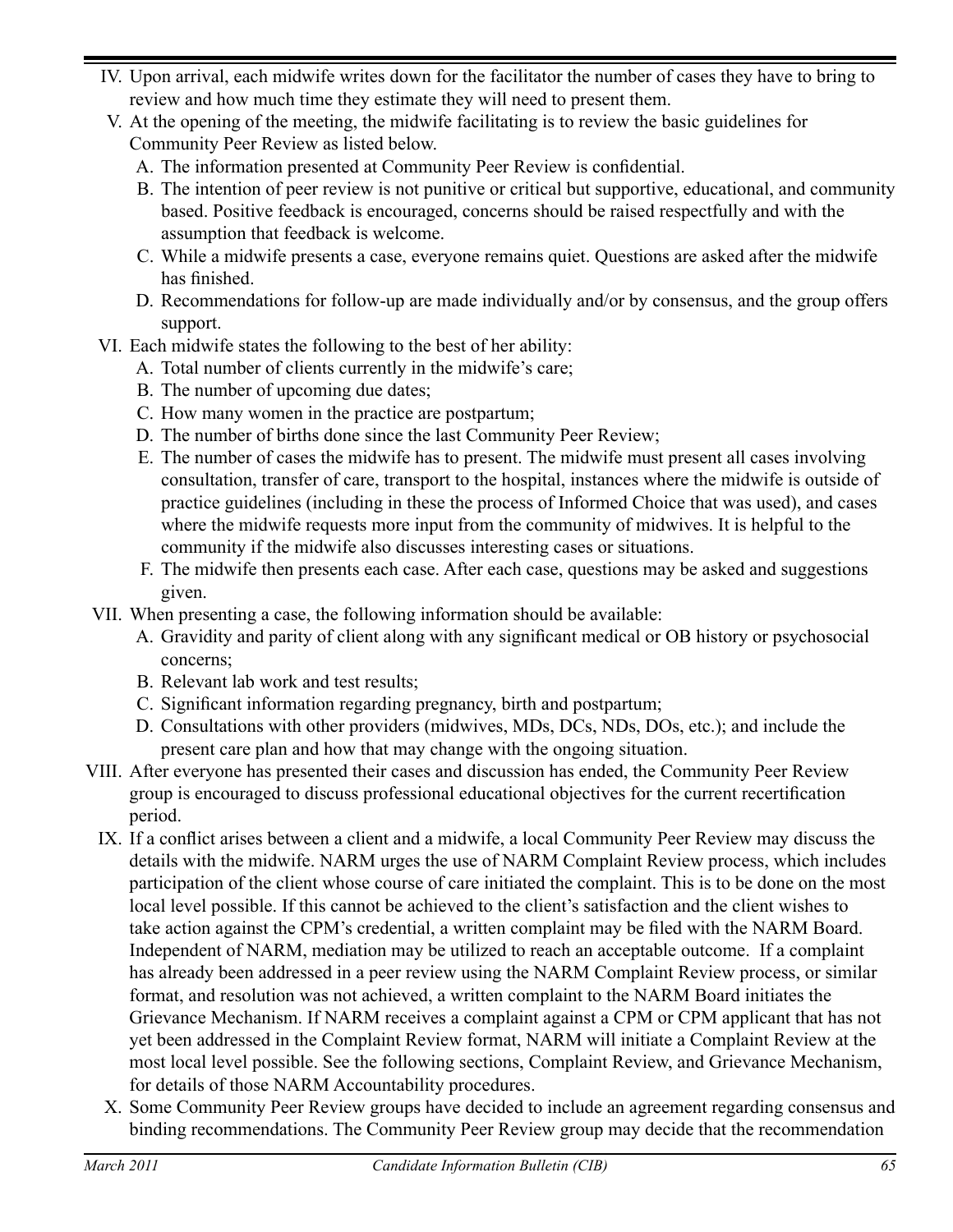IV. Upon arrival, each midwife writes down for the facilitator the number of cases they have to bring to review and how much time they estimate they will need to present them.

V. At the opening of the meeting, the midwife facilitating is to review the basic guidelines for Community Peer Review as listed below.

   A. The information presented at Community Peer Review is confidential.
   
   B. The intention of peer review is not punitive or critical but supportive, educational, and community based. Positive feedback is encouraged, concerns should be raised respectfully and with the assumption that feedback is welcome.
   
   C. While a midwife presents a case, everyone remains quiet. Questions are asked after the midwife has finished.
   
   D. Recommendations for follow-up are made individually and/or by consensus, and the group offers support.

VI. Each midwife states the following to the best of her ability:

   A. Total number of clients currently in the midwife's care;
   
   B. The number of upcoming due dates;
   
   C. How many women in the practice are postpartum;
   
   D. The number of births done since the last Community Peer Review;
   
   E. The number of cases the midwife has to present. The midwife must present all cases involving consultation, transfer of care, transport to the hospital, instances where the midwife is outside of practice guidelines (including in these the process of Informed Choice that was used), and cases where the midwife requests more input from the community of midwives. It is helpful to the community if the midwife also discusses interesting cases or situations.
   
   F. The midwife then presents each case. After each case, questions may be asked and suggestions given.

VII. When presenting a case, the following information should be available:

   A. Gravidity and parity of client along with any significant medical or OB history or psychosocial concerns;
   
   B. Relevant lab work and test results;
   
   C. Significant information regarding pregnancy, birth and postpartum;
   
   D. Consultations with other providers (midwives, MDs, DCs, NDs, DOs, etc.); and include the present care plan and how that may change with the ongoing situation.

VIII. After everyone has presented their cases and discussion has ended, the Community Peer Review group is encouraged to discuss professional educational objectives for the current recertification period.

IX. If a conflict arises between a client and a midwife, a local Community Peer Review may discuss the details with the midwife. NARM urges the use of NARM Complaint Review process, which includes participation of the client whose course of care initiated the complaint. This is to be done on the most local level possible. If this cannot be achieved to the client's satisfaction and the client wishes to take action against the CPM's credential, a written complaint may be filed with the NARM Board. Independent of NARM, mediation may be utilized to reach an acceptable outcome. If a complaint has already been addressed in a peer review using the NARM Complaint Review process, or similar format, and resolution was not achieved, a written complaint to the NARM Board initiates the Grievance Mechanism. If NARM receives a complaint against a CPM or CPM applicant that has not yet been addressed in the Complaint Review format, NARM will initiate a Complaint Review at the most local level possible. See the following sections, Complaint Review, and Grievance Mechanism, for details of those NARM Accountability procedures.

X. Some Community Peer Review groups have decided to include an agreement regarding consensus and binding recommendations. The Community Peer Review group may decide that the recommendation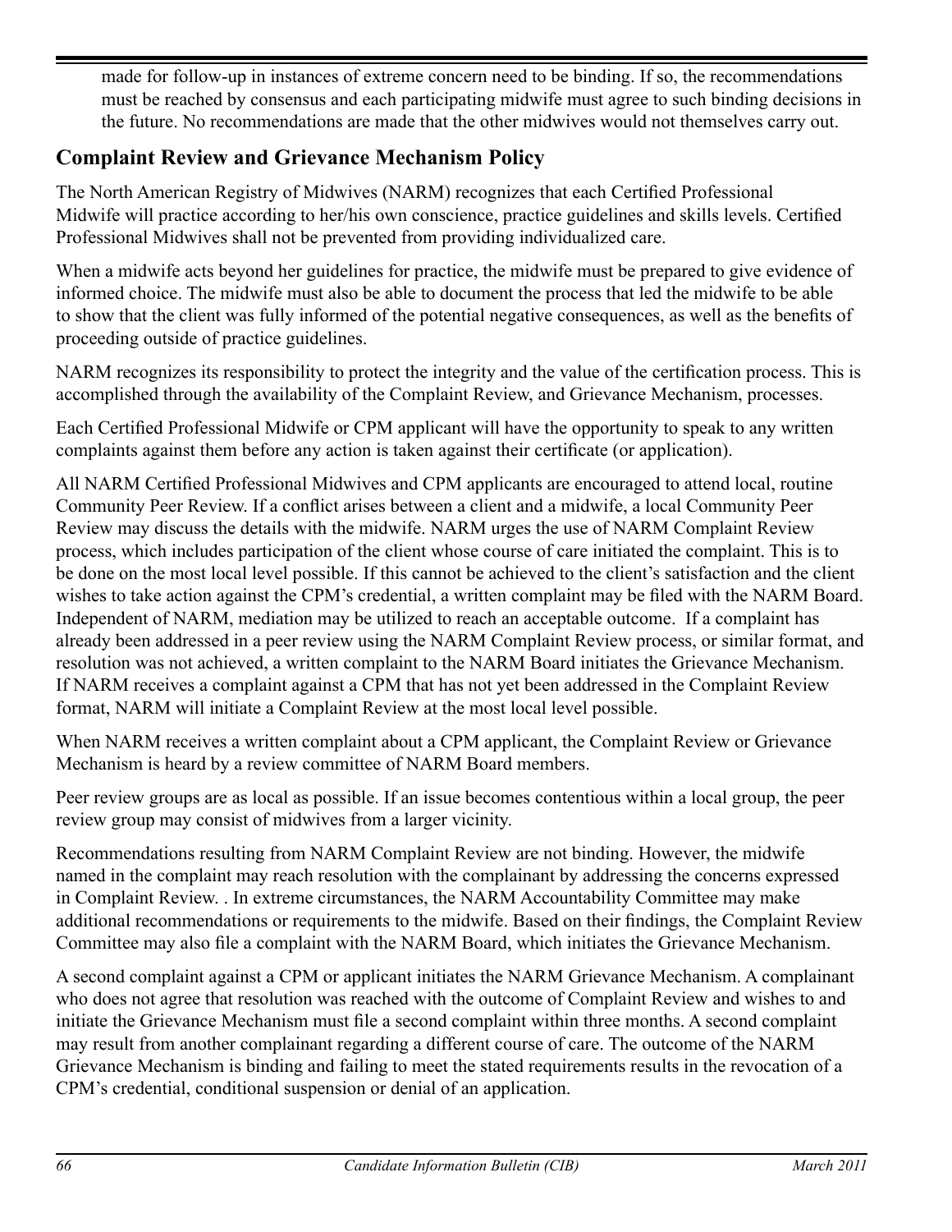made for follow-up in instances of extreme concern need to be binding. If so, the recommendations must be reached by consensus and each participating midwife must agree to such binding decisions in the future. No recommendations are made that the other midwives would not themselves carry out.

## Complaint Review and Grievance Mechanism Policy

The North American Registry of Midwives (NARM) recognizes that each Certified Professional Midwife will practice according to her/his own conscience, practice guidelines and skills levels. Certified Professional Midwives shall not be prevented from providing individualized care.

When a midwife acts beyond her guidelines for practice, the midwife must be prepared to give evidence of informed choice. The midwife must also be able to document the process that led the midwife to be able to show that the client was fully informed of the potential negative consequences, as well as the benefits of proceeding outside of practice guidelines.

NARM recognizes its responsibility to protect the integrity and the value of the certification process. This is accomplished through the availability of the Complaint Review, and Grievance Mechanism, processes.

Each Certified Professional Midwife or CPM applicant will have the opportunity to speak to any written complaints against them before any action is taken against their certificate (or application).

All NARM Certified Professional Midwives and CPM applicants are encouraged to attend local, routine Community Peer Review. If a conflict arises between a client and a midwife, a local Community Peer Review may discuss the details with the midwife. NARM urges the use of NARM Complaint Review process, which includes participation of the client whose course of care initiated the complaint. This is to be done on the most local level possible. If this cannot be achieved to the client's satisfaction and the client wishes to take action against the CPM's credential, a written complaint may be filed with the NARM Board. Independent of NARM, mediation may be utilized to reach an acceptable outcome. If a complaint has already been addressed in a peer review using the NARM Complaint Review process, or similar format, and resolution was not achieved, a written complaint to the NARM Board initiates the Grievance Mechanism. If NARM receives a complaint against a CPM that has not yet been addressed in the Complaint Review format, NARM will initiate a Complaint Review at the most local level possible.

When NARM receives a written complaint about a CPM applicant, the Complaint Review or Grievance Mechanism is heard by a review committee of NARM Board members.

Peer review groups are as local as possible. If an issue becomes contentious within a local group, the peer review group may consist of midwives from a larger vicinity.

Recommendations resulting from NARM Complaint Review are not binding. However, the midwife named in the complaint may reach resolution with the complainant by addressing the concerns expressed in Complaint Review. . In extreme circumstances, the NARM Accountability Committee may make additional recommendations or requirements to the midwife. Based on their findings, the Complaint Review Committee may also file a complaint with the NARM Board, which initiates the Grievance Mechanism.

A second complaint against a CPM or applicant initiates the NARM Grievance Mechanism. A complainant who does not agree that resolution was reached with the outcome of Complaint Review and wishes to and initiate the Grievance Mechanism must file a second complaint within three months. A second complaint may result from another complainant regarding a different course of care. The outcome of the NARM Grievance Mechanism is binding and failing to meet the stated requirements results in the revocation of a CPM's credential, conditional suspension or denial of an application.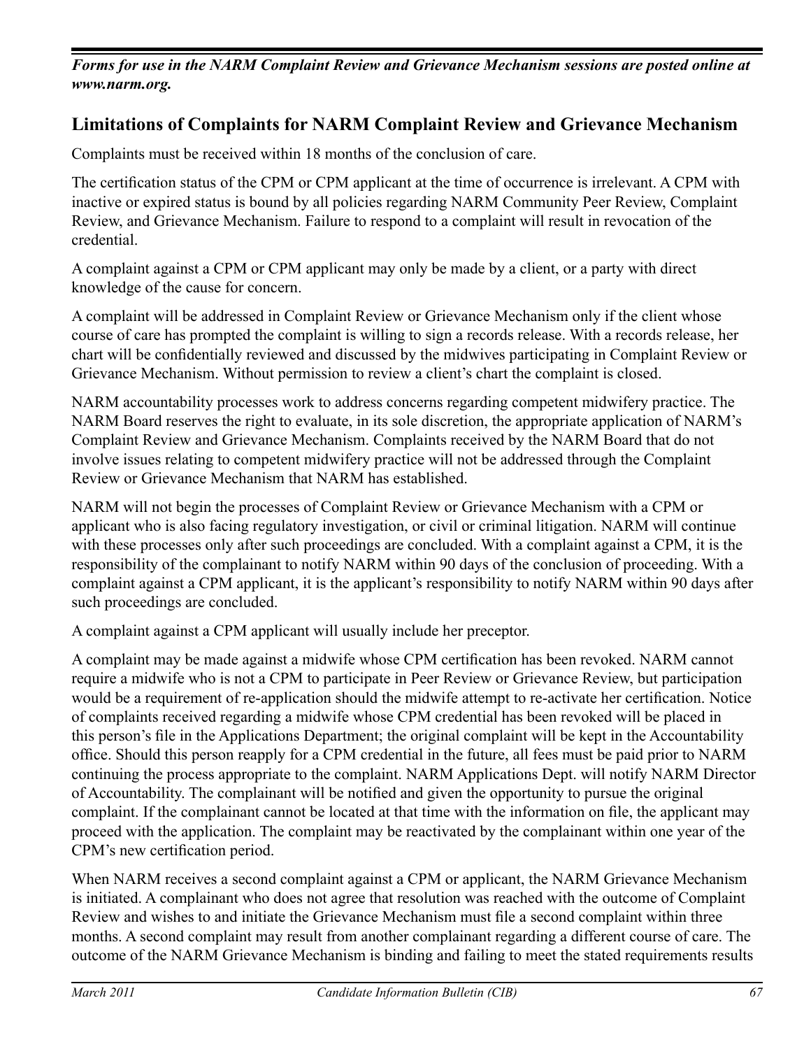***Forms for use in the NARM Complaint Review and Grievance Mechanism sessions are posted online at www.narm.org.***

## Limitations of Complaints for NARM Complaint Review and Grievance Mechanism

Complaints must be received within 18 months of the conclusion of care.

The certification status of the CPM or CPM applicant at the time of occurrence is irrelevant. A CPM with inactive or expired status is bound by all policies regarding NARM Community Peer Review, Complaint Review, and Grievance Mechanism. Failure to respond to a complaint will result in revocation of the credential.

A complaint against a CPM or CPM applicant may only be made by a client, or a party with direct knowledge of the cause for concern.

A complaint will be addressed in Complaint Review or Grievance Mechanism only if the client whose course of care has prompted the complaint is willing to sign a records release. With a records release, her chart will be confidentially reviewed and discussed by the midwives participating in Complaint Review or Grievance Mechanism. Without permission to review a client's chart the complaint is closed.

NARM accountability processes work to address concerns regarding competent midwifery practice. The NARM Board reserves the right to evaluate, in its sole discretion, the appropriate application of NARM's Complaint Review and Grievance Mechanism. Complaints received by the NARM Board that do not involve issues relating to competent midwifery practice will not be addressed through the Complaint Review or Grievance Mechanism that NARM has established.

NARM will not begin the processes of Complaint Review or Grievance Mechanism with a CPM or applicant who is also facing regulatory investigation, or civil or criminal litigation. NARM will continue with these processes only after such proceedings are concluded. With a complaint against a CPM, it is the responsibility of the complainant to notify NARM within 90 days of the conclusion of proceeding. With a complaint against a CPM applicant, it is the applicant's responsibility to notify NARM within 90 days after such proceedings are concluded.

A complaint against a CPM applicant will usually include her preceptor.

A complaint may be made against a midwife whose CPM certification has been revoked. NARM cannot require a midwife who is not a CPM to participate in Peer Review or Grievance Review, but participation would be a requirement of re-application should the midwife attempt to re-activate her certification. Notice of complaints received regarding a midwife whose CPM credential has been revoked will be placed in this person's file in the Applications Department; the original complaint will be kept in the Accountability office. Should this person reapply for a CPM credential in the future, all fees must be paid prior to NARM continuing the process appropriate to the complaint. NARM Applications Dept. will notify NARM Director of Accountability. The complainant will be notified and given the opportunity to pursue the original complaint. If the complainant cannot be located at that time with the information on file, the applicant may proceed with the application. The complaint may be reactivated by the complainant within one year of the CPM's new certification period.

When NARM receives a second complaint against a CPM or applicant, the NARM Grievance Mechanism is initiated. A complainant who does not agree that resolution was reached with the outcome of Complaint Review and wishes to and initiate the Grievance Mechanism must file a second complaint within three months. A second complaint may result from another complainant regarding a different course of care. The outcome of the NARM Grievance Mechanism is binding and failing to meet the stated requirements results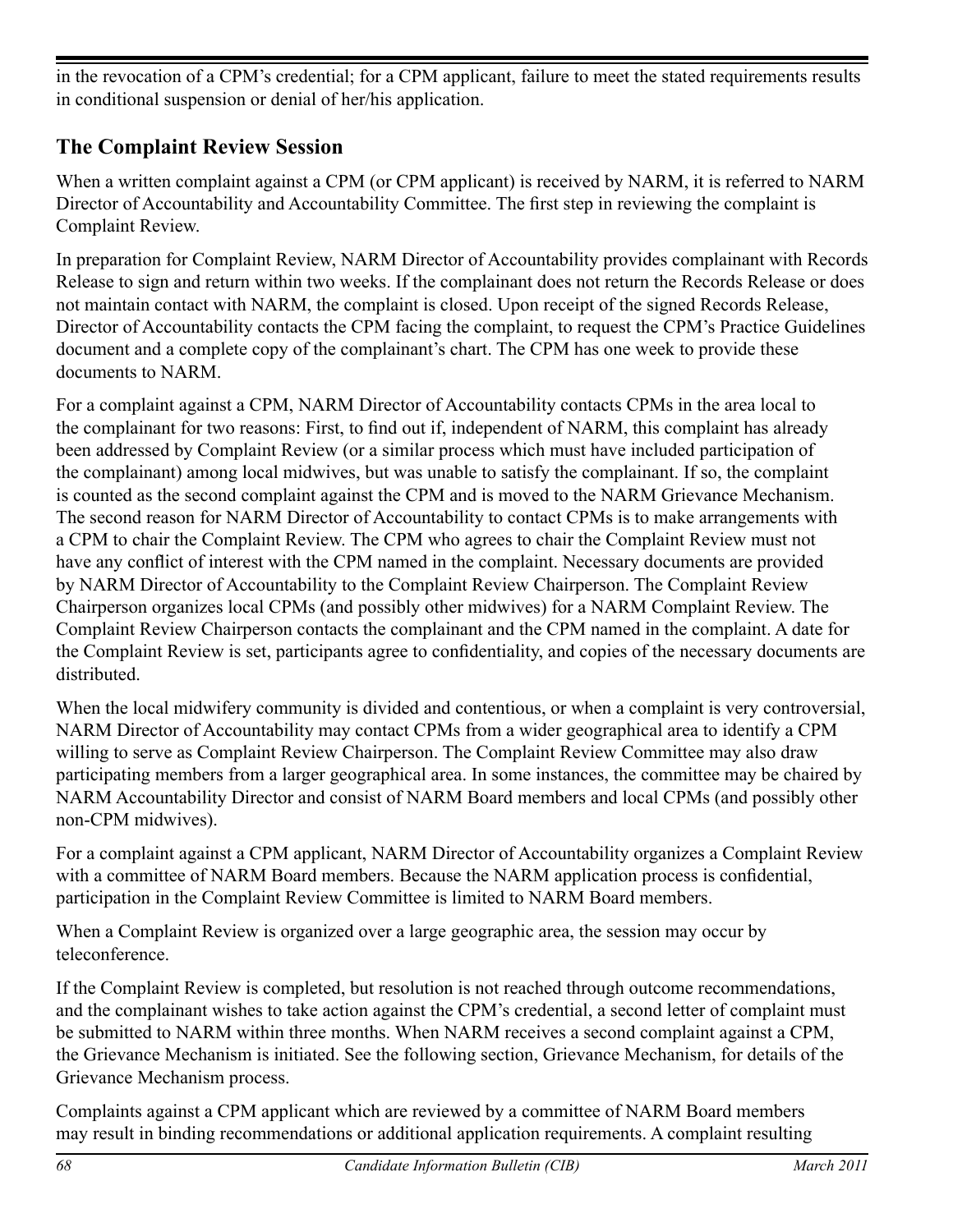in the revocation of a CPM's credential; for a CPM applicant, failure to meet the stated requirements results in conditional suspension or denial of her/his application.

## The Complaint Review Session

When a written complaint against a CPM (or CPM applicant) is received by NARM, it is referred to NARM Director of Accountability and Accountability Committee. The first step in reviewing the complaint is Complaint Review.

In preparation for Complaint Review, NARM Director of Accountability provides complainant with Records Release to sign and return within two weeks. If the complainant does not return the Records Release or does not maintain contact with NARM, the complaint is closed. Upon receipt of the signed Records Release, Director of Accountability contacts the CPM facing the complaint, to request the CPM's Practice Guidelines document and a complete copy of the complainant's chart. The CPM has one week to provide these documents to NARM.

For a complaint against a CPM, NARM Director of Accountability contacts CPMs in the area local to the complainant for two reasons: First, to find out if, independent of NARM, this complaint has already been addressed by Complaint Review (or a similar process which must have included participation of the complainant) among local midwives, but was unable to satisfy the complainant. If so, the complaint is counted as the second complaint against the CPM and is moved to the NARM Grievance Mechanism. The second reason for NARM Director of Accountability to contact CPMs is to make arrangements with a CPM to chair the Complaint Review. The CPM who agrees to chair the Complaint Review must not have any conflict of interest with the CPM named in the complaint. Necessary documents are provided by NARM Director of Accountability to the Complaint Review Chairperson. The Complaint Review Chairperson organizes local CPMs (and possibly other midwives) for a NARM Complaint Review. The Complaint Review Chairperson contacts the complainant and the CPM named in the complaint. A date for the Complaint Review is set, participants agree to confidentiality, and copies of the necessary documents are distributed.

When the local midwifery community is divided and contentious, or when a complaint is very controversial, NARM Director of Accountability may contact CPMs from a wider geographical area to identify a CPM willing to serve as Complaint Review Chairperson. The Complaint Review Committee may also draw participating members from a larger geographical area. In some instances, the committee may be chaired by NARM Accountability Director and consist of NARM Board members and local CPMs (and possibly other non-CPM midwives).

For a complaint against a CPM applicant, NARM Director of Accountability organizes a Complaint Review with a committee of NARM Board members. Because the NARM application process is confidential, participation in the Complaint Review Committee is limited to NARM Board members.

When a Complaint Review is organized over a large geographic area, the session may occur by teleconference.

If the Complaint Review is completed, but resolution is not reached through outcome recommendations, and the complainant wishes to take action against the CPM's credential, a second letter of complaint must be submitted to NARM within three months. When NARM receives a second complaint against a CPM, the Grievance Mechanism is initiated. See the following section, Grievance Mechanism, for details of the Grievance Mechanism process.

Complaints against a CPM applicant which are reviewed by a committee of NARM Board members may result in binding recommendations or additional application requirements. A complaint resulting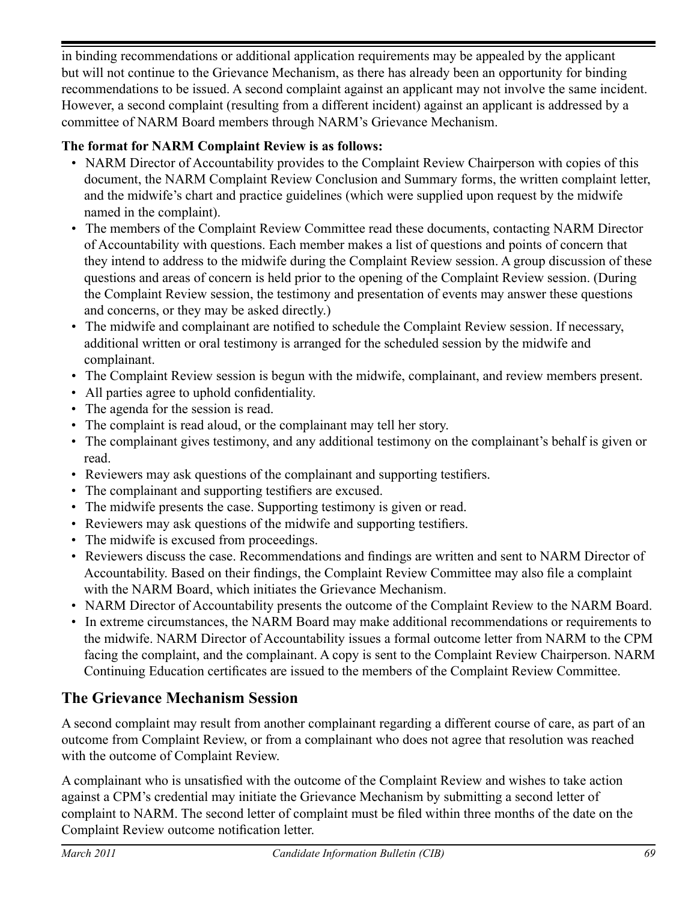in binding recommendations or additional application requirements may be appealed by the applicant but will not continue to the Grievance Mechanism, as there has already been an opportunity for binding recommendations to be issued. A second complaint against an applicant may not involve the same incident. However, a second complaint (resulting from a different incident) against an applicant is addressed by a committee of NARM Board members through NARM's Grievance Mechanism.

**The format for NARM Complaint Review is as follows:**

- NARM Director of Accountability provides to the Complaint Review Chairperson with copies of this document, the NARM Complaint Review Conclusion and Summary forms, the written complaint letter, and the midwife's chart and practice guidelines (which were supplied upon request by the midwife named in the complaint).
- The members of the Complaint Review Committee read these documents, contacting NARM Director of Accountability with questions. Each member makes a list of questions and points of concern that they intend to address to the midwife during the Complaint Review session. A group discussion of these questions and areas of concern is held prior to the opening of the Complaint Review session. (During the Complaint Review session, the testimony and presentation of events may answer these questions and concerns, or they may be asked directly.)
- The midwife and complainant are notified to schedule the Complaint Review session. If necessary, additional written or oral testimony is arranged for the scheduled session by the midwife and complainant.
- The Complaint Review session is begun with the midwife, complainant, and review members present.
- All parties agree to uphold confidentiality.
- The agenda for the session is read.
- The complaint is read aloud, or the complainant may tell her story.
- The complainant gives testimony, and any additional testimony on the complainant's behalf is given or read.
- Reviewers may ask questions of the complainant and supporting testifiers.
- The complainant and supporting testifiers are excused.
- The midwife presents the case. Supporting testimony is given or read.
- Reviewers may ask questions of the midwife and supporting testifiers.
- The midwife is excused from proceedings.
- Reviewers discuss the case. Recommendations and findings are written and sent to NARM Director of Accountability. Based on their findings, the Complaint Review Committee may also file a complaint with the NARM Board, which initiates the Grievance Mechanism.
- NARM Director of Accountability presents the outcome of the Complaint Review to the NARM Board.
- In extreme circumstances, the NARM Board may make additional recommendations or requirements to the midwife. NARM Director of Accountability issues a formal outcome letter from NARM to the CPM facing the complaint, and the complainant. A copy is sent to the Complaint Review Chairperson. NARM Continuing Education certificates are issued to the members of the Complaint Review Committee.

## The Grievance Mechanism Session

A second complaint may result from another complainant regarding a different course of care, as part of an outcome from Complaint Review, or from a complainant who does not agree that resolution was reached with the outcome of Complaint Review.

A complainant who is unsatisfied with the outcome of the Complaint Review and wishes to take action against a CPM's credential may initiate the Grievance Mechanism by submitting a second letter of complaint to NARM. The second letter of complaint must be filed within three months of the date on the Complaint Review outcome notification letter.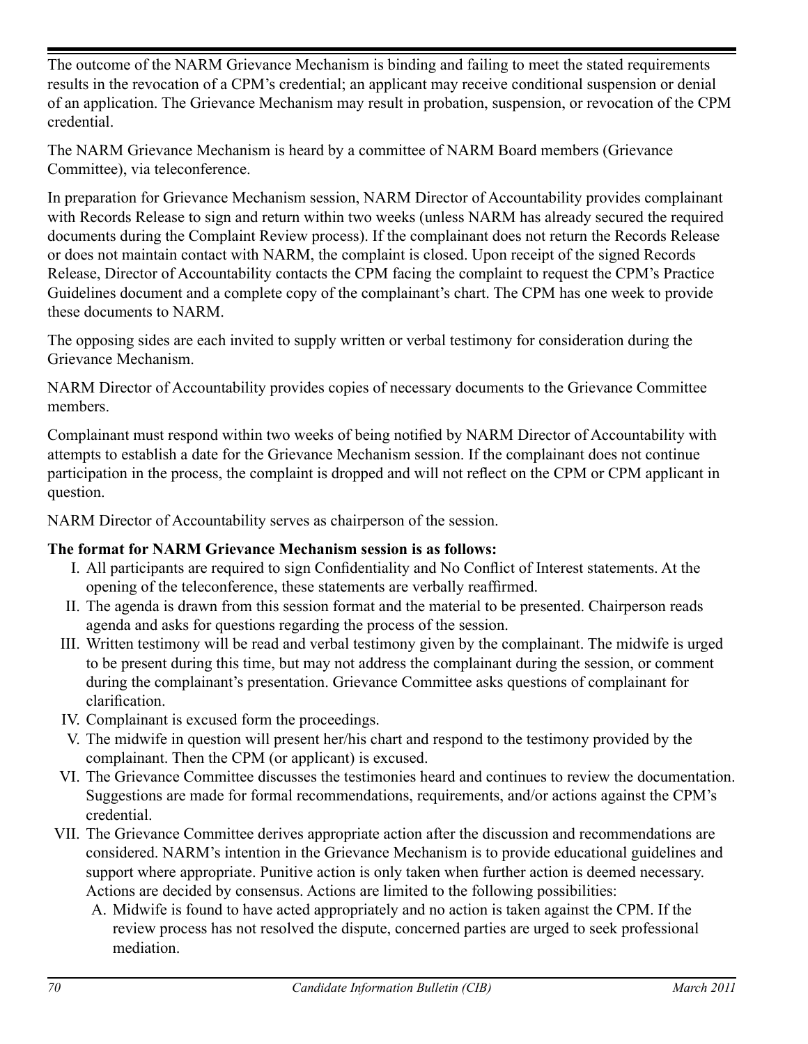The outcome of the NARM Grievance Mechanism is binding and failing to meet the stated requirements results in the revocation of a CPM's credential; an applicant may receive conditional suspension or denial of an application. The Grievance Mechanism may result in probation, suspension, or revocation of the CPM credential.

The NARM Grievance Mechanism is heard by a committee of NARM Board members (Grievance Committee), via teleconference.

In preparation for Grievance Mechanism session, NARM Director of Accountability provides complainant with Records Release to sign and return within two weeks (unless NARM has already secured the required documents during the Complaint Review process). If the complainant does not return the Records Release or does not maintain contact with NARM, the complaint is closed. Upon receipt of the signed Records Release, Director of Accountability contacts the CPM facing the complaint to request the CPM's Practice Guidelines document and a complete copy of the complainant's chart. The CPM has one week to provide these documents to NARM.

The opposing sides are each invited to supply written or verbal testimony for consideration during the Grievance Mechanism.

NARM Director of Accountability provides copies of necessary documents to the Grievance Committee members.

Complainant must respond within two weeks of being notified by NARM Director of Accountability with attempts to establish a date for the Grievance Mechanism session. If the complainant does not continue participation in the process, the complaint is dropped and will not reflect on the CPM or CPM applicant in question.

NARM Director of Accountability serves as chairperson of the session.

**The format for NARM Grievance Mechanism session is as follows:**

I. All participants are required to sign Confidentiality and No Conflict of Interest statements. At the opening of the teleconference, these statements are verbally reaffirmed.

II. The agenda is drawn from this session format and the material to be presented. Chairperson reads agenda and asks for questions regarding the process of the session.

III. Written testimony will be read and verbal testimony given by the complainant. The midwife is urged to be present during this time, but may not address the complainant during the session, or comment during the complainant's presentation. Grievance Committee asks questions of complainant for clarification.

IV. Complainant is excused form the proceedings.

V. The midwife in question will present her/his chart and respond to the testimony provided by the complainant. Then the CPM (or applicant) is excused.

VI. The Grievance Committee discusses the testimonies heard and continues to review the documentation. Suggestions are made for formal recommendations, requirements, and/or actions against the CPM's credential.

VII. The Grievance Committee derives appropriate action after the discussion and recommendations are considered. NARM's intention in the Grievance Mechanism is to provide educational guidelines and support where appropriate. Punitive action is only taken when further action is deemed necessary. Actions are decided by consensus. Actions are limited to the following possibilities:

   A. Midwife is found to have acted appropriately and no action is taken against the CPM. If the review process has not resolved the dispute, concerned parties are urged to seek professional mediation.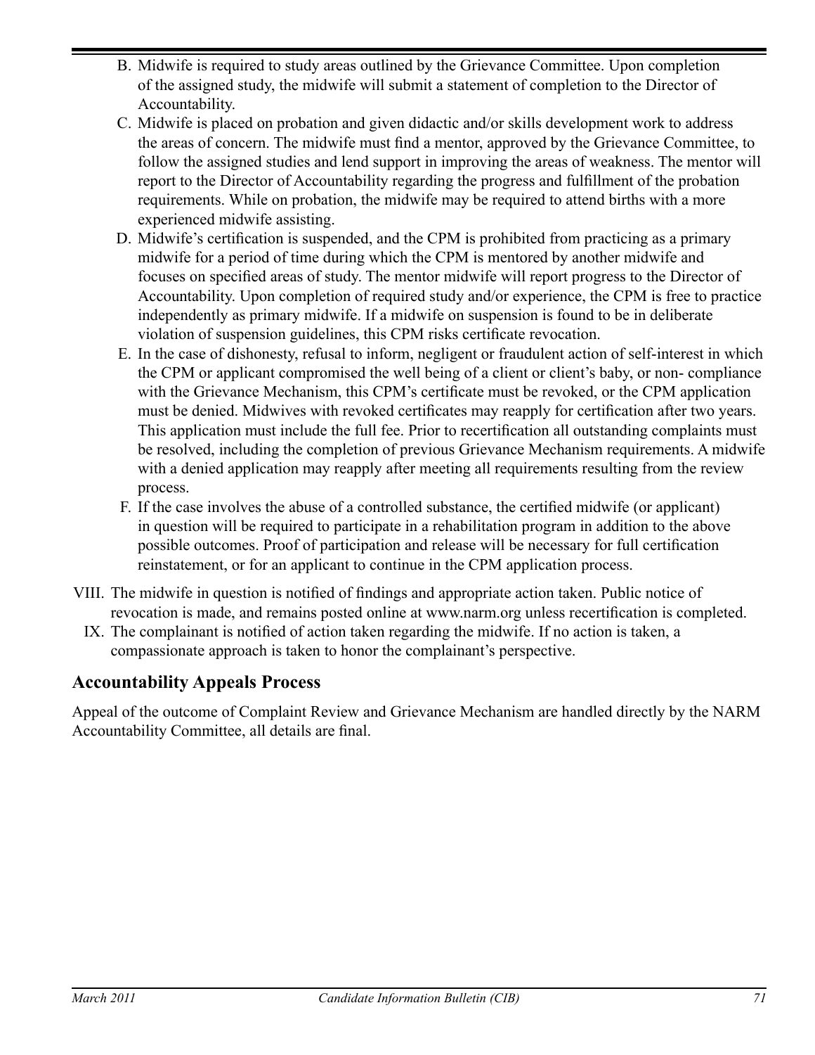B. Midwife is required to study areas outlined by the Grievance Committee. Upon completion of the assigned study, the midwife will submit a statement of completion to the Director of Accountability.

C. Midwife is placed on probation and given didactic and/or skills development work to address the areas of concern. The midwife must find a mentor, approved by the Grievance Committee, to follow the assigned studies and lend support in improving the areas of weakness. The mentor will report to the Director of Accountability regarding the progress and fulfillment of the probation requirements. While on probation, the midwife may be required to attend births with a more experienced midwife assisting.

D. Midwife's certification is suspended, and the CPM is prohibited from practicing as a primary midwife for a period of time during which the CPM is mentored by another midwife and focuses on specified areas of study. The mentor midwife will report progress to the Director of Accountability. Upon completion of required study and/or experience, the CPM is free to practice independently as primary midwife. If a midwife on suspension is found to be in deliberate violation of suspension guidelines, this CPM risks certificate revocation.

E. In the case of dishonesty, refusal to inform, negligent or fraudulent action of self-interest in which the CPM or applicant compromised the well being of a client or client's baby, or non- compliance with the Grievance Mechanism, this CPM's certificate must be revoked, or the CPM application must be denied. Midwives with revoked certificates may reapply for certification after two years. This application must include the full fee. Prior to recertification all outstanding complaints must be resolved, including the completion of previous Grievance Mechanism requirements. A midwife with a denied application may reapply after meeting all requirements resulting from the review process.

F. If the case involves the abuse of a controlled substance, the certified midwife (or applicant) in question will be required to participate in a rehabilitation program in addition to the above possible outcomes. Proof of participation and release will be necessary for full certification reinstatement, or for an applicant to continue in the CPM application process.

VIII. The midwife in question is notified of findings and appropriate action taken. Public notice of revocation is made, and remains posted online at www.narm.org unless recertification is completed.

IX. The complainant is notified of action taken regarding the midwife. If no action is taken, a compassionate approach is taken to honor the complainant's perspective.

## Accountability Appeals Process

Appeal of the outcome of Complaint Review and Grievance Mechanism are handled directly by the NARM Accountability Committee, all details are final.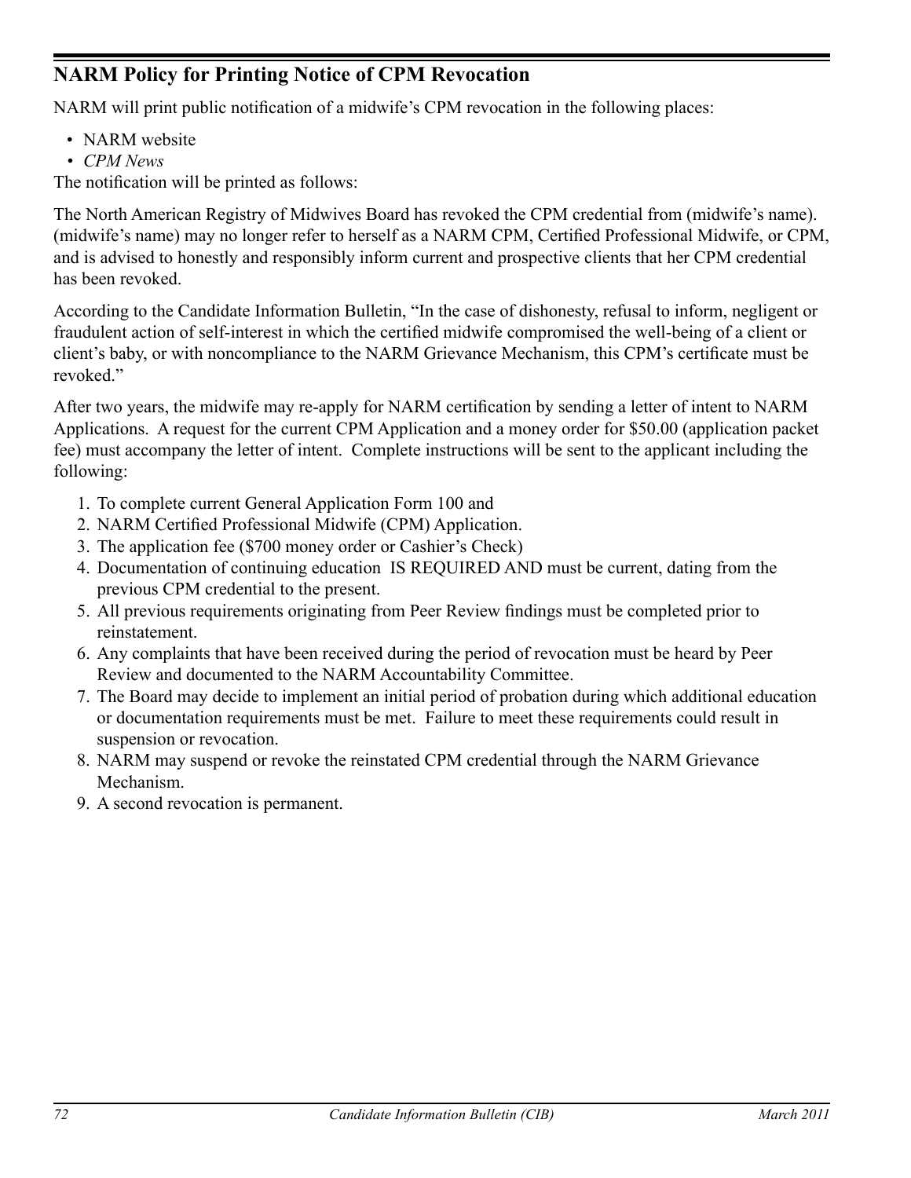## NARM Policy for Printing Notice of CPM Revocation

NARM will print public notification of a midwife's CPM revocation in the following places:

- NARM website
- *CPM News*

The notification will be printed as follows:

The North American Registry of Midwives Board has revoked the CPM credential from (midwife's name). (midwife's name) may no longer refer to herself as a NARM CPM, Certified Professional Midwife, or CPM, and is advised to honestly and responsibly inform current and prospective clients that her CPM credential has been revoked.

According to the Candidate Information Bulletin, "In the case of dishonesty, refusal to inform, negligent or fraudulent action of self-interest in which the certified midwife compromised the well-being of a client or client's baby, or with noncompliance to the NARM Grievance Mechanism, this CPM's certificate must be revoked."

After two years, the midwife may re-apply for NARM certification by sending a letter of intent to NARM Applications. A request for the current CPM Application and a money order for $50.00 (application packet fee) must accompany the letter of intent. Complete instructions will be sent to the applicant including the following:

1. To complete current General Application Form 100 and
2. NARM Certified Professional Midwife (CPM) Application.
3. The application fee ($700 money order or Cashier's Check)
4. Documentation of continuing education IS REQUIRED AND must be current, dating from the previous CPM credential to the present.
5. All previous requirements originating from Peer Review findings must be completed prior to reinstatement.
6. Any complaints that have been received during the period of revocation must be heard by Peer Review and documented to the NARM Accountability Committee.
7. The Board may decide to implement an initial period of probation during which additional education or documentation requirements must be met. Failure to meet these requirements could result in suspension or revocation.
8. NARM may suspend or revoke the reinstated CPM credential through the NARM Grievance Mechanism.
9. A second revocation is permanent.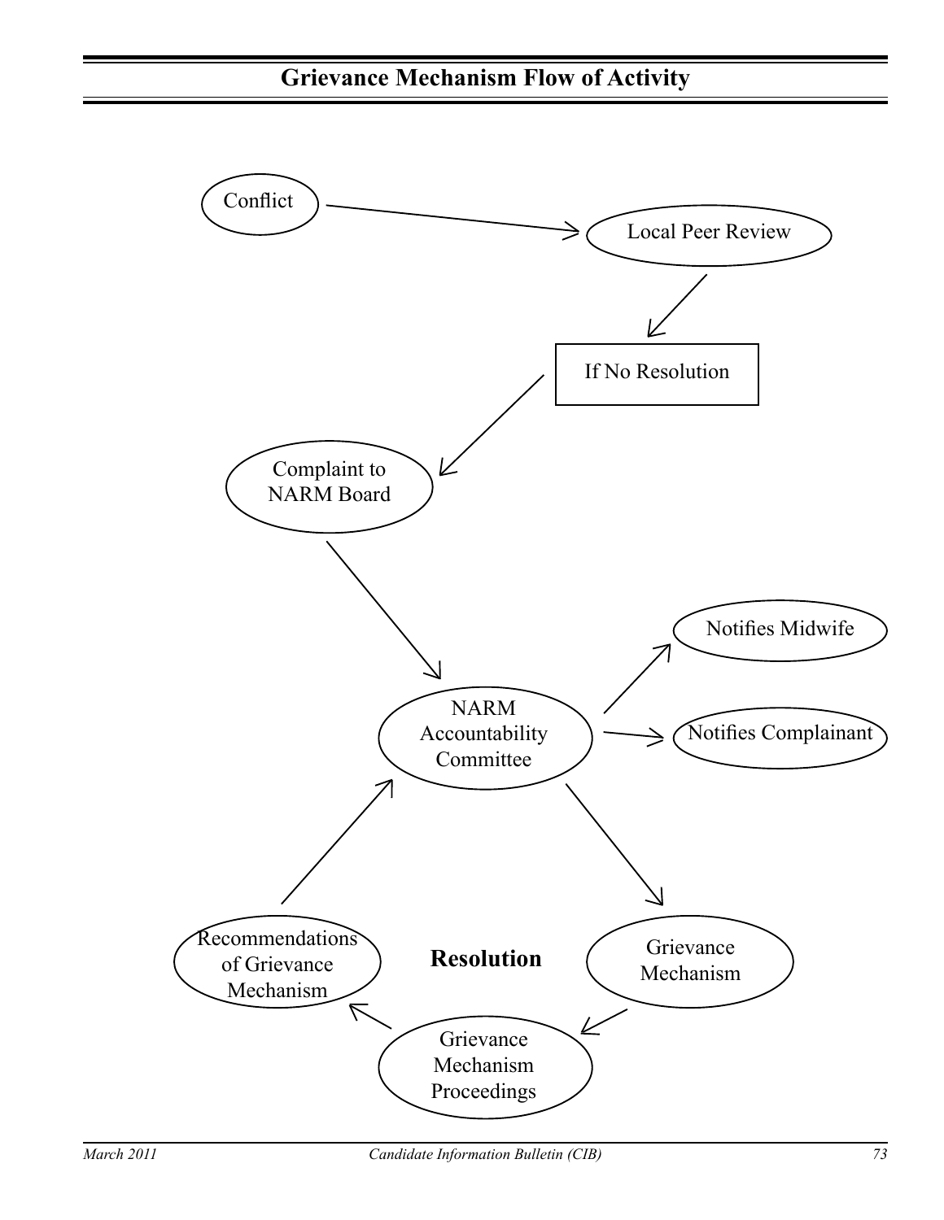## Grievance Mechanism Flow of Activity

Conflict → Local Peer Review → If No Resolution → Complaint to NARM Board → NARM Accountability Committee

NARM Accountability Committee → Notifies Midwife

NARM Accountability Committee → Notifies Complainant

NARM Accountability Committee → Grievance Mechanism → Grievance Mechanism Proceedings → Recommendations of Grievance Mechanism → NARM Accountability Committee

**Resolution**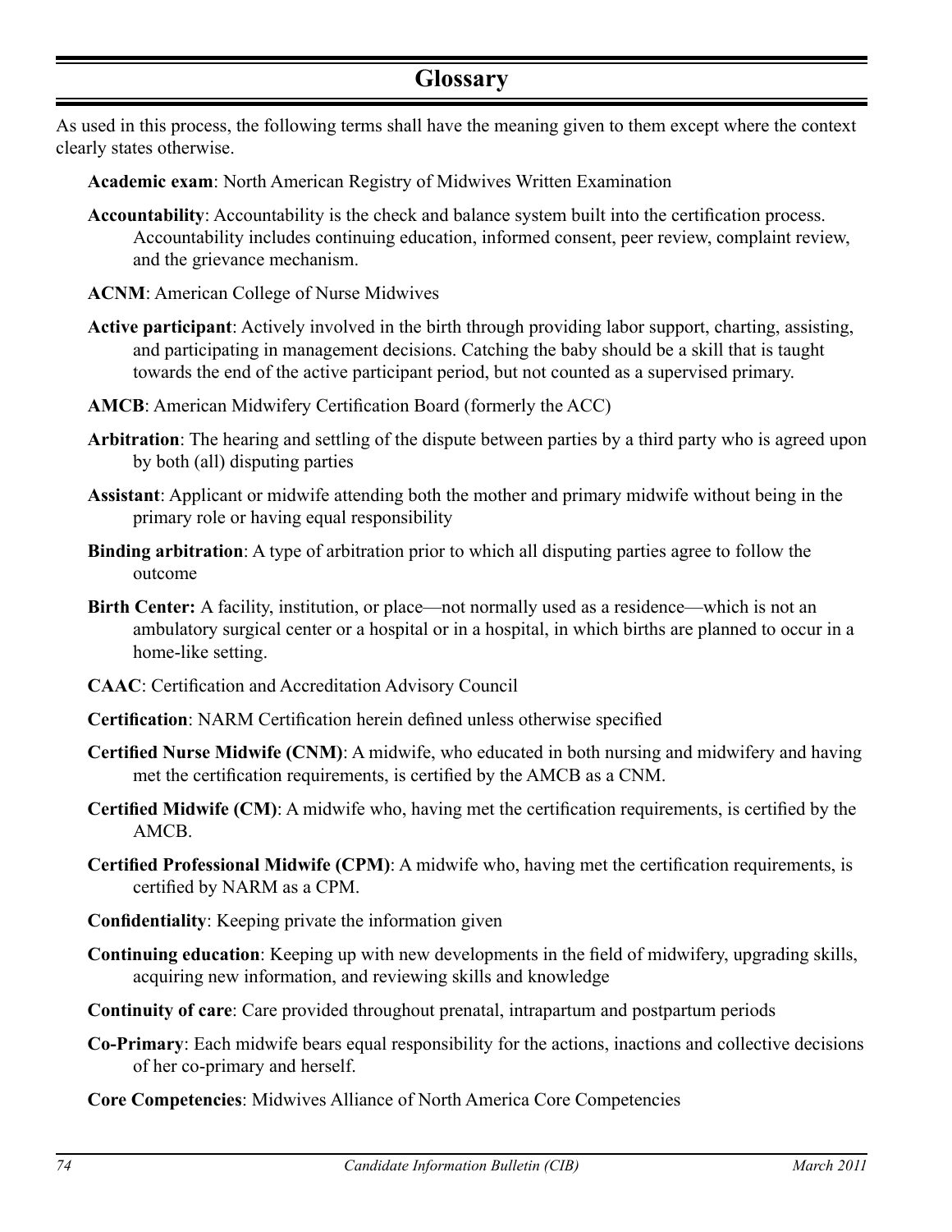# Glossary

As used in this process, the following terms shall have the meaning given to them except where the context clearly states otherwise.

**Academic exam**: North American Registry of Midwives Written Examination

**Accountability**: Accountability is the check and balance system built into the certification process. Accountability includes continuing education, informed consent, peer review, complaint review, and the grievance mechanism.

**ACNM**: American College of Nurse Midwives

**Active participant**: Actively involved in the birth through providing labor support, charting, assisting, and participating in management decisions. Catching the baby should be a skill that is taught towards the end of the active participant period, but not counted as a supervised primary.

**AMCB**: American Midwifery Certification Board (formerly the ACC)

**Arbitration**: The hearing and settling of the dispute between parties by a third party who is agreed upon by both (all) disputing parties

**Assistant**: Applicant or midwife attending both the mother and primary midwife without being in the primary role or having equal responsibility

**Binding arbitration**: A type of arbitration prior to which all disputing parties agree to follow the outcome

**Birth Center:** A facility, institution, or place—not normally used as a residence—which is not an ambulatory surgical center or a hospital or in a hospital, in which births are planned to occur in a home-like setting.

**CAAC**: Certification and Accreditation Advisory Council

**Certification**: NARM Certification herein defined unless otherwise specified

**Certified Nurse Midwife (CNM)**: A midwife, who educated in both nursing and midwifery and having met the certification requirements, is certified by the AMCB as a CNM.

**Certified Midwife (CM)**: A midwife who, having met the certification requirements, is certified by the AMCB.

**Certified Professional Midwife (CPM)**: A midwife who, having met the certification requirements, is certified by NARM as a CPM.

**Confidentiality**: Keeping private the information given

**Continuing education**: Keeping up with new developments in the field of midwifery, upgrading skills, acquiring new information, and reviewing skills and knowledge

**Continuity of care**: Care provided throughout prenatal, intrapartum and postpartum periods

**Co-Primary**: Each midwife bears equal responsibility for the actions, inactions and collective decisions of her co-primary and herself.

**Core Competencies**: Midwives Alliance of North America Core Competencies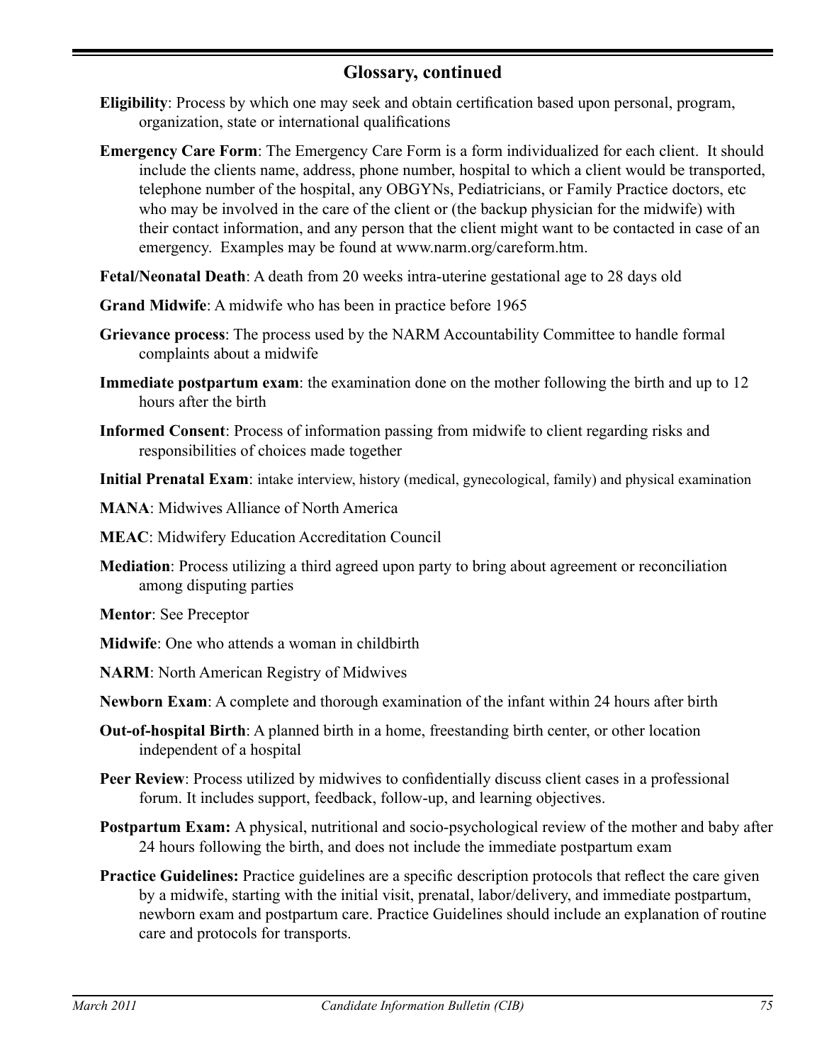## Glossary, continued

**Eligibility**: Process by which one may seek and obtain certification based upon personal, program, organization, state or international qualifications

**Emergency Care Form**: The Emergency Care Form is a form individualized for each client. It should include the clients name, address, phone number, hospital to which a client would be transported, telephone number of the hospital, any OBGYNs, Pediatricians, or Family Practice doctors, etc who may be involved in the care of the client or (the backup physician for the midwife) with their contact information, and any person that the client might want to be contacted in case of an emergency. Examples may be found at www.narm.org/careform.htm.

**Fetal/Neonatal Death**: A death from 20 weeks intra-uterine gestational age to 28 days old

**Grand Midwife**: A midwife who has been in practice before 1965

**Grievance process**: The process used by the NARM Accountability Committee to handle formal complaints about a midwife

**Immediate postpartum exam**: the examination done on the mother following the birth and up to 12 hours after the birth

**Informed Consent**: Process of information passing from midwife to client regarding risks and responsibilities of choices made together

**Initial Prenatal Exam**: intake interview, history (medical, gynecological, family) and physical examination

**MANA**: Midwives Alliance of North America

**MEAC**: Midwifery Education Accreditation Council

**Mediation**: Process utilizing a third agreed upon party to bring about agreement or reconciliation among disputing parties

**Mentor**: See Preceptor

**Midwife**: One who attends a woman in childbirth

**NARM**: North American Registry of Midwives

**Newborn Exam**: A complete and thorough examination of the infant within 24 hours after birth

**Out-of-hospital Birth**: A planned birth in a home, freestanding birth center, or other location independent of a hospital

**Peer Review**: Process utilized by midwives to confidentially discuss client cases in a professional forum. It includes support, feedback, follow-up, and learning objectives.

**Postpartum Exam:** A physical, nutritional and socio-psychological review of the mother and baby after 24 hours following the birth, and does not include the immediate postpartum exam

**Practice Guidelines:** Practice guidelines are a specific description protocols that reflect the care given by a midwife, starting with the initial visit, prenatal, labor/delivery, and immediate postpartum, newborn exam and postpartum care. Practice Guidelines should include an explanation of routine care and protocols for transports.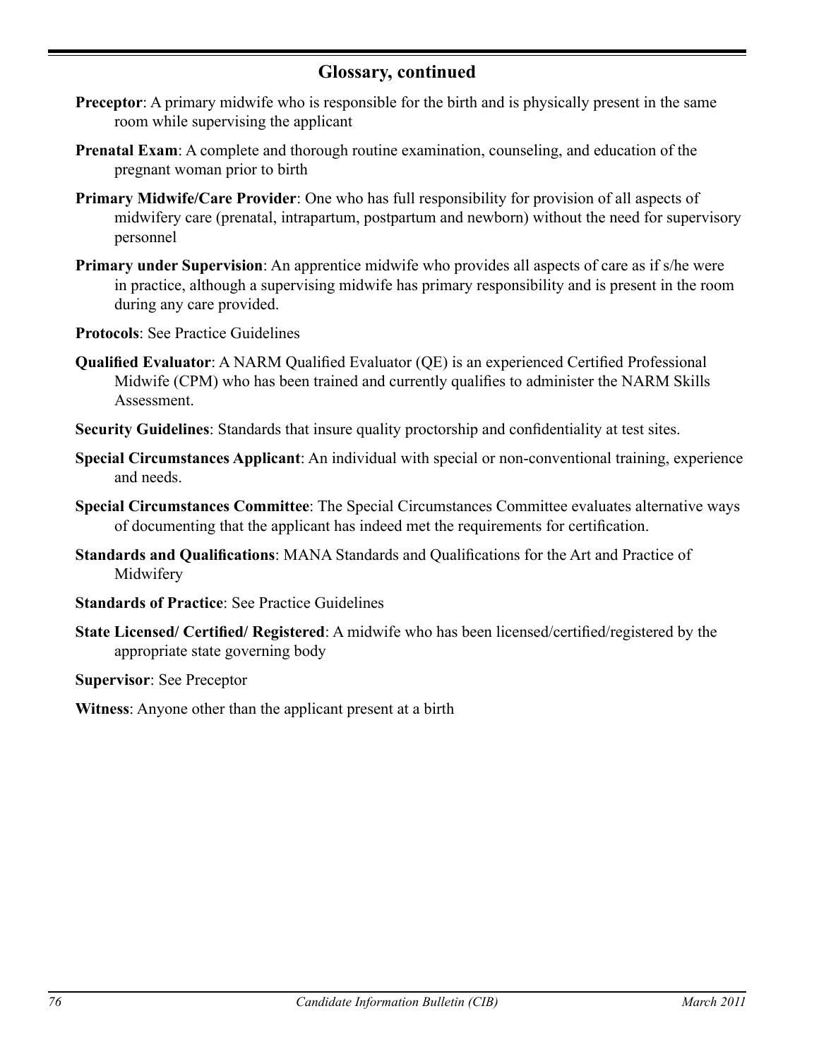## Glossary, continued

**Preceptor**: A primary midwife who is responsible for the birth and is physically present in the same room while supervising the applicant

**Prenatal Exam**: A complete and thorough routine examination, counseling, and education of the pregnant woman prior to birth

**Primary Midwife/Care Provider**: One who has full responsibility for provision of all aspects of midwifery care (prenatal, intrapartum, postpartum and newborn) without the need for supervisory personnel

**Primary under Supervision**: An apprentice midwife who provides all aspects of care as if s/he were in practice, although a supervising midwife has primary responsibility and is present in the room during any care provided.

**Protocols**: See Practice Guidelines

**Qualified Evaluator**: A NARM Qualified Evaluator (QE) is an experienced Certified Professional Midwife (CPM) who has been trained and currently qualifies to administer the NARM Skills Assessment.

**Security Guidelines**: Standards that insure quality proctorship and confidentiality at test sites.

**Special Circumstances Applicant**: An individual with special or non-conventional training, experience and needs.

**Special Circumstances Committee**: The Special Circumstances Committee evaluates alternative ways of documenting that the applicant has indeed met the requirements for certification.

**Standards and Qualifications**: MANA Standards and Qualifications for the Art and Practice of Midwifery

**Standards of Practice**: See Practice Guidelines

**State Licensed/ Certified/ Registered**: A midwife who has been licensed/certified/registered by the appropriate state governing body

**Supervisor**: See Preceptor

**Witness**: Anyone other than the applicant present at a birth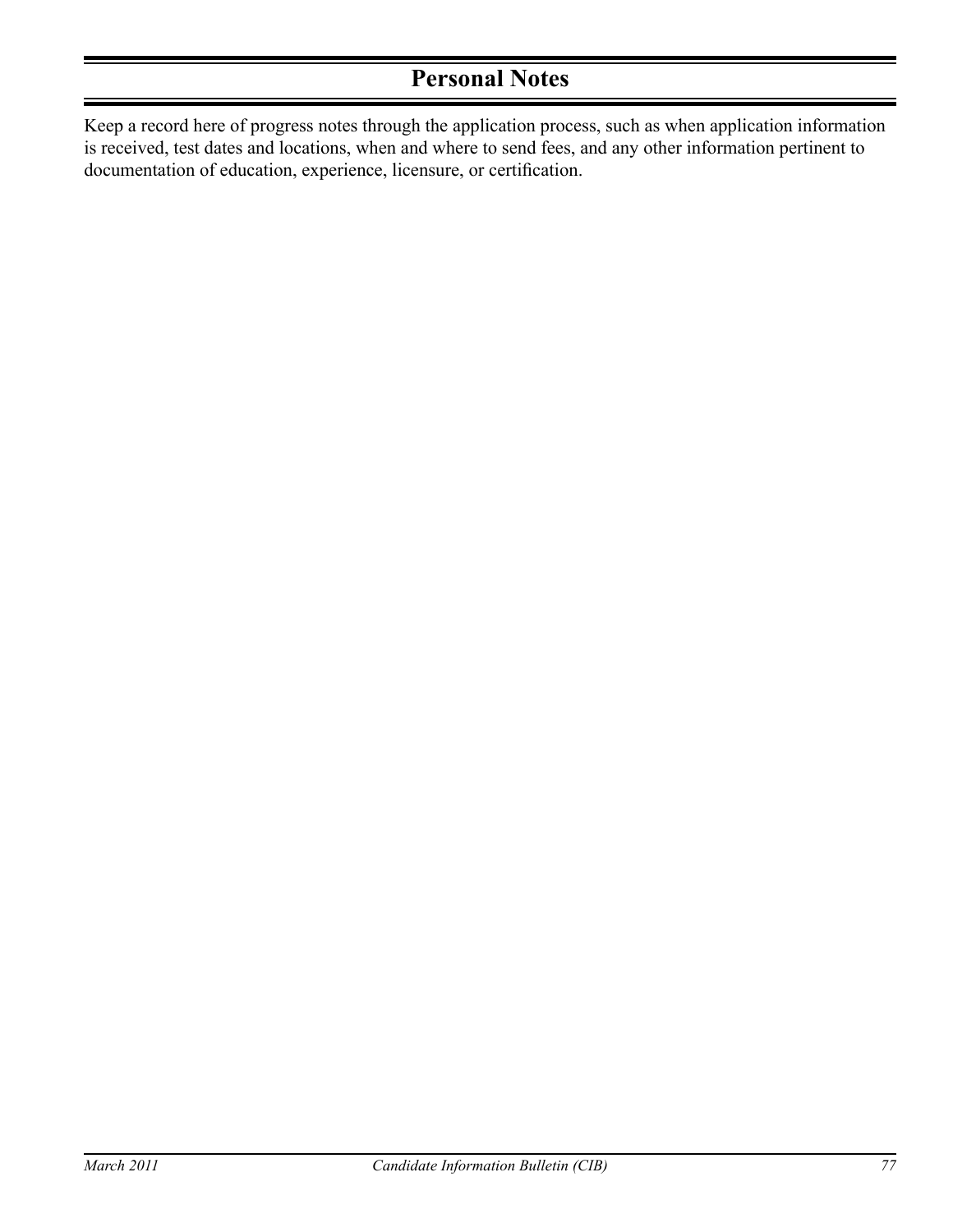# Personal Notes

Keep a record here of progress notes through the application process, such as when application information is received, test dates and locations, when and where to send fees, and any other information pertinent to documentation of education, experience, licensure, or certification.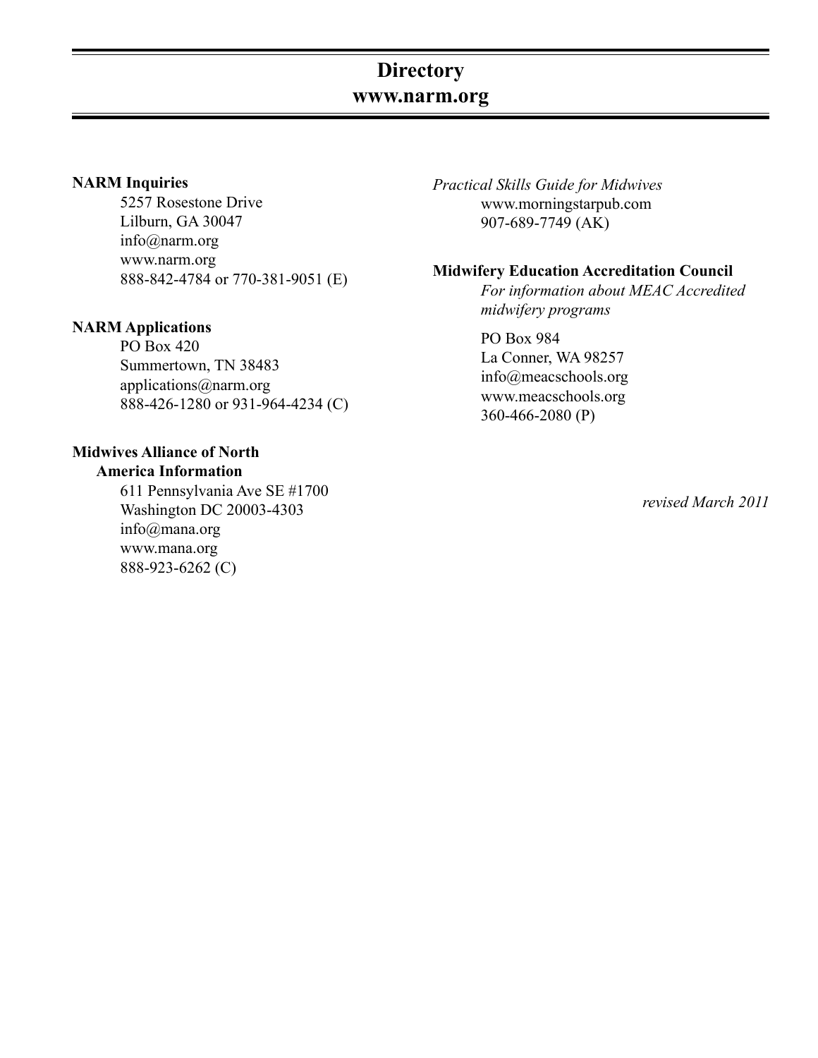# Directory
# www.narm.org

**NARM Inquiries**

5257 Rosestone Drive
Lilburn, GA 30047
info@narm.org
www.narm.org
888-842-4784 or 770-381-9051 (E)

**NARM Applications**

PO Box 420
Summertown, TN 38483
applications@narm.org
888-426-1280 or 931-964-4234 (C)

**Midwives Alliance of North America Information**

611 Pennsylvania Ave SE #1700
Washington DC 20003-4303
info@mana.org
www.mana.org
888-923-6262 (C)

*Practical Skills Guide for Midwives*

www.morningstarpub.com
907-689-7749 (AK)

**Midwifery Education Accreditation Council**

*For information about MEAC Accredited midwifery programs*

PO Box 984
La Conner, WA 98257
info@meacschools.org
www.meacschools.org
360-466-2080 (P)

*revised March 2011*